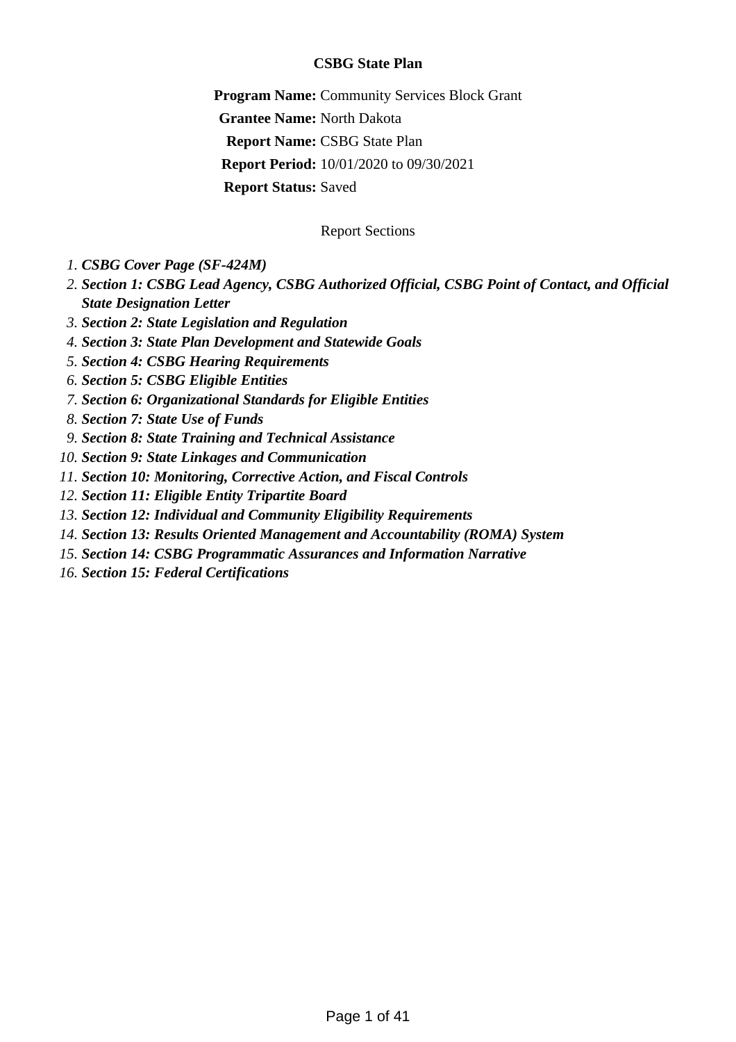**CSBG State Plan**

**Program Name:** Community Services Block Grant

**Grantee Name:** North Dakota

**Report Name:** CSBG State Plan

**Report Period:** 10/01/2020 to 09/30/2021

**Report Status:** Saved

Report Sections

1. ***CSBG Cover Page (SF-424M)***
2. ***Section 1: CSBG Lead Agency, CSBG Authorized Official, CSBG Point of Contact, and Official State Designation Letter***
3. ***Section 2: State Legislation and Regulation***
4. ***Section 3: State Plan Development and Statewide Goals***
5. ***Section 4: CSBG Hearing Requirements***
6. ***Section 5: CSBG Eligible Entities***
7. ***Section 6: Organizational Standards for Eligible Entities***
8. ***Section 7: State Use of Funds***
9. ***Section 8: State Training and Technical Assistance***
10. ***Section 9: State Linkages and Communication***
11. ***Section 10: Monitoring, Corrective Action, and Fiscal Controls***
12. ***Section 11: Eligible Entity Tripartite Board***
13. ***Section 12: Individual and Community Eligibility Requirements***
14. ***Section 13: Results Oriented Management and Accountability (ROMA) System***
15. ***Section 14: CSBG Programmatic Assurances and Information Narrative***
16. ***Section 15: Federal Certifications***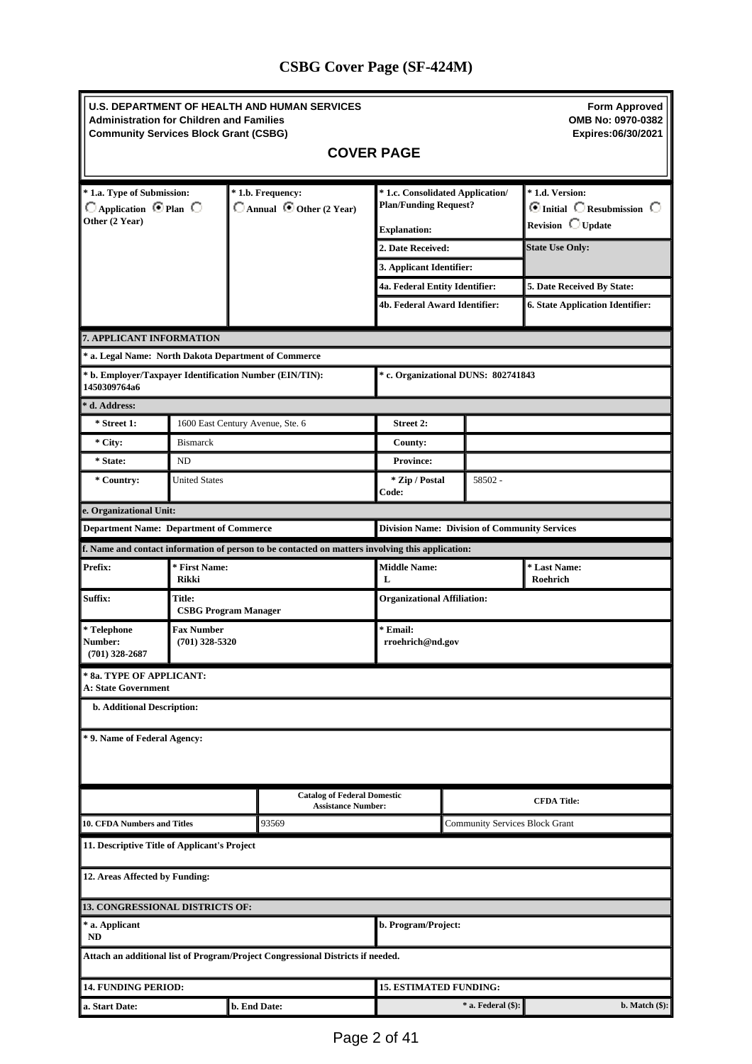# CSBG Cover Page (SF-424M)

**U.S. DEPARTMENT OF HEALTH AND HUMAN SERVICES**
**Administration for Children and Families**
**Community Services Block Grant (CSBG)**

**Form Approved**
**OMB No: 0970-0382**
**Expires:06/30/2021**

## COVER PAGE

| * 1.a. Type of Submission: | * 1.b. Frequency: | * 1.c. Consolidated Application/ Plan/Funding Request? | * 1.d. Version: |
|---|---|---|---|
| ○ Application ◉ Plan ○ Other (2 Year) | ○ Annual ◉ Other (2 Year) | Explanation: | ◉ Initial ○ Resubmission ○ Revision ○ Update |
| | | 2. Date Received: | State Use Only: |
| | | 3. Applicant Identifier: | |
| | | 4a. Federal Entity Identifier: | 5. Date Received By State: |
| | | 4b. Federal Award Identifier: | 6. State Application Identifier: |

**7. APPLICANT INFORMATION**

| | | | |
|---|---|---|---|
| * a. Legal Name: North Dakota Department of Commerce | | | |
| * b. Employer/Taxpayer Identification Number (EIN/TIN): 1450309764a6 | | * c. Organizational DUNS: 802741843 | |
| **\* d. Address:** | | | |
| * Street 1: | 1600 East Century Avenue, Ste. 6 | Street 2: | |
| * City: | Bismarck | County: | |
| * State: | ND | Province: | |
| * Country: | United States | * Zip / Postal Code: | 58502 - |
| **e. Organizational Unit:** | | | |
| Department Name: Department of Commerce | | Division Name: Division of Community Services | |

**f. Name and contact information of person to be contacted on matters involving this application:**

| | | | |
|---|---|---|---|
| Prefix: | * First Name: Rikki | Middle Name: L | * Last Name: Roehrich |
| Suffix: | Title: CSBG Program Manager | Organizational Affiliation: | |
| * Telephone Number: (701) 328-2687 | Fax Number (701) 328-5320 | * Email: rroehrich@nd.gov | |

**\* 8a. TYPE OF APPLICANT:**
A: State Government

**b. Additional Description:**

**\* 9. Name of Federal Agency:**

| | Catalog of Federal Domestic Assistance Number: | CFDA Title: |
|---|---|---|
| 10. CFDA Numbers and Titles | 93569 | Community Services Block Grant |

**11. Descriptive Title of Applicant's Project**

**12. Areas Affected by Funding:**

**13. CONGRESSIONAL DISTRICTS OF:**

| | |
|---|---|
| * a. Applicant ND | b. Program/Project: |

Attach an additional list of Program/Project Congressional Districts if needed.

| 14. FUNDING PERIOD: | | 15. ESTIMATED FUNDING: | |
|---|---|---|---|
| a. Start Date: | b. End Date: | * a. Federal ($): | b. Match ($): |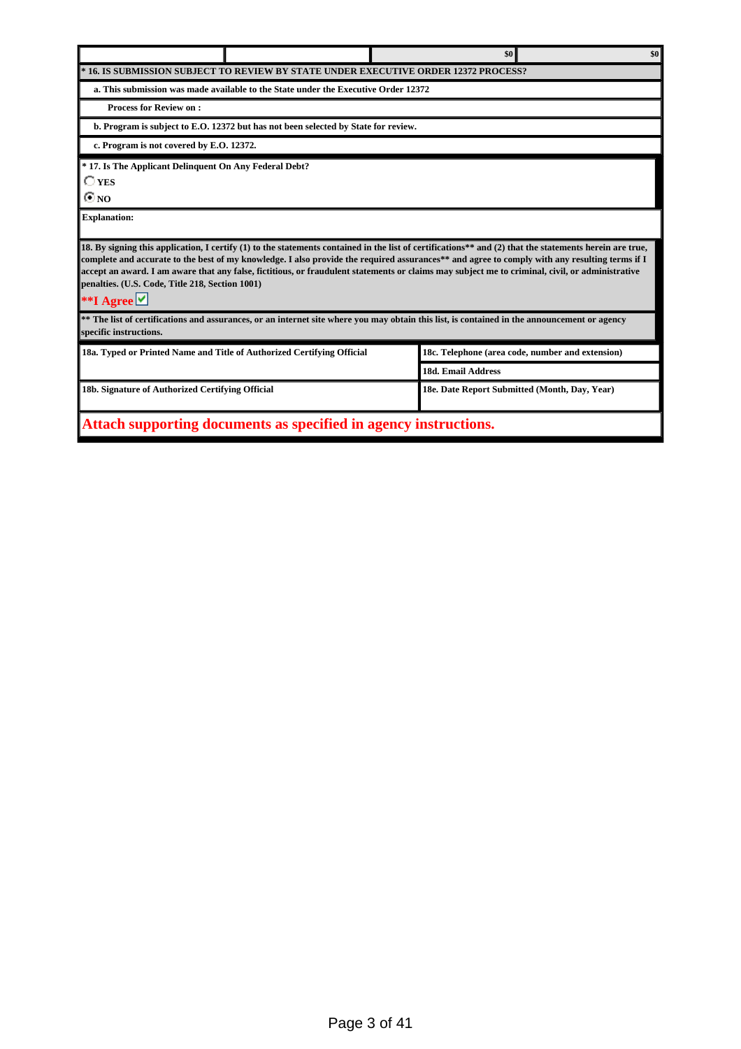| | | $0 | $0 |
|---|---|---|---|

**\* 16. IS SUBMISSION SUBJECT TO REVIEW BY STATE UNDER EXECUTIVE ORDER 12372 PROCESS?**

**a. This submission was made available to the State under the Executive Order 12372**

**Process for Review on :**

**b. Program is subject to E.O. 12372 but has not been selected by State for review.**

**c. Program is not covered by E.O. 12372.**

**\* 17. Is The Applicant Delinquent On Any Federal Debt?**

- [ ] **YES**
- [x] **NO**

**Explanation:**

**18. By signing this application, I certify (1) to the statements contained in the list of certifications\*\* and (2) that the statements herein are true, complete and accurate to the best of my knowledge. I also provide the required assurances\*\* and agree to comply with any resulting terms if I accept an award. I am aware that any false, fictitious, or fraudulent statements or claims may subject me to criminal, civil, or administrative penalties. (U.S. Code, Title 218, Section 1001)**

**\*\*I Agree** [x]

**\*\* The list of certifications and assurances, or an internet site where you may obtain this list, is contained in the announcement or agency specific instructions.**

| **18a. Typed or Printed Name and Title of Authorized Certifying Official** | **18c. Telephone (area code, number and extension)** |
|---|---|
| | **18d. Email Address** |
| **18b. Signature of Authorized Certifying Official** | **18e. Date Report Submitted (Month, Day, Year)** |

**Attach supporting documents as specified in agency instructions.**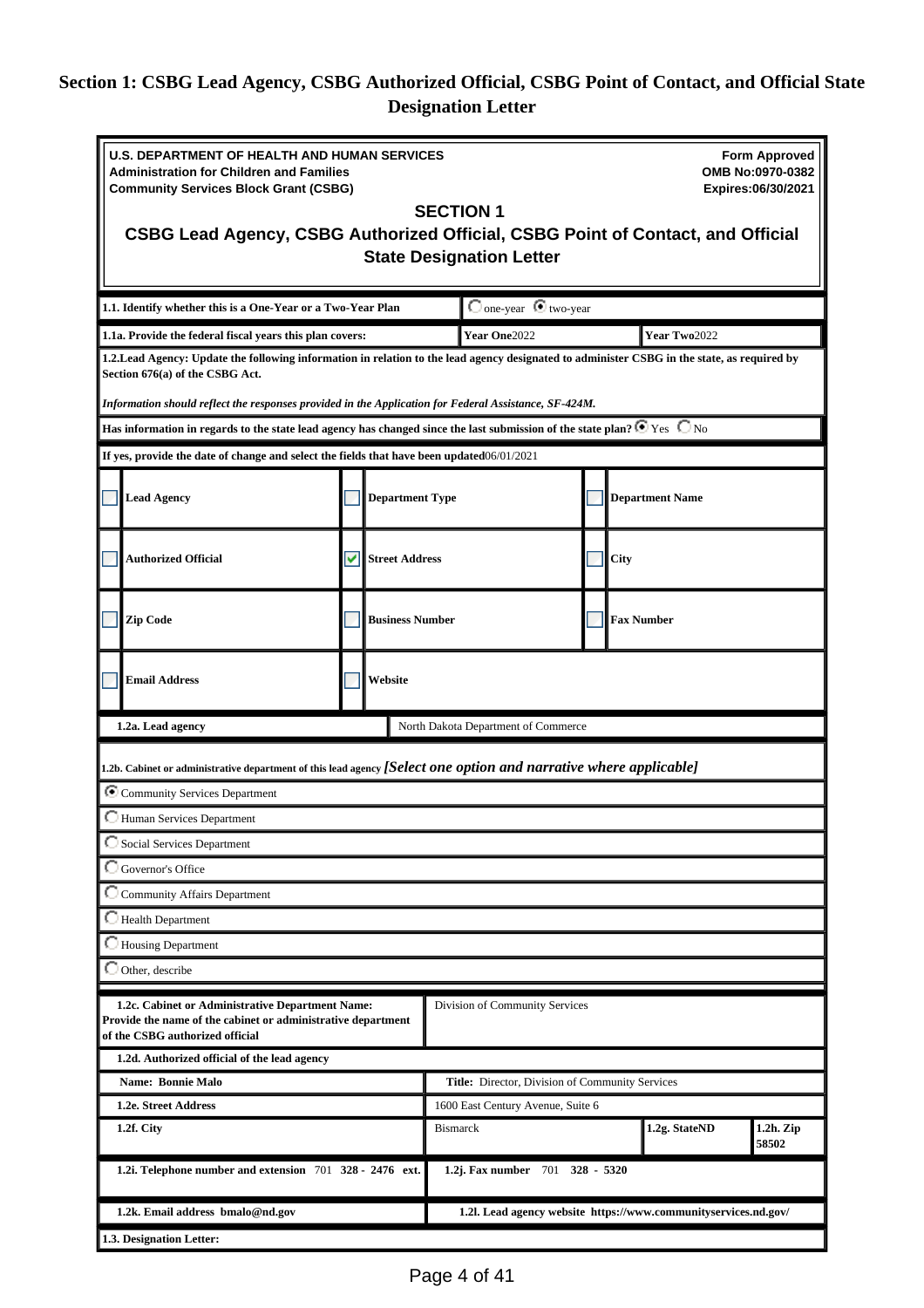## Section 1: CSBG Lead Agency, CSBG Authorized Official, CSBG Point of Contact, and Official State Designation Letter

**U.S. DEPARTMENT OF HEALTH AND HUMAN SERVICES**
**Administration for Children and Families**
**Community Services Block Grant (CSBG)**

**Form Approved**
**OMB No:0970-0382**
**Expires:06/30/2021**

### SECTION 1
### CSBG Lead Agency, CSBG Authorized Official, CSBG Point of Contact, and Official State Designation Letter

**1.1. Identify whether this is a One-Year or a Two-Year Plan**

- ○ one-year
- ● two-year

**1.1a. Provide the federal fiscal years this plan covers:** **Year One** 2022 **Year Two** 2022

**1.2. Lead Agency: Update the following information in relation to the lead agency designated to administer CSBG in the state, as required by Section 676(a) of the CSBG Act.**

*Information should reflect the responses provided in the Application for Federal Assistance, SF-424M.*

**Has information in regards to the state lead agency has changed since the last submission of the state plan?** ● Yes ○ No

**If yes, provide the date of change and select the fields that have been updated** 06/01/2021

| | | | | | |
|---|---|---|---|---|---|
| ☐ | **Lead Agency** | ☐ | **Department Type** | ☐ | **Department Name** |
| ☐ | **Authorized Official** | ☑ | **Street Address** | ☐ | **City** |
| ☐ | **Zip Code** | ☐ | **Business Number** | ☐ | **Fax Number** |
| ☐ | **Email Address** | ☐ | **Website** | | |

**1.2a. Lead agency** North Dakota Department of Commerce

**1.2b. Cabinet or administrative department of this lead agency** ***[Select one option and narrative where applicable]***

- ● Community Services Department
- ○ Human Services Department
- ○ Social Services Department
- ○ Governor's Office
- ○ Community Affairs Department
- ○ Health Department
- ○ Housing Department
- ○ Other, describe

**1.2c. Cabinet or Administrative Department Name: Provide the name of the cabinet or administrative department of the CSBG authorized official** Division of Community Services

**1.2d. Authorized official of the lead agency**

| | | | |
|---|---|---|---|
| **Name: Bonnie Malo** | **Title:** Director, Division of Community Services | | |
| **1.2e. Street Address** | 1600 East Century Avenue, Suite 6 | | |
| **1.2f. City** | Bismarck | **1.2g. State** ND | **1.2h. Zip** 58502 |
| **1.2i. Telephone number and extension** 701 328 - 2476 ext. | **1.2j. Fax number** 701 328 - 5320 | | |
| **1.2k. Email address bmalo@nd.gov** | **1.2l. Lead agency website https://www.communityservices.nd.gov/** | | |

**1.3. Designation Letter:**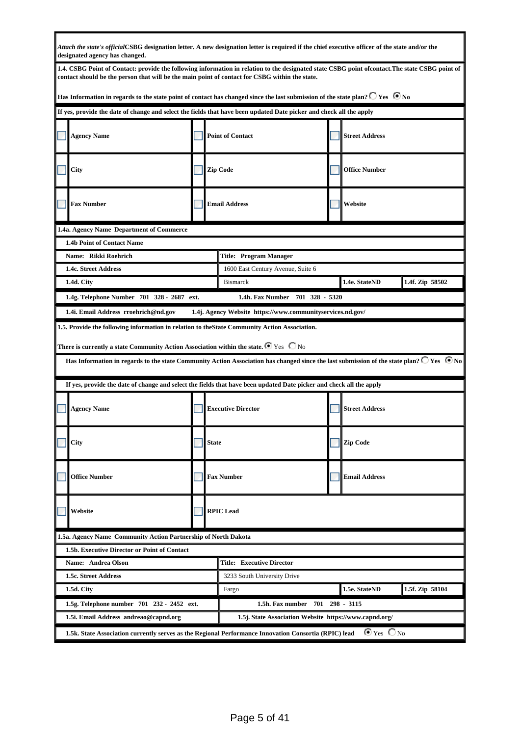*Attach the state's official* **CSBG designation letter. A new designation letter is required if the chief executive officer of the state and/or the designated agency has changed.**

**1.4. CSBG Point of Contact: provide the following information in relation to the designated state CSBG point ofcontact.The state CSBG point of contact should be the person that will be the main point of contact for CSBG within the state.**

**Has Information in regards to the state point of contact has changed since the last submission of the state plan?** ○ Yes ◉ No

**If yes, provide the date of change and select the fields that have been updated Date picker and check all the apply**

| | | |
|---|---|---|
| ☐ Agency Name | ☐ Point of Contact | ☐ Street Address |
| ☐ City | ☐ Zip Code | ☐ Office Number |
| ☐ Fax Number | ☐ Email Address | ☐ Website |

**1.4a. Agency Name Department of Commerce**

**1.4b Point of Contact Name**

| | | | |
|---|---|---|---|
| **Name: Rikki Roehrich** | **Title: Program Manager** | | |
| **1.4c. Street Address** | 1600 East Century Avenue, Suite 6 | | |
| **1.4d. City** | Bismarck | **1.4e. State ND** | **1.4f. Zip 58502** |
| **1.4g. Telephone Number 701 328 - 2687 ext.** | **1.4h. Fax Number 701 328 - 5320** | | |
| **1.4i. Email Address rroehrich@nd.gov** | **1.4j. Agency Website https://www.communityservices.nd.gov/** | | |

**1.5. Provide the following information in relation to theState Community Action Association.**

**There is currently a state Community Action Association within the state.** ◉ Yes ○ No

**Has Information in regards to the state Community Action Association has changed since the last submission of the state plan?** ○ Yes ◉ No

**If yes, provide the date of change and select the fields that have been updated Date picker and check all the apply**

| | | |
|---|---|---|
| ☐ Agency Name | ☐ Executive Director | ☐ Street Address |
| ☐ City | ☐ State | ☐ Zip Code |
| ☐ Office Number | ☐ Fax Number | ☐ Email Address |
| ☐ Website | ☐ RPIC Lead | |

**1.5a. Agency Name Community Action Partnership of North Dakota**

**1.5b. Executive Director or Point of Contact**

| | | | |
|---|---|---|---|
| **Name: Andrea Olson** | **Title: Executive Director** | | |
| **1.5c. Street Address** | 3233 South University Drive | | |
| **1.5d. City** | Fargo | **1.5e. State ND** | **1.5f. Zip 58104** |
| **1.5g. Telephone number 701 232 - 2452 ext.** | **1.5h. Fax number 701 298 - 3115** | | |
| **1.5i. Email Address andreao@capnd.org** | **1.5j. State Association Website https://www.capnd.org/** | | |

**1.5k. State Association currently serves as the Regional Performance Innovation Consortia (RPIC) lead** ◉ Yes ○ No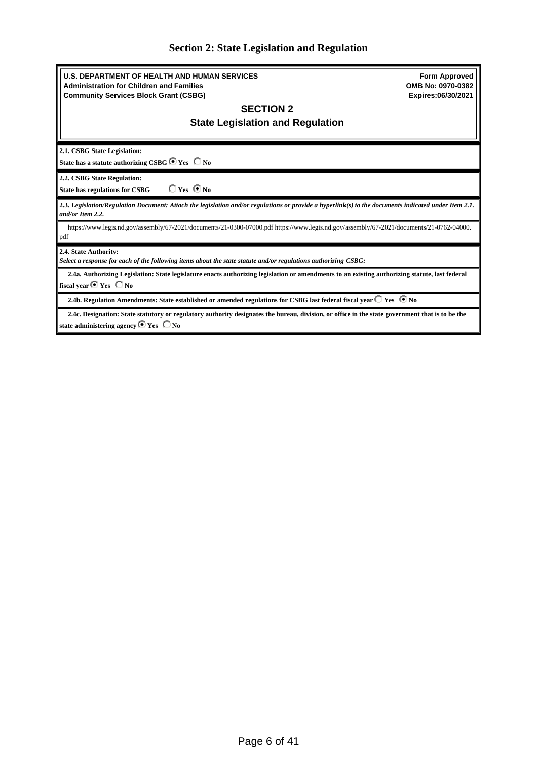# Section 2: State Legislation and Regulation

**U.S. DEPARTMENT OF HEALTH AND HUMAN SERVICES**
**Administration for Children and Families**
**Community Services Block Grant (CSBG)**

**Form Approved**
**OMB No: 0970-0382**
**Expires:06/30/2021**

## SECTION 2
## State Legislation and Regulation

**2.1. CSBG State Legislation:**

**State has a statute authorizing CSBG** (●) **Yes** ( ) **No**

**2.2. CSBG State Regulation:**

**State has regulations for CSBG** ( ) **Yes** (●) **No**

***2.3. Legislation/Regulation Document: Attach the legislation and/or regulations or provide a hyperlink(s) to the documents indicated under Item 2.1. and/or Item 2.2.***

https://www.legis.nd.gov/assembly/67-2021/documents/21-0300-07000.pdf https://www.legis.nd.gov/assembly/67-2021/documents/21-0762-04000.pdf

**2.4. State Authority:**

***Select a response for each of the following items about the state statute and/or regulations authorizing CSBG:***

**2.4a. Authorizing Legislation: State legislature enacts authorizing legislation or amendments to an existing authorizing statute, last federal fiscal year** (●) **Yes** ( ) **No**

**2.4b. Regulation Amendments: State established or amended regulations for CSBG last federal fiscal year** ( ) **Yes** (●) **No**

**2.4c. Designation: State statutory or regulatory authority designates the bureau, division, or office in the state government that is to be the state administering agency** (●) **Yes** ( ) **No**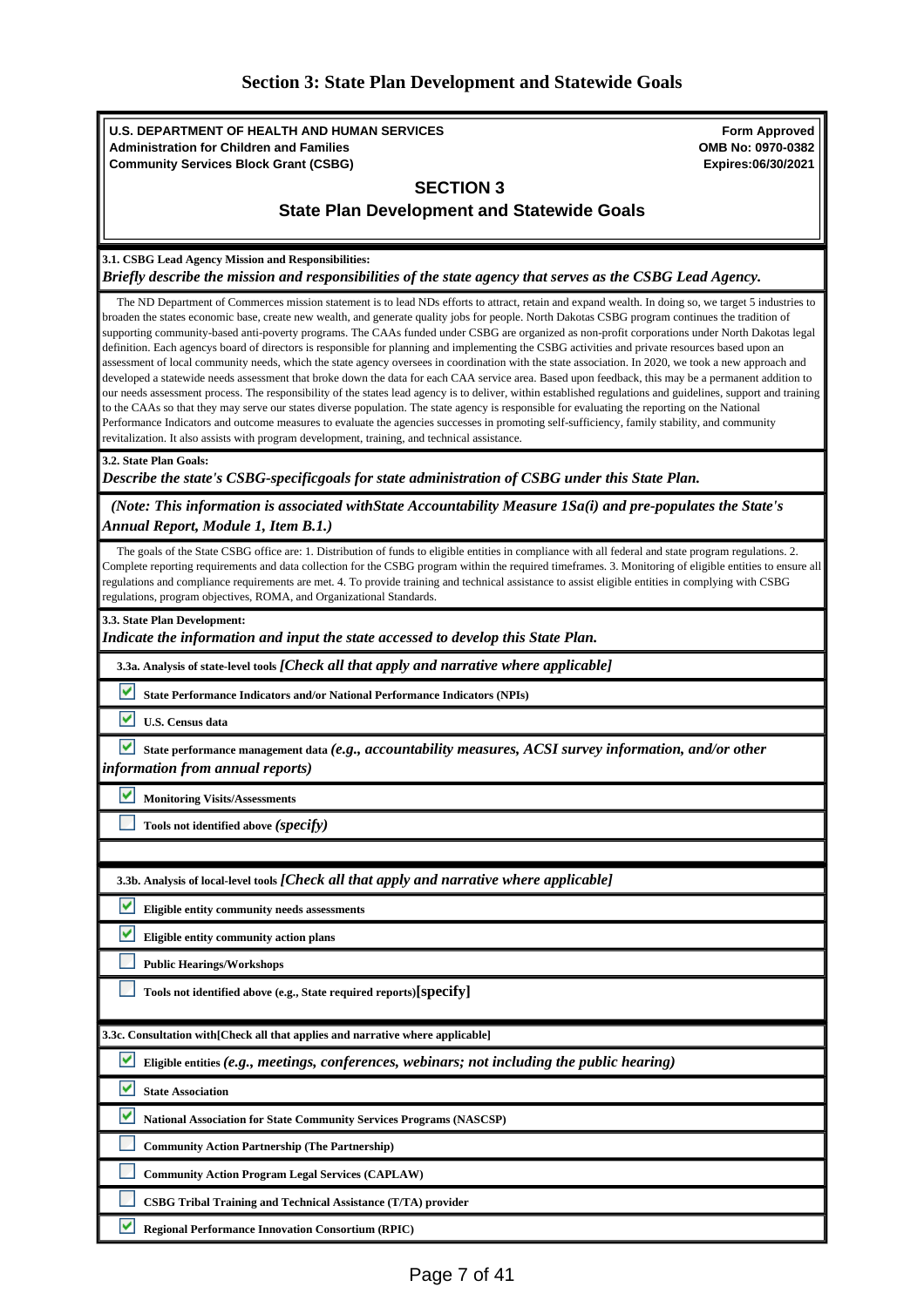## Section 3: State Plan Development and Statewide Goals

**U.S. DEPARTMENT OF HEALTH AND HUMAN SERVICES**
**Administration for Children and Families**
**Community Services Block Grant (CSBG)**

**Form Approved**
**OMB No: 0970-0382**
**Expires:06/30/2021**

### SECTION 3

### State Plan Development and Statewide Goals

**3.1. CSBG Lead Agency Mission and Responsibilities:**
***Briefly describe the mission and responsibilities of the state agency that serves as the CSBG Lead Agency.***

The ND Department of Commerces mission statement is to lead NDs efforts to attract, retain and expand wealth. In doing so, we target 5 industries to broaden the states economic base, create new wealth, and generate quality jobs for people. North Dakotas CSBG program continues the tradition of supporting community-based anti-poverty programs. The CAAs funded under CSBG are organized as non-profit corporations under North Dakotas legal definition. Each agencys board of directors is responsible for planning and implementing the CSBG activities and private resources based upon an assessment of local community needs, which the state agency oversees in coordination with the state association. In 2020, we took a new approach and developed a statewide needs assessment that broke down the data for each CAA service area. Based upon feedback, this may be a permanent addition to our needs assessment process. The responsibility of the states lead agency is to deliver, within established regulations and guidelines, support and training to the CAAs so that they may serve our states diverse population. The state agency is responsible for evaluating the reporting on the National Performance Indicators and outcome measures to evaluate the agencies successes in promoting self-sufficiency, family stability, and community revitalization. It also assists with program development, training, and technical assistance.

**3.2. State Plan Goals:**
***Describe the state's CSBG-specificgoals for state administration of CSBG under this State Plan.***

***(Note: This information is associated withState Accountability Measure 1Sa(i) and pre-populates the State's Annual Report, Module 1, Item B.1.)***

The goals of the State CSBG office are: 1. Distribution of funds to eligible entities in compliance with all federal and state program regulations. 2. Complete reporting requirements and data collection for the CSBG program within the required timeframes. 3. Monitoring of eligible entities to ensure all regulations and compliance requirements are met. 4. To provide training and technical assistance to assist eligible entities in complying with CSBG regulations, program objectives, ROMA, and Organizational Standards.

**3.3. State Plan Development:**
***Indicate the information and input the state accessed to develop this State Plan.***

**3.3a. Analysis of state-level tools** ***[Check all that apply and narrative where applicable]***

- [x] **State Performance Indicators and/or National Performance Indicators (NPIs)**
- [x] **U.S. Census data**
- [x] **State performance management data** ***(e.g., accountability measures, ACSI survey information, and/or other information from annual reports)***
- [x] **Monitoring Visits/Assessments**
- [ ] **Tools not identified above** ***(specify)***

**3.3b. Analysis of local-level tools** ***[Check all that apply and narrative where applicable]***

- [x] **Eligible entity community needs assessments**
- [x] **Eligible entity community action plans**
- [ ] **Public Hearings/Workshops**
- [ ] **Tools not identified above (e.g., State required reports)[specify]**

**3.3c. Consultation with[Check all that applies and narrative where applicable]**

- [x] **Eligible entities** ***(e.g., meetings, conferences, webinars; not including the public hearing)***
- [x] **State Association**
- [x] **National Association for State Community Services Programs (NASCSP)**
- [ ] **Community Action Partnership (The Partnership)**
- [ ] **Community Action Program Legal Services (CAPLAW)**
- [ ] **CSBG Tribal Training and Technical Assistance (T/TA) provider**
- [x] **Regional Performance Innovation Consortium (RPIC)**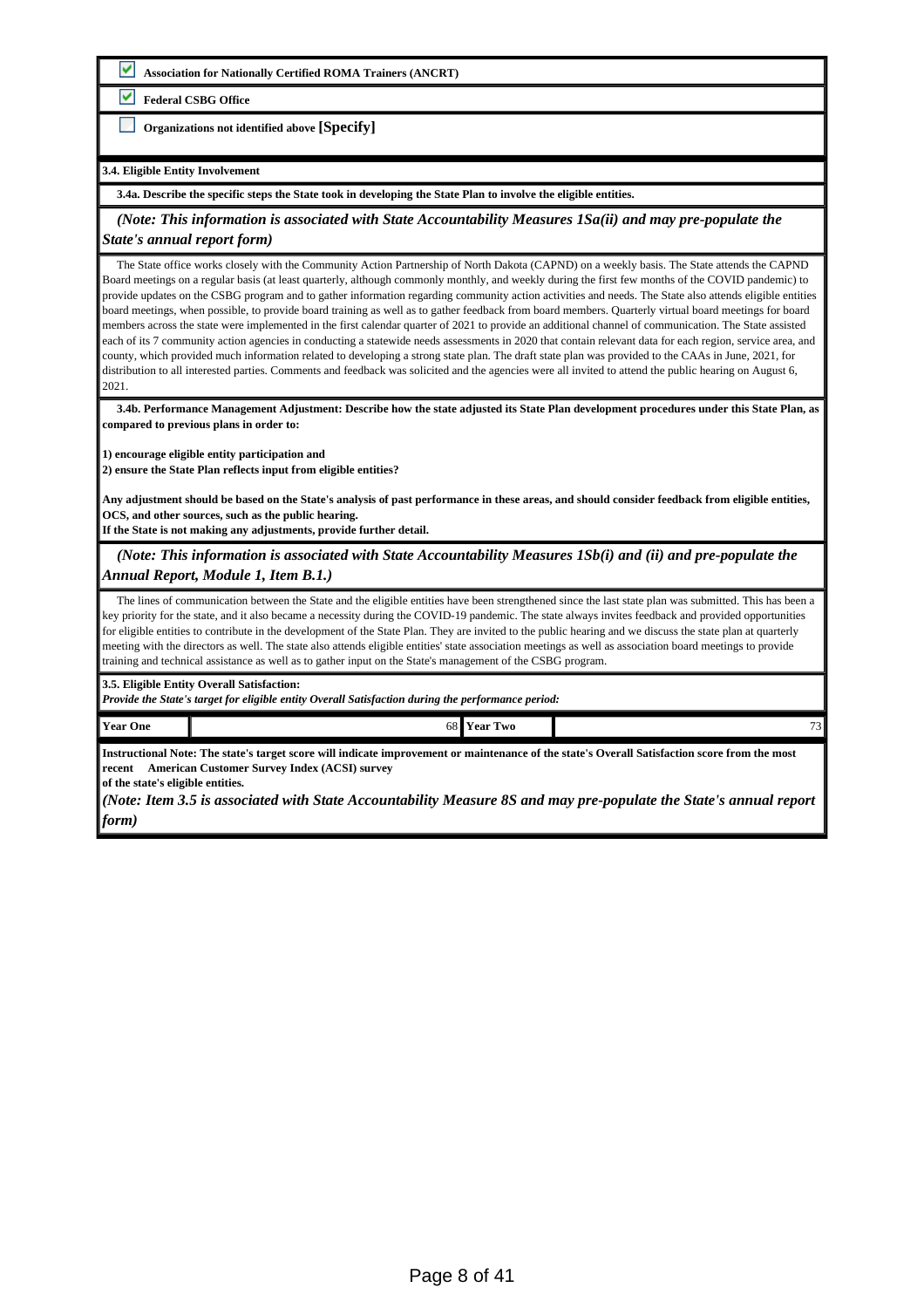- [x] **Association for Nationally Certified ROMA Trainers (ANCRT)**
- [x] **Federal CSBG Office**
- [ ] **Organizations not identified above [Specify]**

**3.4. Eligible Entity Involvement**

**3.4a. Describe the specific steps the State took in developing the State Plan to involve the eligible entities.**

***(Note: This information is associated with State Accountability Measures 1Sa(ii) and may pre-populate the State's annual report form)***

The State office works closely with the Community Action Partnership of North Dakota (CAPND) on a weekly basis. The State attends the CAPND Board meetings on a regular basis (at least quarterly, although commonly monthly, and weekly during the first few months of the COVID pandemic) to provide updates on the CSBG program and to gather information regarding community action activities and needs. The State also attends eligible entities board meetings, when possible, to provide board training as well as to gather feedback from board members. Quarterly virtual board meetings for board members across the state were implemented in the first calendar quarter of 2021 to provide an additional channel of communication. The State assisted each of its 7 community action agencies in conducting a statewide needs assessments in 2020 that contain relevant data for each region, service area, and county, which provided much information related to developing a strong state plan. The draft state plan was provided to the CAAs in June, 2021, for distribution to all interested parties. Comments and feedback was solicited and the agencies were all invited to attend the public hearing on August 6, 2021.

**3.4b. Performance Management Adjustment: Describe how the state adjusted its State Plan development procedures under this State Plan, as compared to previous plans in order to:**

**1) encourage eligible entity participation and**
**2) ensure the State Plan reflects input from eligible entities?**

**Any adjustment should be based on the State's analysis of past performance in these areas, and should consider feedback from eligible entities, OCS, and other sources, such as the public hearing.**
**If the State is not making any adjustments, provide further detail.**

***(Note: This information is associated with State Accountability Measures 1Sb(i) and (ii) and pre-populate the Annual Report, Module 1, Item B.1.)***

The lines of communication between the State and the eligible entities have been strengthened since the last state plan was submitted. This has been a key priority for the state, and it also became a necessity during the COVID-19 pandemic. The state always invites feedback and provided opportunities for eligible entities to contribute in the development of the State Plan. They are invited to the public hearing and we discuss the state plan at quarterly meeting with the directors as well. The state also attends eligible entities' state association meetings as well as association board meetings to provide training and technical assistance as well as to gather input on the State's management of the CSBG program.

**3.5. Eligible Entity Overall Satisfaction:**
***Provide the State's target for eligible entity Overall Satisfaction during the performance period:***

| Year One | 68 | Year Two | 73 |
|---|---|---|---|

**Instructional Note: The state's target score will indicate improvement or maintenance of the state's Overall Satisfaction score from the most recent American Customer Survey Index (ACSI) survey of the state's eligible entities.**

***(Note: Item 3.5 is associated with State Accountability Measure 8S and may pre-populate the State's annual report form)***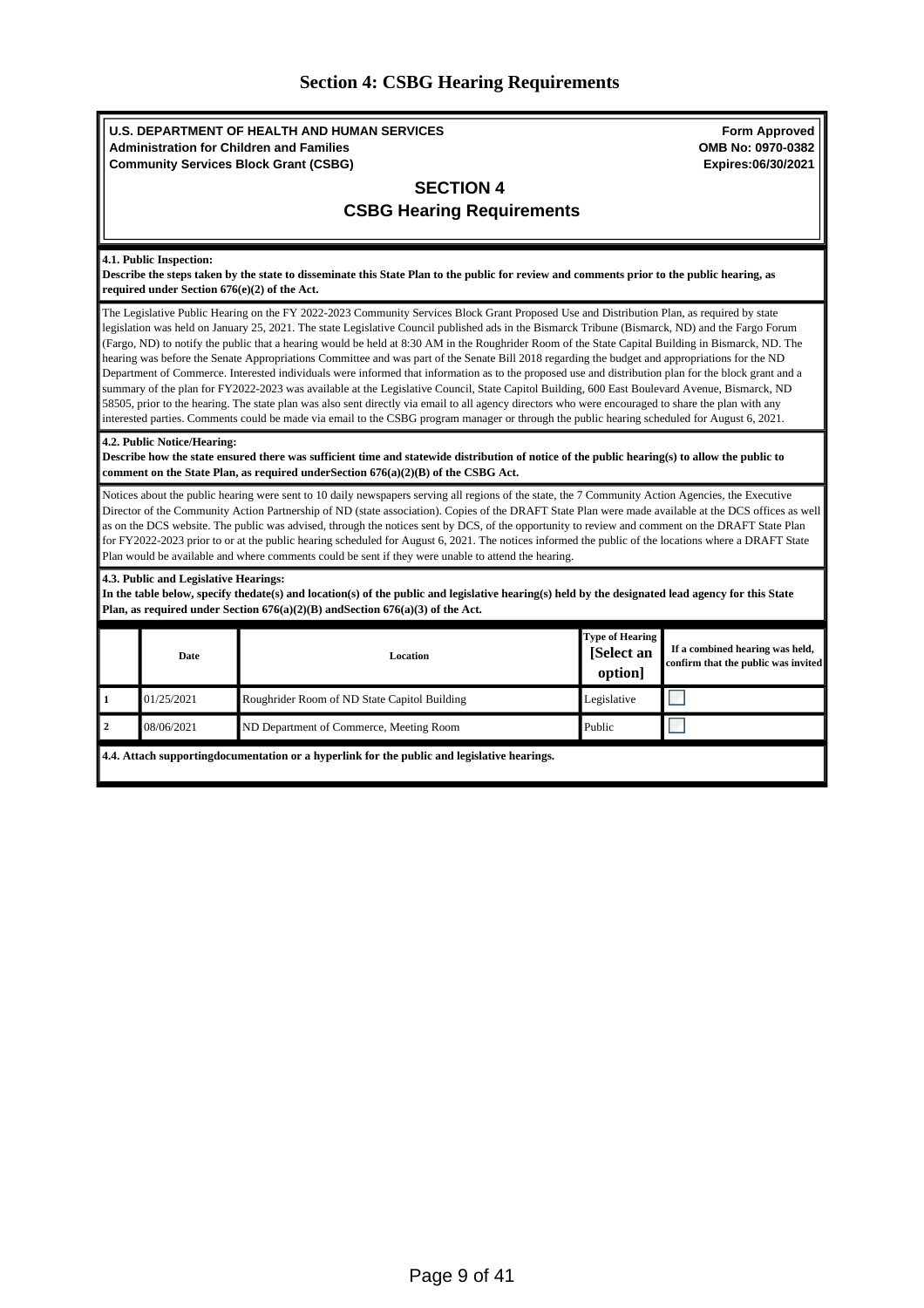# Section 4: CSBG Hearing Requirements

**U.S. DEPARTMENT OF HEALTH AND HUMAN SERVICES**
**Administration for Children and Families**
**Community Services Block Grant (CSBG)**

**Form Approved**
**OMB No: 0970-0382**
**Expires:06/30/2021**

## SECTION 4
## CSBG Hearing Requirements

**4.1. Public Inspection:**
**Describe the steps taken by the state to disseminate this State Plan to the public for review and comments prior to the public hearing, as required under Section 676(e)(2) of the Act.**

The Legislative Public Hearing on the FY 2022-2023 Community Services Block Grant Proposed Use and Distribution Plan, as required by state legislation was held on January 25, 2021. The state Legislative Council published ads in the Bismarck Tribune (Bismarck, ND) and the Fargo Forum (Fargo, ND) to notify the public that a hearing would be held at 8:30 AM in the Roughrider Room of the State Capital Building in Bismarck, ND. The hearing was before the Senate Appropriations Committee and was part of the Senate Bill 2018 regarding the budget and appropriations for the ND Department of Commerce. Interested individuals were informed that information as to the proposed use and distribution plan for the block grant and a summary of the plan for FY2022-2023 was available at the Legislative Council, State Capitol Building, 600 East Boulevard Avenue, Bismarck, ND 58505, prior to the hearing. The state plan was also sent directly via email to all agency directors who were encouraged to share the plan with any interested parties. Comments could be made via email to the CSBG program manager or through the public hearing scheduled for August 6, 2021.

**4.2. Public Notice/Hearing:**
**Describe how the state ensured there was sufficient time and statewide distribution of notice of the public hearing(s) to allow the public to comment on the State Plan, as required underSection 676(a)(2)(B) of the CSBG Act.**

Notices about the public hearing were sent to 10 daily newspapers serving all regions of the state, the 7 Community Action Agencies, the Executive Director of the Community Action Partnership of ND (state association). Copies of the DRAFT State Plan were made available at the DCS offices as well as on the DCS website. The public was advised, through the notices sent by DCS, of the opportunity to review and comment on the DRAFT State Plan for FY2022-2023 prior to or at the public hearing scheduled for August 6, 2021. The notices informed the public of the locations where a DRAFT State Plan would be available and where comments could be sent if they were unable to attend the hearing.

**4.3. Public and Legislative Hearings:**
**In the table below, specify thedate(s) and location(s) of the public and legislative hearing(s) held by the designated lead agency for this State Plan, as required under Section 676(a)(2)(B) andSection 676(a)(3) of the Act.**

| | Date | Location | Type of Hearing [Select an option] | If a combined hearing was held, confirm that the public was invited |
|---|---|---|---|---|
| 1 | 01/25/2021 | Roughrider Room of ND State Capitol Building | Legislative | ☐ |
| 2 | 08/06/2021 | ND Department of Commerce, Meeting Room | Public | ☐ |

**4.4. Attach supportingdocumentation or a hyperlink for the public and legislative hearings.**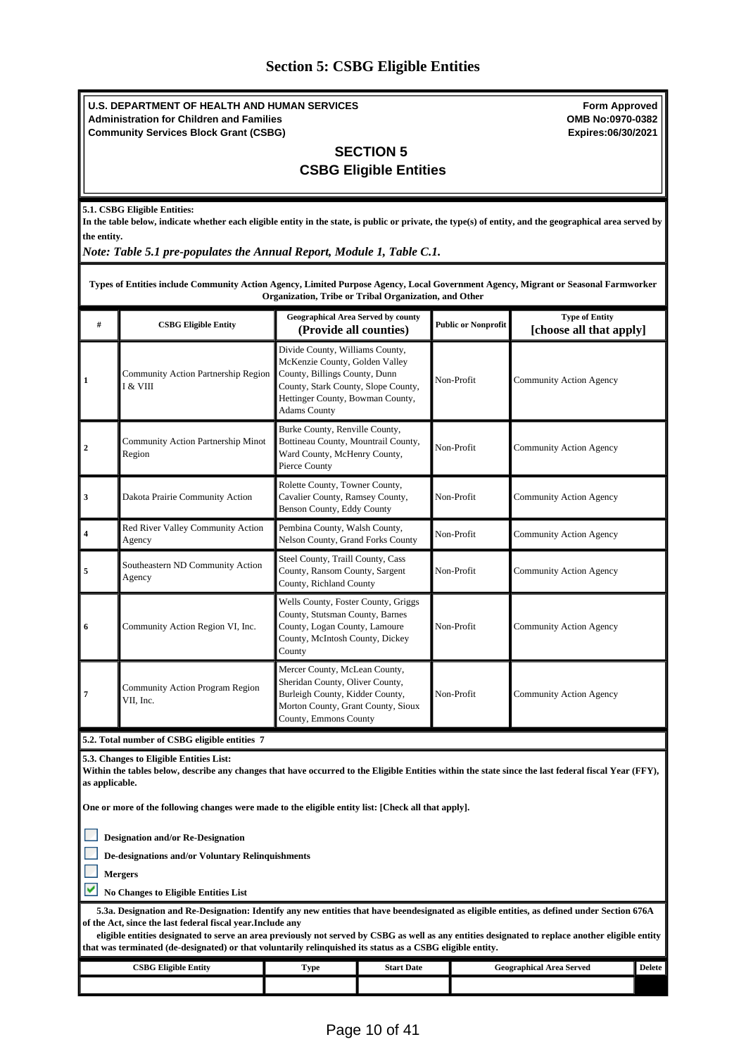# Section 5: CSBG Eligible Entities

**U.S. DEPARTMENT OF HEALTH AND HUMAN SERVICES**
**Administration for Children and Families**
**Community Services Block Grant (CSBG)**

**Form Approved**
**OMB No:0970-0382**
**Expires:06/30/2021**

## SECTION 5
## CSBG Eligible Entities

**5.1. CSBG Eligible Entities:**
**In the table below, indicate whether each eligible entity in the state, is public or private, the type(s) of entity, and the geographical area served by the entity.**

***Note: Table 5.1 pre-populates the Annual Report, Module 1, Table C.1.***

**Types of Entities include Community Action Agency, Limited Purpose Agency, Local Government Agency, Migrant or Seasonal Farmworker Organization, Tribe or Tribal Organization, and Other**

| # | CSBG Eligible Entity | Geographical Area Served by county (Provide all counties) | Public or Nonprofit | Type of Entity [choose all that apply] |
|---|---|---|---|---|
| 1 | Community Action Partnership Region I & VIII | Divide County, Williams County, McKenzie County, Golden Valley County, Billings County, Dunn County, Stark County, Slope County, Hettinger County, Bowman County, Adams County | Non-Profit | Community Action Agency |
| 2 | Community Action Partnership Minot Region | Burke County, Renville County, Bottineau County, Mountrail County, Ward County, McHenry County, Pierce County | Non-Profit | Community Action Agency |
| 3 | Dakota Prairie Community Action | Rolette County, Towner County, Cavalier County, Ramsey County, Benson County, Eddy County | Non-Profit | Community Action Agency |
| 4 | Red River Valley Community Action Agency | Pembina County, Walsh County, Nelson County, Grand Forks County | Non-Profit | Community Action Agency |
| 5 | Southeastern ND Community Action Agency | Steel County, Traill County, Cass County, Ransom County, Sargent County, Richland County | Non-Profit | Community Action Agency |
| 6 | Community Action Region VI, Inc. | Wells County, Foster County, Griggs County, Stutsman County, Barnes County, Logan County, Lamoure County, McIntosh County, Dickey County | Non-Profit | Community Action Agency |
| 7 | Community Action Program Region VII, Inc. | Mercer County, McLean County, Sheridan County, Oliver County, Burleigh County, Kidder County, Morton County, Grant County, Sioux County, Emmons County | Non-Profit | Community Action Agency |

**5.2. Total number of CSBG eligible entities 7**

**5.3. Changes to Eligible Entities List:**
**Within the tables below, describe any changes that have occurred to the Eligible Entities within the state since the last federal fiscal Year (FFY), as applicable.**

**One or more of the following changes were made to the eligible entity list: [Check all that apply].**

- [ ] **Designation and/or Re-Designation**
- [ ] **De-designations and/or Voluntary Relinquishments**
- [ ] **Mergers**
- [x] **No Changes to Eligible Entities List**

**5.3a. Designation and Re-Designation: Identify any new entities that have beendesignated as eligible entities, as defined under Section 676A of the Act, since the last federal fiscal year.Include any eligible entities designated to serve an area previously not served by CSBG as well as any entities designated to replace another eligible entity that was terminated (de-designated) or that voluntarily relinquished its status as a CSBG eligible entity.**

| CSBG Eligible Entity | Type | Start Date | Geographical Area Served | Delete |
|---|---|---|---|---|
| | | | | |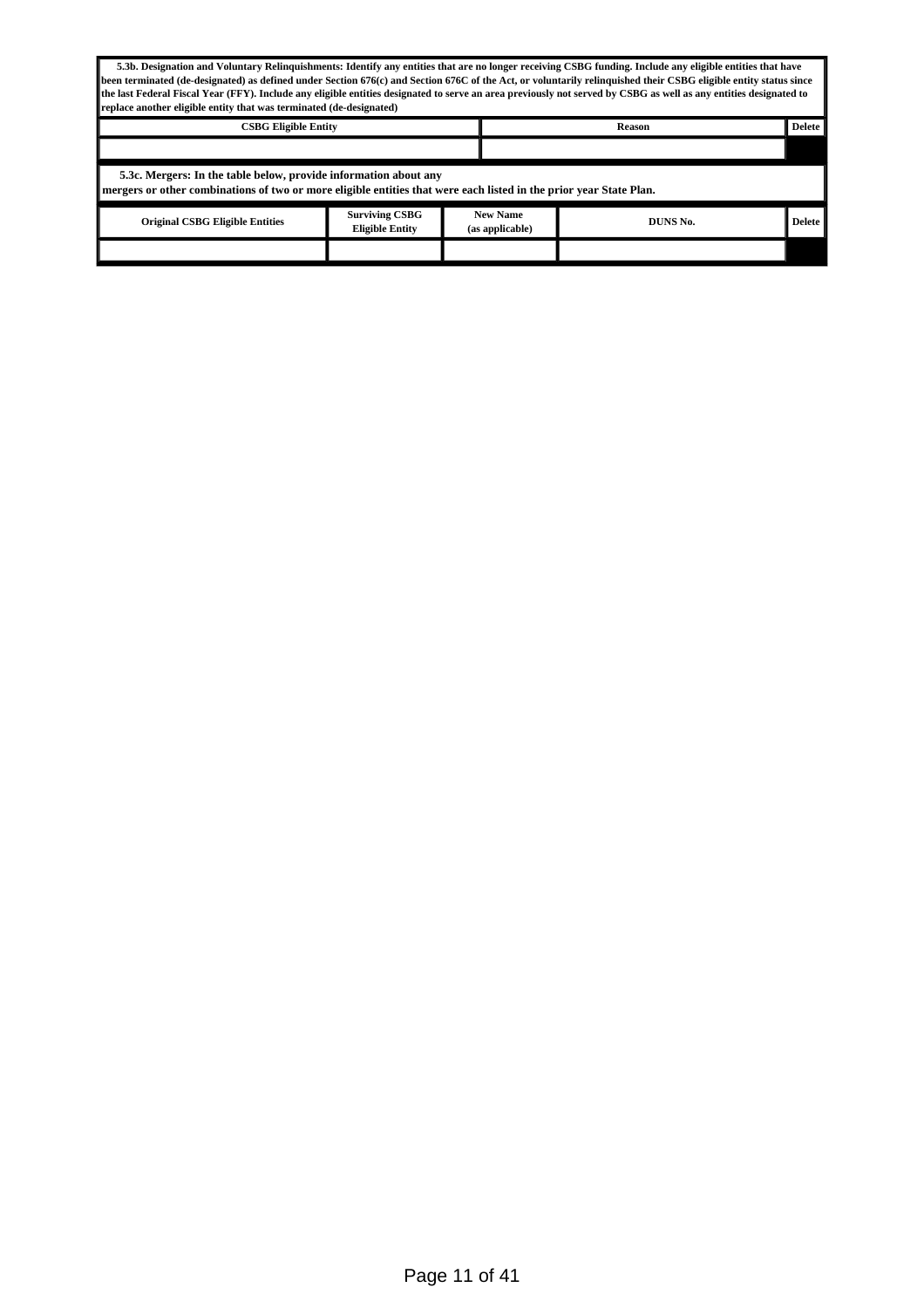**5.3b. Designation and Voluntary Relinquishments: Identify any entities that are no longer receiving CSBG funding. Include any eligible entities that have been terminated (de-designated) as defined under Section 676(c) and Section 676C of the Act, or voluntarily relinquished their CSBG eligible entity status since the last Federal Fiscal Year (FFY). Include any eligible entities designated to serve an area previously not served by CSBG as well as any entities designated to replace another eligible entity that was terminated (de-designated)**

| CSBG Eligible Entity | Reason | Delete |
|---|---|---|
| | | |

**5.3c. Mergers: In the table below, provide information about any mergers or other combinations of two or more eligible entities that were each listed in the prior year State Plan.**

| Original CSBG Eligible Entities | Surviving CSBG Eligible Entity | New Name (as applicable) | DUNS No. | Delete |
|---|---|---|---|---|
| | | | | |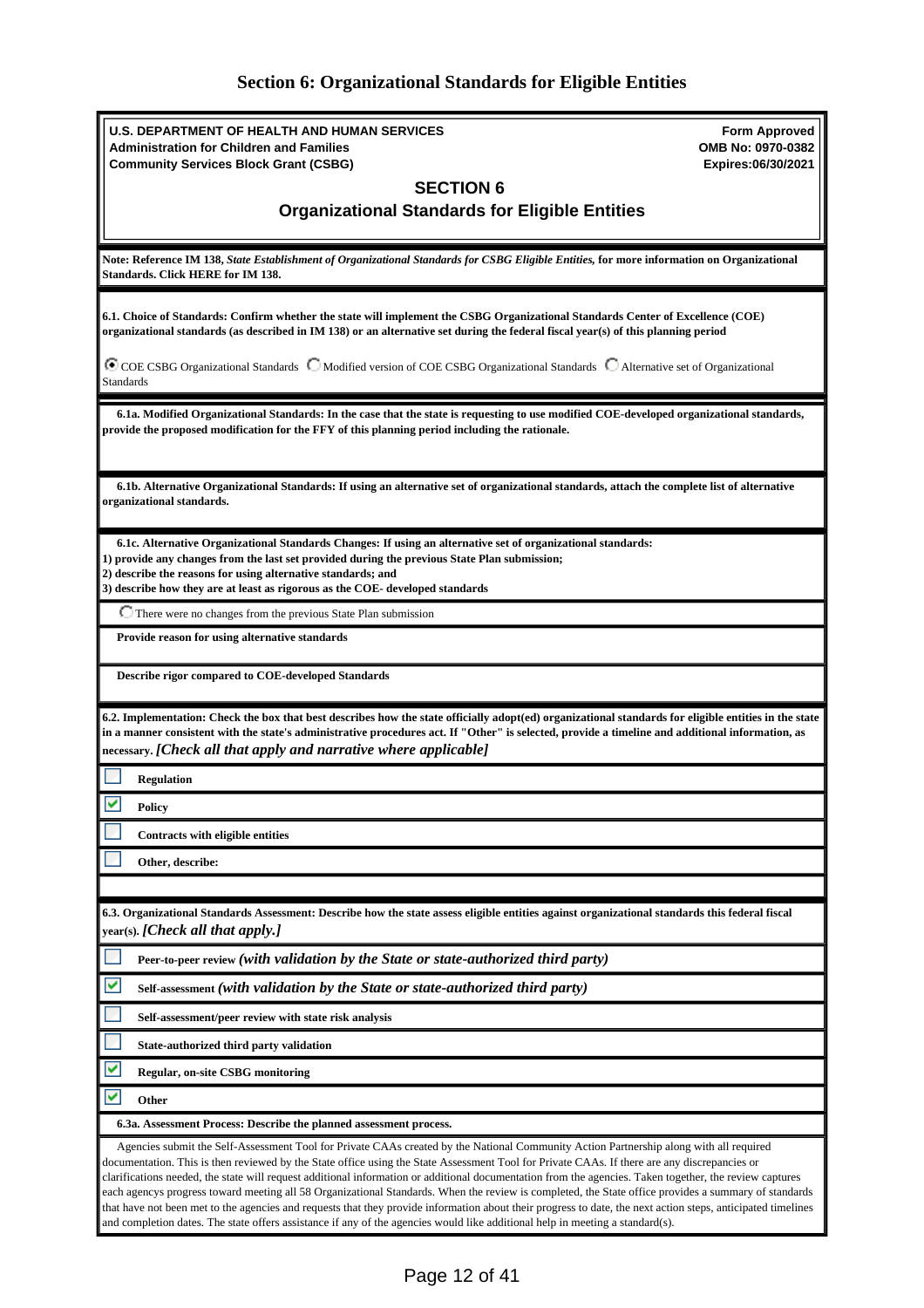# Section 6: Organizational Standards for Eligible Entities

**U.S. DEPARTMENT OF HEALTH AND HUMAN SERVICES**
**Administration for Children and Families**
**Community Services Block Grant (CSBG)**

**Form Approved**
**OMB No: 0970-0382**
**Expires:06/30/2021**

## SECTION 6

## Organizational Standards for Eligible Entities

**Note: Reference IM 138, *State Establishment of Organizational Standards for CSBG Eligible Entities,* for more information on Organizational Standards. Click HERE for IM 138.**

**6.1. Choice of Standards: Confirm whether the state will implement the CSBG Organizational Standards Center of Excellence (COE) organizational standards (as described in IM 138) or an alternative set during the federal fiscal year(s) of this planning period**

- (●) COE CSBG Organizational Standards
- ( ) Modified version of COE CSBG Organizational Standards
- ( ) Alternative set of Organizational Standards

**6.1a. Modified Organizational Standards: In the case that the state is requesting to use modified COE-developed organizational standards, provide the proposed modification for the FFY of this planning period including the rationale.**

**6.1b. Alternative Organizational Standards: If using an alternative set of organizational standards, attach the complete list of alternative organizational standards.**

**6.1c. Alternative Organizational Standards Changes: If using an alternative set of organizational standards:**
**1) provide any changes from the last set provided during the previous State Plan submission;**
**2) describe the reasons for using alternative standards; and**
**3) describe how they are at least as rigorous as the COE- developed standards**

- ( ) There were no changes from the previous State Plan submission

**Provide reason for using alternative standards**

**Describe rigor compared to COE-developed Standards**

**6.2. Implementation: Check the box that best describes how the state officially adopt(ed) organizational standards for eligible entities in the state in a manner consistent with the state's administrative procedures act. If "Other" is selected, provide a timeline and additional information, as necessary. *[Check all that apply and narrative where applicable]***

- [ ] **Regulation**
- [x] **Policy**
- [ ] **Contracts with eligible entities**
- [ ] **Other, describe:**

**6.3. Organizational Standards Assessment: Describe how the state assess eligible entities against organizational standards this federal fiscal year(s). *[Check all that apply.]***

- [ ] **Peer-to-peer review *(with validation by the State or state-authorized third party)***
- [x] **Self-assessment *(with validation by the State or state-authorized third party)***
- [ ] **Self-assessment/peer review with state risk analysis**
- [ ] **State-authorized third party validation**
- [x] **Regular, on-site CSBG monitoring**
- [x] **Other**

**6.3a. Assessment Process: Describe the planned assessment process.**

Agencies submit the Self-Assessment Tool for Private CAAs created by the National Community Action Partnership along with all required documentation. This is then reviewed by the State office using the State Assessment Tool for Private CAAs. If there are any discrepancies or clarifications needed, the state will request additional information or additional documentation from the agencies. Taken together, the review captures each agencys progress toward meeting all 58 Organizational Standards. When the review is completed, the State office provides a summary of standards that have not been met to the agencies and requests that they provide information about their progress to date, the next action steps, anticipated timelines and completion dates. The state offers assistance if any of the agencies would like additional help in meeting a standard(s).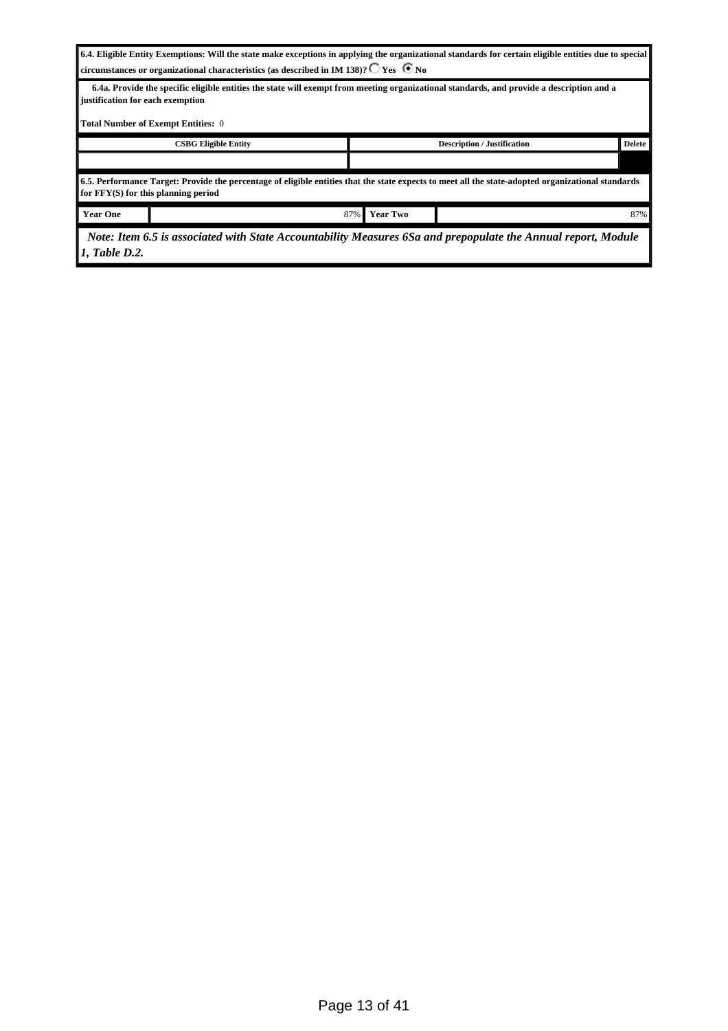**6.4. Eligible Entity Exemptions: Will the state make exceptions in applying the organizational standards for certain eligible entities due to special circumstances or organizational characteristics (as described in IM 138)?** ○ Yes ◉ No

**6.4a. Provide the specific eligible entities the state will exempt from meeting organizational standards, and provide a description and a justification for each exemption**

**Total Number of Exempt Entities:** 0

| CSBG Eligible Entity | Description / Justification | Delete |
|---|---|---|
| | | |

**6.5. Performance Target: Provide the percentage of eligible entities that the state expects to meet all the state-adopted organizational standards for FFY(S) for this planning period**

| Year One | 87% | Year Two | 87% |
|---|---|---|---|

*Note: Item 6.5 is associated with State Accountability Measures 6Sa and prepopulate the Annual report, Module 1, Table D.2.*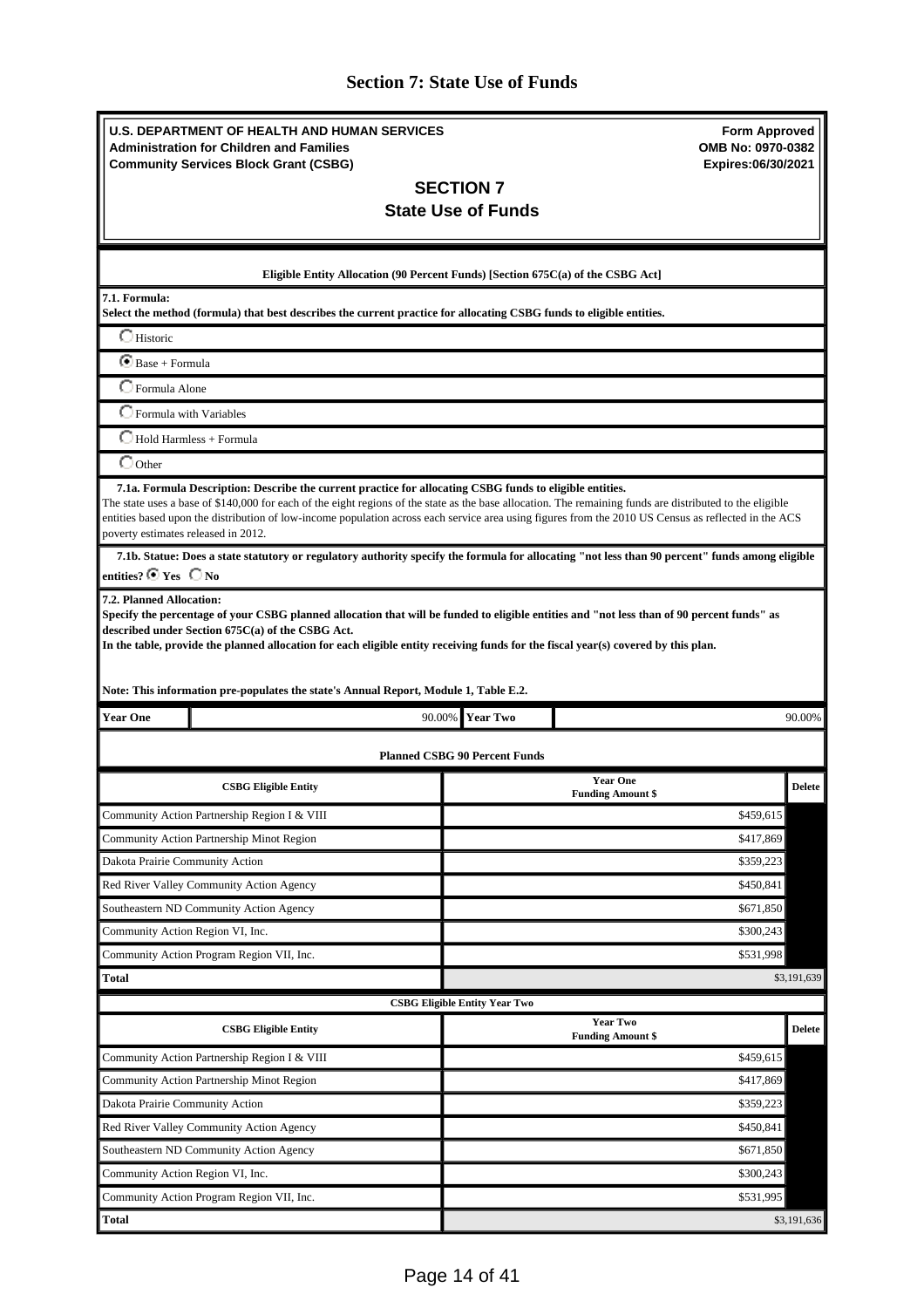# Section 7: State Use of Funds

**U.S. DEPARTMENT OF HEALTH AND HUMAN SERVICES**
**Administration for Children and Families**
**Community Services Block Grant (CSBG)**

**Form Approved**
**OMB No: 0970-0382**
**Expires:06/30/2021**

## SECTION 7
## State Use of Funds

**Eligible Entity Allocation (90 Percent Funds) [Section 675C(a) of the CSBG Act]**

**7.1. Formula:**
**Select the method (formula) that best describes the current practice for allocating CSBG funds to eligible entities.**

- ○ Historic
- ◉ Base + Formula
- ○ Formula Alone
- ○ Formula with Variables
- ○ Hold Harmless + Formula
- ○ Other

**7.1a. Formula Description: Describe the current practice for allocating CSBG funds to eligible entities.**
The state uses a base of $140,000 for each of the eight regions of the state as the base allocation. The remaining funds are distributed to the eligible entities based upon the distribution of low-income population across each service area using figures from the 2010 US Census as reflected in the ACS poverty estimates released in 2012.

**7.1b. Statue: Does a state statutory or regulatory authority specify the formula for allocating "not less than 90 percent" funds among eligible entities?** ◉ **Yes** ○ **No**

**7.2. Planned Allocation:**
**Specify the percentage of your CSBG planned allocation that will be funded to eligible entities and "not less than of 90 percent funds" as described under Section 675C(a) of the CSBG Act.**
**In the table, provide the planned allocation for each eligible entity receiving funds for the fiscal year(s) covered by this plan.**

**Note: This information pre-populates the state's Annual Report, Module 1, Table E.2.**

| Year One | 90.00% | Year Two | 90.00% |
|---|---|---|---|

**Planned CSBG 90 Percent Funds**

| CSBG Eligible Entity | Year One Funding Amount $ | Delete |
|---|---|---|
| Community Action Partnership Region I & VIII | $459,615 | |
| Community Action Partnership Minot Region | $417,869 | |
| Dakota Prairie Community Action | $359,223 | |
| Red River Valley Community Action Agency | $450,841 | |
| Southeastern ND Community Action Agency | $671,850 | |
| Community Action Region VI, Inc. | $300,243 | |
| Community Action Program Region VII, Inc. | $531,998 | |
| **Total** | $3,191,639 | |

**CSBG Eligible Entity Year Two**

| CSBG Eligible Entity | Year Two Funding Amount $ | Delete |
|---|---|---|
| Community Action Partnership Region I & VIII | $459,615 | |
| Community Action Partnership Minot Region | $417,869 | |
| Dakota Prairie Community Action | $359,223 | |
| Red River Valley Community Action Agency | $450,841 | |
| Southeastern ND Community Action Agency | $671,850 | |
| Community Action Region VI, Inc. | $300,243 | |
| Community Action Program Region VII, Inc. | $531,995 | |
| **Total** | $3,191,636 | |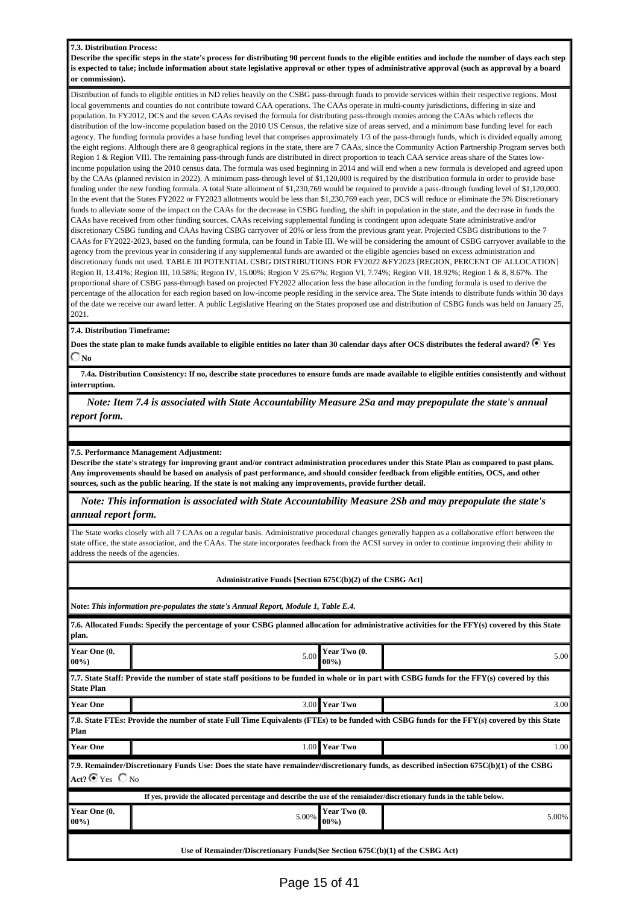**7.3. Distribution Process:**
**Describe the specific steps in the state's process for distributing 90 percent funds to the eligible entities and include the number of days each step is expected to take; include information about state legislative approval or other types of administrative approval (such as approval by a board or commission).**

Distribution of funds to eligible entities in ND relies heavily on the CSBG pass-through funds to provide services within their respective regions. Most local governments and counties do not contribute toward CAA operations. The CAAs operate in multi-county jurisdictions, differing in size and population. In FY2012, DCS and the seven CAAs revised the formula for distributing pass-through monies among the CAAs which reflects the distribution of the low-income population based on the 2010 US Census, the relative size of areas served, and a minimum base funding level for each agency. The funding formula provides a base funding level that comprises approximately 1/3 of the pass-through funds, which is divided equally among the eight regions. Although there are 8 geographical regions in the state, there are 7 CAAs, since the Community Action Partnership Program serves both Region 1 & Region VIII. The remaining pass-through funds are distributed in direct proportion to teach CAA service areas share of the States low-income population using the 2010 census data. The formula was used beginning in 2014 and will end when a new formula is developed and agreed upon by the CAAs (planned revision in 2022). A minimum pass-through level of $1,120,000 is required by the distribution formula in order to provide base funding under the new funding formula. A total State allotment of $1,230,769 would be required to provide a pass-through funding level of $1,120,000. In the event that the States FY2022 or FY2023 allotments would be less than $1,230,769 each year, DCS will reduce or eliminate the 5% Discretionary funds to alleviate some of the impact on the CAAs for the decrease in CSBG funding, the shift in population in the state, and the decrease in funds the CAAs have received from other funding sources. CAAs receiving supplemental funding is contingent upon adequate State administrative and/or discretionary CSBG funding and CAAs having CSBG carryover of 20% or less from the previous grant year. Projected CSBG distributions to the 7 CAAs for FY2022-2023, based on the funding formula, can be found in Table III. We will be considering the amount of CSBG carryover available to the agency from the previous year in considering if any supplemental funds are awarded ot the eligible agencies based on excess administration and discretionary funds not used. TABLE III POTENTIAL CSBG DISTRIBUTIONS FOR FY2022 &FY2023 [REGION, PERCENT OF ALLOCATION] Region II, 13.41%; Region III, 10.58%; Region IV, 15.00%; Region V 25.67%; Region VI, 7.74%; Region VII, 18.92%; Region 1 & 8, 8.67%. The proportional share of CSBG pass-through based on projected FY2022 allocation less the base allocation in the funding formula is used to derive the percentage of the allocation for each region based on low-income people residing in the service area. The State intends to distribute funds within 30 days of the date we receive our award letter. A public Legislative Hearing on the States proposed use and distribution of CSBG funds was held on January 25, 2021.

**7.4. Distribution Timeframe:**

**Does the state plan to make funds available to eligible entities no later than 30 calendar days after OCS distributes the federal award?** (●) **Yes** ( ) **No**

**7.4a. Distribution Consistency: If no, describe state procedures to ensure funds are made available to eligible entities consistently and without interruption.**

***Note: Item 7.4 is associated with State Accountability Measure 2Sa and may prepopulate the state's annual report form.***

**7.5. Performance Management Adjustment:**
**Describe the state's strategy for improving grant and/or contract administration procedures under this State Plan as compared to past plans. Any improvements should be based on analysis of past performance, and should consider feedback from eligible entities, OCS, and other sources, such as the public hearing. If the state is not making any improvements, provide further detail.**

***Note: This information is associated with State Accountability Measure 2Sb and may prepopulate the state's annual report form.***

The State works closely with all 7 CAAs on a regular basis. Administrative procedural changes generally happen as a collaborative effort between the state office, the state association, and the CAAs. The state incorporates feedback from the ACSI survey in order to continue improving their ability to address the needs of the agencies.

**Administrative Funds [Section 675C(b)(2) of the CSBG Act]**

**Note:** ***This information pre-populates the state's Annual Report, Module 1, Table E.4.***

**7.6. Allocated Funds: Specify the percentage of your CSBG planned allocation for administrative activities for the FFY(s) covered by this State plan.**

| Year One (0.00%) | 5.00 | Year Two (0.00%) | 5.00 |
|---|---|---|---|

**7.7. State Staff: Provide the number of state staff positions to be funded in whole or in part with CSBG funds for the FFY(s) covered by this State Plan**

| Year One | 3.00 | Year Two | 3.00 |
|---|---|---|---|

**7.8. State FTEs: Provide the number of state Full Time Equivalents (FTEs) to be funded with CSBG funds for the FFY(s) covered by this State Plan**

| Year One | 1.00 | Year Two | 1.00 |
|---|---|---|---|

**7.9. Remainder/Discretionary Funds Use: Does the state have remainder/discretionary funds, as described inSection 675C(b)(1) of the CSBG Act?** (●) Yes ( ) No

**If yes, provide the allocated percentage and describe the use of the remainder/discretionary funds in the table below.**

| Year One (0.00%) | 5.00% | Year Two (0.00%) | 5.00% |
|---|---|---|---|

**Use of Remainder/Discretionary Funds(See Section 675C(b)(1) of the CSBG Act)**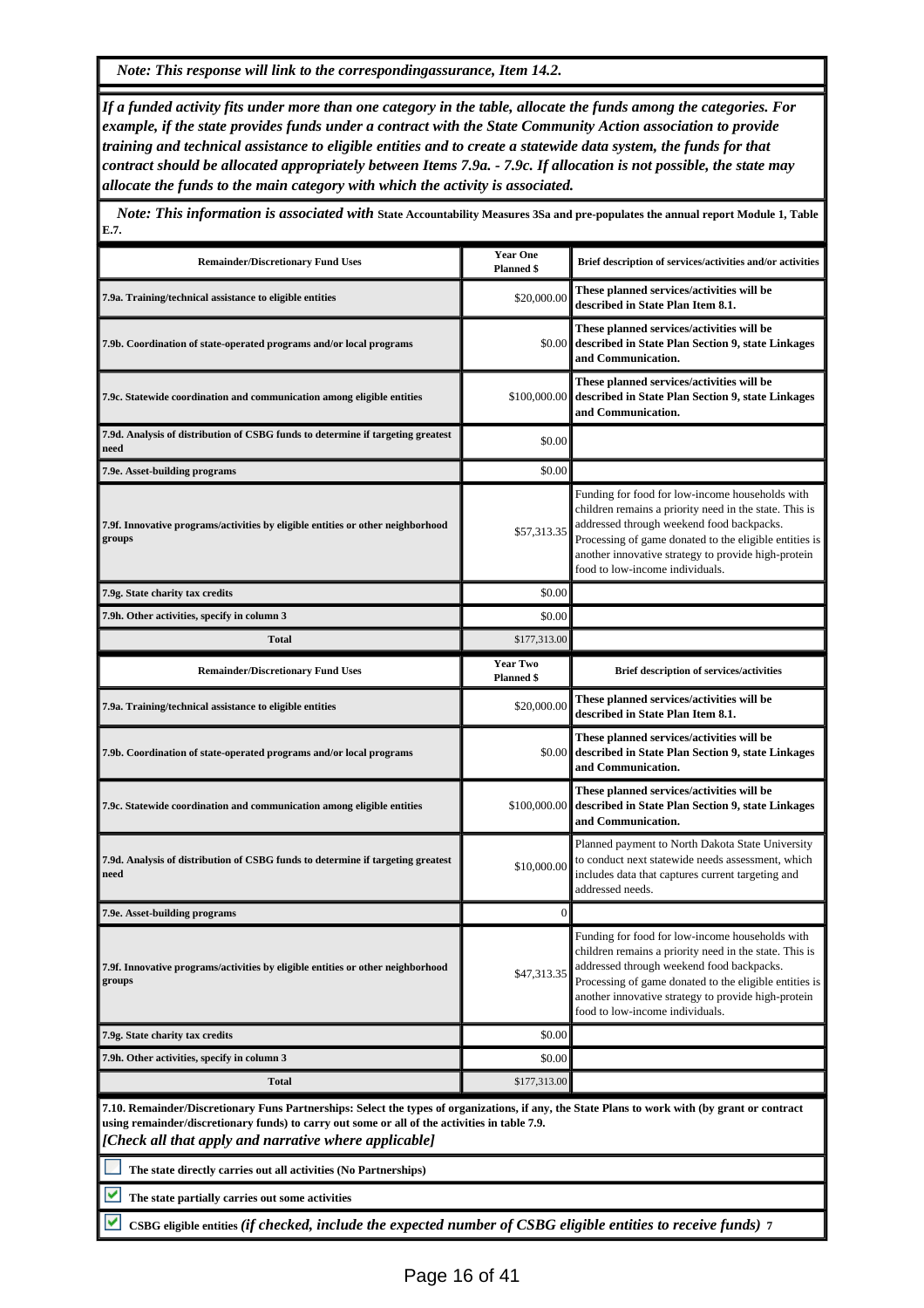*Note: This response will link to the correspondingassurance, Item 14.2.*

***If a funded activity fits under more than one category in the table, allocate the funds among the categories. For example, if the state provides funds under a contract with the State Community Action association to provide training and technical assistance to eligible entities and to create a statewide data system, the funds for that contract should be allocated appropriately between Items 7.9a. - 7.9c. If allocation is not possible, the state may allocate the funds to the main category with which the activity is associated.***

*Note: This information is associated with* **State Accountability Measures 3Sa and pre-populates the annual report Module 1, Table E.7.**

| Remainder/Discretionary Fund Uses | Year One Planned $ | Brief description of services/activities and/or activities |
|---|---|---|
| 7.9a. Training/technical assistance to eligible entities | $20,000.00 | **These planned services/activities will be described in State Plan Item 8.1.** |
| 7.9b. Coordination of state-operated programs and/or local programs | $0.00 | **These planned services/activities will be described in State Plan Section 9, state Linkages and Communication.** |
| 7.9c. Statewide coordination and communication among eligible entities | $100,000.00 | **These planned services/activities will be described in State Plan Section 9, state Linkages and Communication.** |
| 7.9d. Analysis of distribution of CSBG funds to determine if targeting greatest need | $0.00 | |
| 7.9e. Asset-building programs | $0.00 | |
| 7.9f. Innovative programs/activities by eligible entities or other neighborhood groups | $57,313.35 | Funding for food for low-income households with children remains a priority need in the state. This is addressed through weekend food backpacks. Processing of game donated to the eligible entities is another innovative strategy to provide high-protein food to low-income individuals. |
| 7.9g. State charity tax credits | $0.00 | |
| 7.9h. Other activities, specify in column 3 | $0.00 | |
| **Total** | $177,313.00 | |

| Remainder/Discretionary Fund Uses | Year Two Planned $ | Brief description of services/activities |
|---|---|---|
| 7.9a. Training/technical assistance to eligible entities | $20,000.00 | **These planned services/activities will be described in State Plan Item 8.1.** |
| 7.9b. Coordination of state-operated programs and/or local programs | $0.00 | **These planned services/activities will be described in State Plan Section 9, state Linkages and Communication.** |
| 7.9c. Statewide coordination and communication among eligible entities | $100,000.00 | **These planned services/activities will be described in State Plan Section 9, state Linkages and Communication.** |
| 7.9d. Analysis of distribution of CSBG funds to determine if targeting greatest need | $10,000.00 | Planned payment to North Dakota State University to conduct next statewide needs assessment, which includes data that captures current targeting and addressed needs. |
| 7.9e. Asset-building programs | 0 | |
| 7.9f. Innovative programs/activities by eligible entities or other neighborhood groups | $47,313.35 | Funding for food for low-income households with children remains a priority need in the state. This is addressed through weekend food backpacks. Processing of game donated to the eligible entities is another innovative strategy to provide high-protein food to low-income individuals. |
| 7.9g. State charity tax credits | $0.00 | |
| 7.9h. Other activities, specify in column 3 | $0.00 | |
| **Total** | $177,313.00 | |

**7.10. Remainder/Discretionary Funs Partnerships: Select the types of organizations, if any, the State Plans to work with (by grant or contract using remainder/discretionary funds) to carry out some or all of the activities in table 7.9.**
***[Check all that apply and narrative where applicable]***

- [ ] **The state directly carries out all activities (No Partnerships)**
- [x] **The state partially carries out some activities**
- [x] **CSBG eligible entities** ***(if checked, include the expected number of CSBG eligible entities to receive funds)*** **7**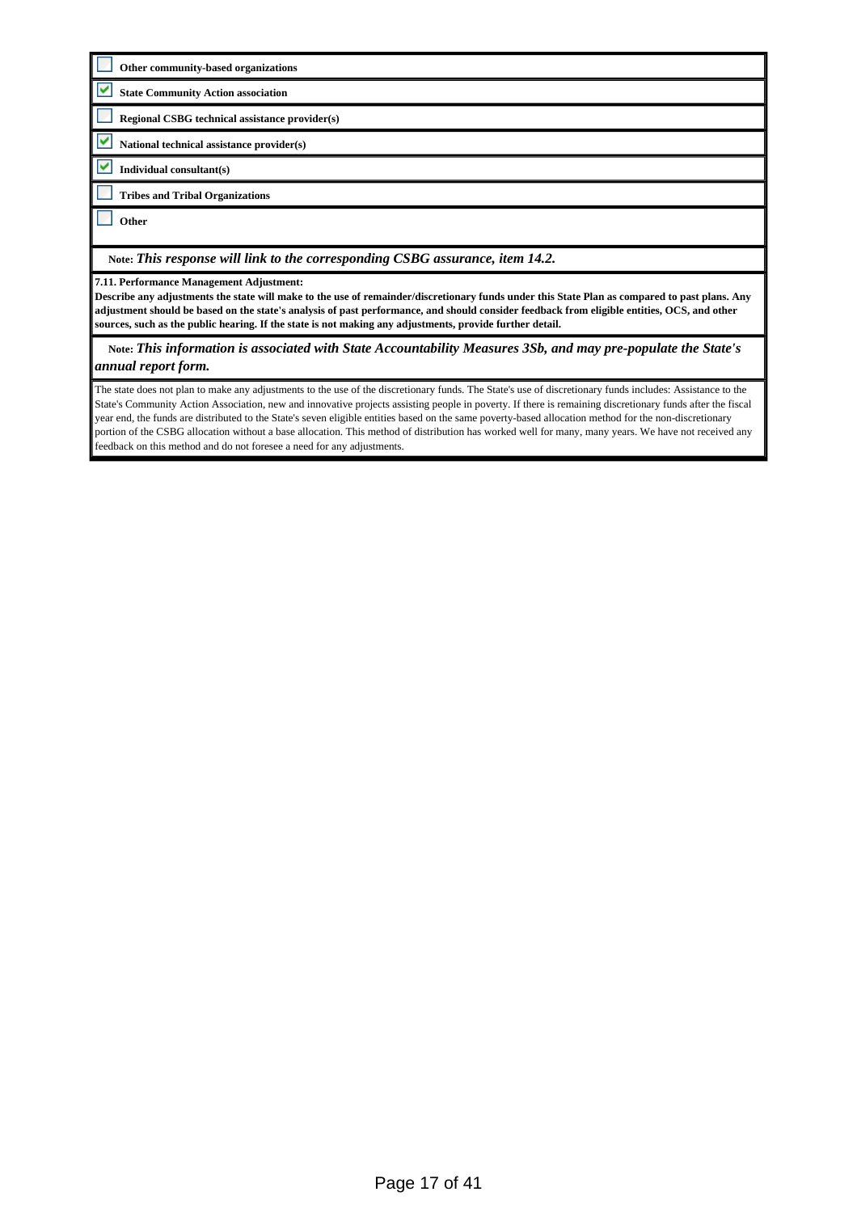- [ ] **Other community-based organizations**
- [x] **State Community Action association**
- [ ] **Regional CSBG technical assistance provider(s)**
- [x] **National technical assistance provider(s)**
- [x] **Individual consultant(s)**
- [ ] **Tribes and Tribal Organizations**
- [ ] **Other**

**Note:** ***This response will link to the corresponding CSBG assurance, item 14.2.***

**7.11. Performance Management Adjustment:**
**Describe any adjustments the state will make to the use of remainder/discretionary funds under this State Plan as compared to past plans. Any adjustment should be based on the state's analysis of past performance, and should consider feedback from eligible entities, OCS, and other sources, such as the public hearing. If the state is not making any adjustments, provide further detail.**

**Note:** ***This information is associated with State Accountability Measures 3Sb, and may pre-populate the State's annual report form.***

The state does not plan to make any adjustments to the use of the discretionary funds. The State's use of discretionary funds includes: Assistance to the State's Community Action Association, new and innovative projects assisting people in poverty. If there is remaining discretionary funds after the fiscal year end, the funds are distributed to the State's seven eligible entities based on the same poverty-based allocation method for the non-discretionary portion of the CSBG allocation without a base allocation. This method of distribution has worked well for many, many years. We have not received any feedback on this method and do not foresee a need for any adjustments.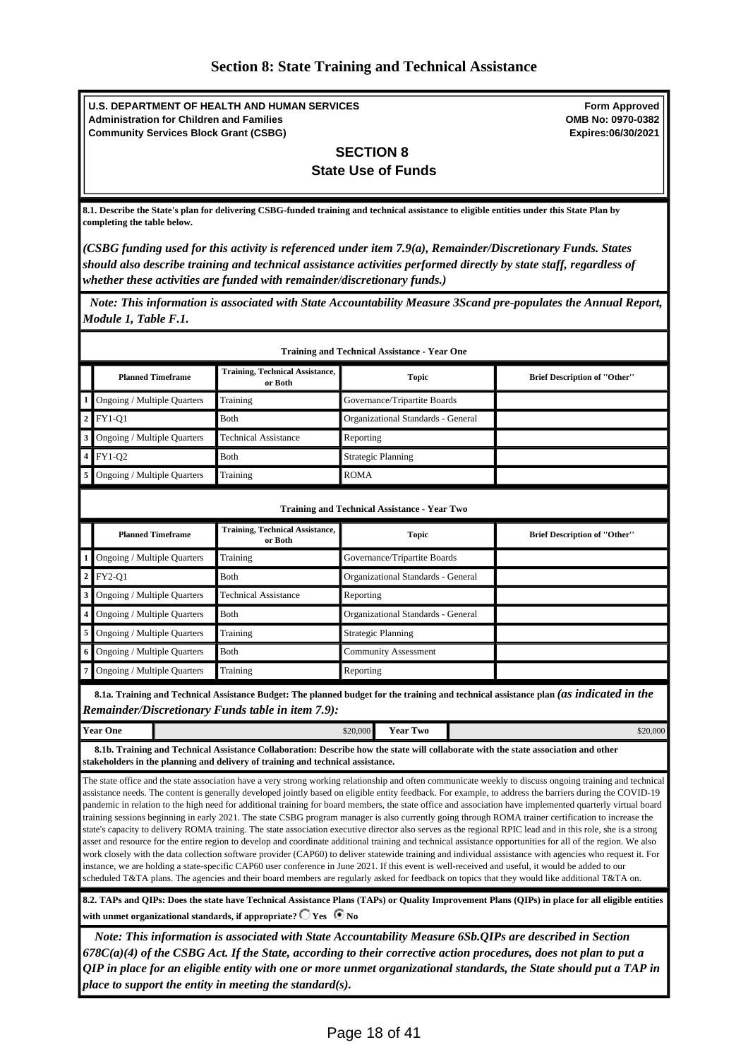# Section 8: State Training and Technical Assistance

**U.S. DEPARTMENT OF HEALTH AND HUMAN SERVICES**
**Administration for Children and Families**
**Community Services Block Grant (CSBG)**

**Form Approved**
**OMB No: 0970-0382**
**Expires:06/30/2021**

## SECTION 8
## State Use of Funds

**8.1. Describe the State's plan for delivering CSBG-funded training and technical assistance to eligible entities under this State Plan by completing the table below.**

***(CSBG funding used for this activity is referenced under item 7.9(a), Remainder/Discretionary Funds. States should also describe training and technical assistance activities performed directly by state staff, regardless of whether these activities are funded with remainder/discretionary funds.)***

***Note: This information is associated with State Accountability Measure 3Scand pre-populates the Annual Report, Module 1, Table F.1.***

**Training and Technical Assistance - Year One**

| | Planned Timeframe | Training, Technical Assistance, or Both | Topic | Brief Description of "Other" |
|---|---|---|---|---|
| 1 | Ongoing / Multiple Quarters | Training | Governance/Tripartite Boards | |
| 2 | FY1-Q1 | Both | Organizational Standards - General | |
| 3 | Ongoing / Multiple Quarters | Technical Assistance | Reporting | |
| 4 | FY1-Q2 | Both | Strategic Planning | |
| 5 | Ongoing / Multiple Quarters | Training | ROMA | |

**Training and Technical Assistance - Year Two**

| | Planned Timeframe | Training, Technical Assistance, or Both | Topic | Brief Description of "Other" |
|---|---|---|---|---|
| 1 | Ongoing / Multiple Quarters | Training | Governance/Tripartite Boards | |
| 2 | FY2-Q1 | Both | Organizational Standards - General | |
| 3 | Ongoing / Multiple Quarters | Technical Assistance | Reporting | |
| 4 | Ongoing / Multiple Quarters | Both | Organizational Standards - General | |
| 5 | Ongoing / Multiple Quarters | Training | Strategic Planning | |
| 6 | Ongoing / Multiple Quarters | Both | Community Assessment | |
| 7 | Ongoing / Multiple Quarters | Training | Reporting | |

**8.1a. Training and Technical Assistance Budget: The planned budget for the training and technical assistance plan *(as indicated in the Remainder/Discretionary Funds table in item 7.9):***

| Year One | $20,000 | Year Two | $20,000 |
|---|---|---|---|

**8.1b. Training and Technical Assistance Collaboration: Describe how the state will collaborate with the state association and other stakeholders in the planning and delivery of training and technical assistance.**

The state office and the state association have a very strong working relationship and often communicate weekly to discuss ongoing training and technical assistance needs. The content is generally developed jointly based on eligible entity feedback. For example, to address the barriers during the COVID-19 pandemic in relation to the high need for additional training for board members, the state office and association have implemented quarterly virtual board training sessions beginning in early 2021. The state CSBG program manager is also currently going through ROMA trainer certification to increase the state's capacity to delivery ROMA training. The state association executive director also serves as the regional RPIC lead and in this role, she is a strong asset and resource for the entire region to develop and coordinate additional training and technical assistance opportunities for all of the region. We also work closely with the data collection software provider (CAP60) to deliver statewide training and individual assistance with agencies who request it. For instance, we are holding a state-specific CAP60 user conference in June 2021. If this event is well-received and useful, it would be added to our scheduled T&TA plans. The agencies and their board members are regularly asked for feedback on topics that they would like additional T&TA on.

**8.2. TAPs and QIPs: Does the state have Technical Assistance Plans (TAPs) or Quality Improvement Plans (QIPs) in place for all eligible entities with unmet organizational standards, if appropriate?** ○ **Yes** ● **No**

***Note: This information is associated with State Accountability Measure 6Sb.QIPs are described in Section 678C(a)(4) of the CSBG Act. If the State, according to their corrective action procedures, does not plan to put a QIP in place for an eligible entity with one or more unmet organizational standards, the State should put a TAP in place to support the entity in meeting the standard(s).***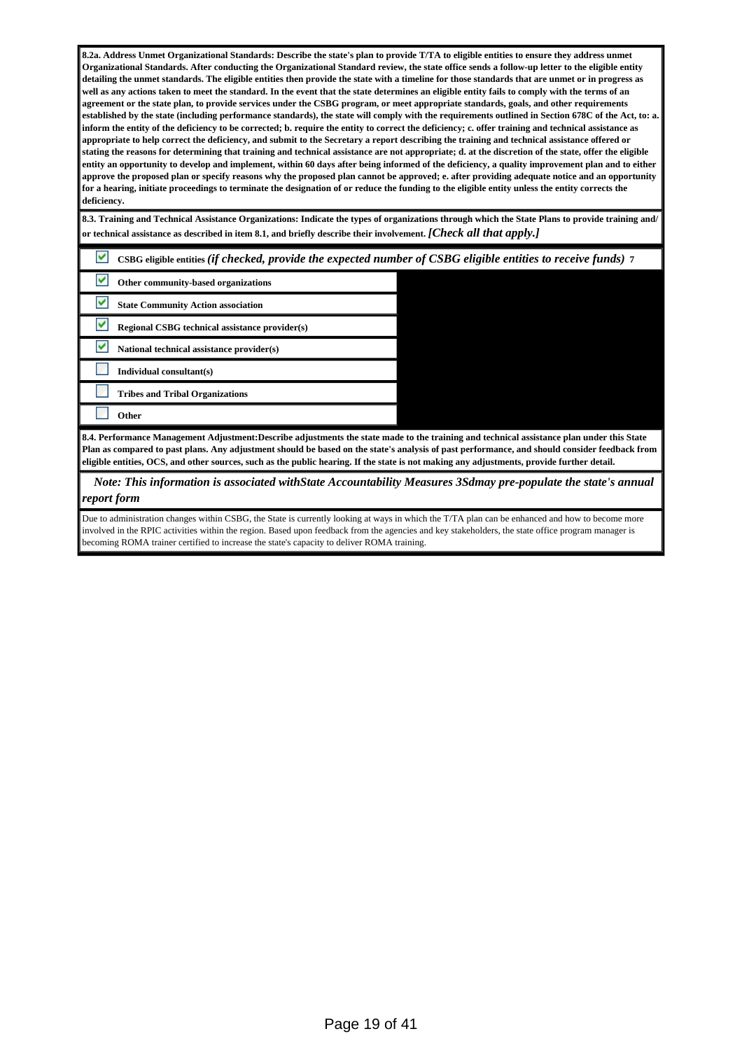**8.2a. Address Unmet Organizational Standards: Describe the state's plan to provide T/TA to eligible entities to ensure they address unmet Organizational Standards. After conducting the Organizational Standard review, the state office sends a follow-up letter to the eligible entity detailing the unmet standards. The eligible entities then provide the state with a timeline for those standards that are unmet or in progress as well as any actions taken to meet the standard. In the event that the state determines an eligible entity fails to comply with the terms of an agreement or the state plan, to provide services under the CSBG program, or meet appropriate standards, goals, and other requirements established by the state (including performance standards), the state will comply with the requirements outlined in Section 678C of the Act, to: a. inform the entity of the deficiency to be corrected; b. require the entity to correct the deficiency; c. offer training and technical assistance as appropriate to help correct the deficiency, and submit to the Secretary a report describing the training and technical assistance offered or stating the reasons for determining that training and technical assistance are not appropriate; d. at the discretion of the state, offer the eligible entity an opportunity to develop and implement, within 60 days after being informed of the deficiency, a quality improvement plan and to either approve the proposed plan or specify reasons why the proposed plan cannot be approved; e. after providing adequate notice and an opportunity for a hearing, initiate proceedings to terminate the designation of or reduce the funding to the eligible entity unless the entity corrects the deficiency.**

**8.3. Training and Technical Assistance Organizations: Indicate the types of organizations through which the State Plans to provide training and/ or technical assistance as described in item 8.1, and briefly describe their involvement.** *[Check all that apply.]*

- [x] **CSBG eligible entities** *(if checked, provide the expected number of CSBG eligible entities to receive funds)* **7**
- [x] **Other community-based organizations**
- [x] **State Community Action association**
- [x] **Regional CSBG technical assistance provider(s)**
- [x] **National technical assistance provider(s)**
- [ ] **Individual consultant(s)**
- [ ] **Tribes and Tribal Organizations**
- [ ] **Other**

**8.4. Performance Management Adjustment:Describe adjustments the state made to the training and technical assistance plan under this State Plan as compared to past plans. Any adjustment should be based on the state's analysis of past performance, and should consider feedback from eligible entities, OCS, and other sources, such as the public hearing. If the state is not making any adjustments, provide further detail.**

*Note: This information is associated withState Accountability Measures 3Sdmay pre-populate the state's annual report form*

Due to administration changes within CSBG, the State is currently looking at ways in which the T/TA plan can be enhanced and how to become more involved in the RPIC activities within the region. Based upon feedback from the agencies and key stakeholders, the state office program manager is becoming ROMA trainer certified to increase the state's capacity to deliver ROMA training.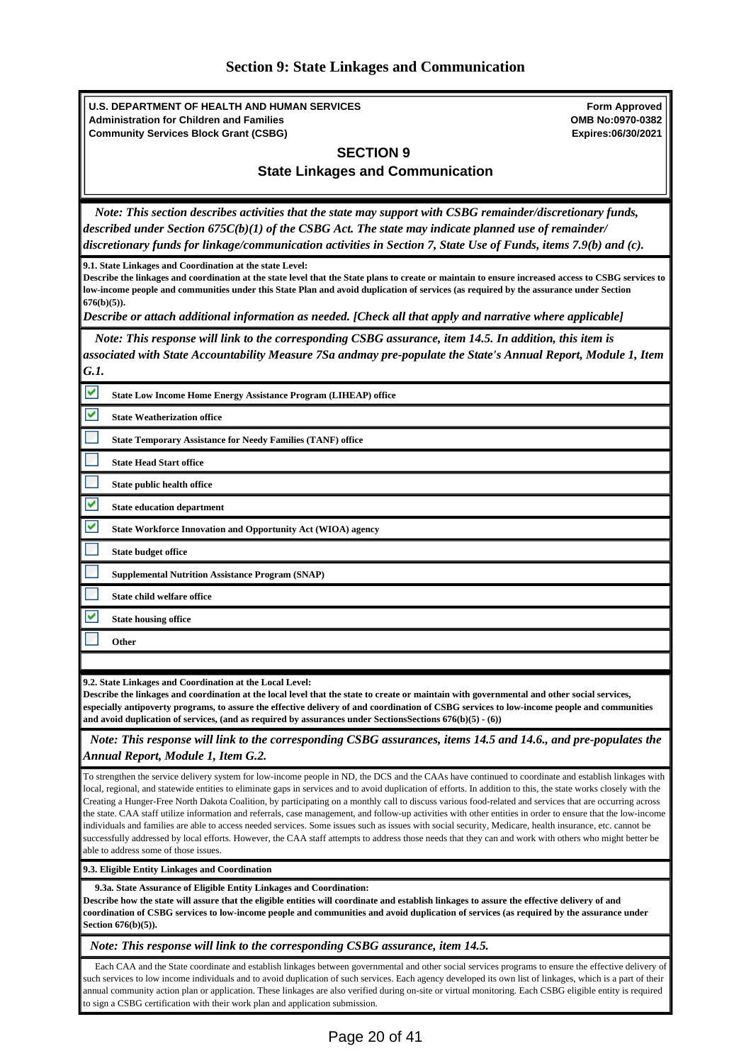# Section 9: State Linkages and Communication

**U.S. DEPARTMENT OF HEALTH AND HUMAN SERVICES**
**Administration for Children and Families**
**Community Services Block Grant (CSBG)**

**Form Approved**
**OMB No:0970-0382**
**Expires:06/30/2021**

## SECTION 9

## State Linkages and Communication

*Note: This section describes activities that the state may support with CSBG remainder/discretionary funds, described under Section 675C(b)(1) of the CSBG Act. The state may indicate planned use of remainder/ discretionary funds for linkage/communication activities in Section 7, State Use of Funds, items 7.9(b) and (c).*

**9.1. State Linkages and Coordination at the state Level:**
**Describe the linkages and coordination at the state level that the State plans to create or maintain to ensure increased access to CSBG services to low-income people and communities under this State Plan and avoid duplication of services (as required by the assurance under Section 676(b)(5)).**

***Describe or attach additional information as needed. [Check all that apply and narrative where applicable]***

*Note: This response will link to the corresponding CSBG assurance, item 14.5. In addition, this item is associated with State Accountability Measure 7Sa andmay pre-populate the State's Annual Report, Module 1, Item G.1.*

- [x] State Low Income Home Energy Assistance Program (LIHEAP) office
- [x] State Weatherization office
- [ ] State Temporary Assistance for Needy Families (TANF) office
- [ ] State Head Start office
- [ ] State public health office
- [x] State education department
- [x] State Workforce Innovation and Opportunity Act (WIOA) agency
- [ ] State budget office
- [ ] Supplemental Nutrition Assistance Program (SNAP)
- [ ] State child welfare office
- [x] State housing office
- [ ] Other

**9.2. State Linkages and Coordination at the Local Level:**
**Describe the linkages and coordination at the local level that the state to create or maintain with governmental and other social services, especially antipoverty programs, to assure the effective delivery of and coordination of CSBG services to low-income people and communities and avoid duplication of services, (and as required by assurances under SectionsSections 676(b)(5) - (6))**

*Note: This response will link to the corresponding CSBG assurances, items 14.5 and 14.6., and pre-populates the Annual Report, Module 1, Item G.2.*

To strengthen the service delivery system for low-income people in ND, the DCS and the CAAs have continued to coordinate and establish linkages with local, regional, and statewide entities to eliminate gaps in services and to avoid duplication of efforts. In addition to this, the state works closely with the Creating a Hunger-Free North Dakota Coalition, by participating on a monthly call to discuss various food-related and services that are occurring across the state. CAA staff utilize information and referrals, case management, and follow-up activities with other entities in order to ensure that the low-income individuals and families are able to access needed services. Some issues such as issues with social security, Medicare, health insurance, etc. cannot be successfully addressed by local efforts. However, the CAA staff attempts to address those needs that they can and work with others who might better be able to address some of those issues.

**9.3. Eligible Entity Linkages and Coordination**

**9.3a. State Assurance of Eligible Entity Linkages and Coordination:**
**Describe how the state will assure that the eligible entities will coordinate and establish linkages to assure the effective delivery of and coordination of CSBG services to low-income people and communities and avoid duplication of services (as required by the assurance under Section 676(b)(5)).**

*Note: This response will link to the corresponding CSBG assurance, item 14.5.*

Each CAA and the State coordinate and establish linkages between governmental and other social services programs to ensure the effective delivery of such services to low income individuals and to avoid duplication of such services. Each agency developed its own list of linkages, which is a part of their annual community action plan or application. These linkages are also verified during on-site or virtual monitoring. Each CSBG eligible entity is required to sign a CSBG certification with their work plan and application submission.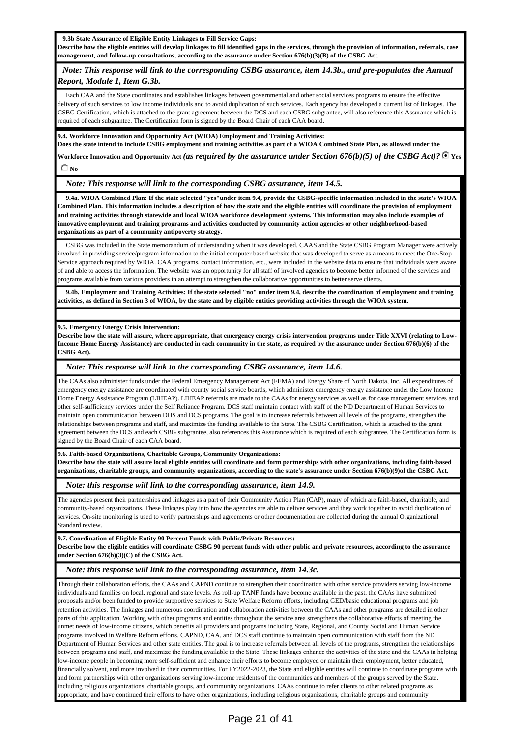**9.3b State Assurance of Eligible Entity Linkages to Fill Service Gaps:**
**Describe how the eligible entities will develop linkages to fill identified gaps in the services, through the provision of information, referrals, case management, and follow-up consultations, according to the assurance under Section 676(b)(3)(B) of the CSBG Act.**

***Note: This response will link to the corresponding CSBG assurance, item 14.3b., and pre-populates the Annual Report, Module 1, Item G.3b.***

Each CAA and the State coordinates and establishes linkages between governmental and other social services programs to ensure the effective delivery of such services to low income individuals and to avoid duplication of such services. Each agency has developed a current list of linkages. The CSBG Certification, which is attached to the grant agreement between the DCS and each CSBG subgrantee, will also reference this Assurance which is required of each subgrantee. The Certification form is signed by the Board Chair of each CAA board.

**9.4. Workforce Innovation and Opportunity Act (WIOA) Employment and Training Activities:**
**Does the state intend to include CSBG employment and training activities as part of a WIOA Combined State Plan, as allowed under the Workforce Innovation and Opportunity Act *(as required by the assurance under Section 676(b)(5) of the CSBG Act)?*** ◉ **Yes** ○ **No**

***Note: This response will link to the corresponding CSBG assurance, item 14.5.***

**9.4a. WIOA Combined Plan: If the state selected "yes"under item 9.4, provide the CSBG-specific information included in the state's WIOA Combined Plan. This information includes a description of how the state and the eligible entities will coordinate the provision of employment and training activities through statewide and local WIOA workforce development systems. This information may also include examples of innovative employment and training programs and activities conducted by community action agencies or other neighborhood-based organizations as part of a community antipoverty strategy.**

CSBG was included in the State memorandum of understanding when it was developed. CAAS and the State CSBG Program Manager were actively involved in providing service/program information to the initial computer based website that was developed to serve as a means to meet the One-Stop Service approach required by WIOA. CAA programs, contact information, etc., were included in the website data to ensure that individuals were aware of and able to access the information. The website was an opportunity for all staff of involved agencies to become better informed of the services and programs available from various providers in an attempt to strengthen the collaborative opportunities to better serve clients.

**9.4b. Employment and Training Activities: If the state selected "no" under item 9.4, describe the coordination of employment and training activities, as defined in Section 3 of WIOA, by the state and by eligible entities providing activities through the WIOA system.**

**9.5. Emergency Energy Crisis Intervention:**
**Describe how the state will assure, where appropriate, that emergency energy crisis intervention programs under Title XXVI (relating to Low-Income Home Energy Assistance) are conducted in each community in the state, as required by the assurance under Section 676(b)(6) of the CSBG Act).**

***Note: This response will link to the corresponding CSBG assurance, item 14.6.***

The CAAs also administer funds under the Federal Emergency Management Act (FEMA) and Energy Share of North Dakota, Inc. All expenditures of emergency energy assistance are coordinated with county social service boards, which administer emergency energy assistance under the Low Income Home Energy Assistance Program (LIHEAP). LIHEAP referrals are made to the CAAs for energy services as well as for case management services and other self-sufficiency services under the Self Reliance Program. DCS staff maintain contact with staff of the ND Department of Human Services to maintain open communication between DHS and DCS programs. The goal is to increase referrals between all levels of the programs, strengthen the relationships between programs and staff, and maximize the funding available to the State. The CSBG Certification, which is attached to the grant agreement between the DCS and each CSBG subgrantee, also references this Assurance which is required of each subgrantee. The Certification form is signed by the Board Chair of each CAA board.

**9.6. Faith-based Organizations, Charitable Groups, Community Organizations:**
**Describe how the state will assure local eligible entities will coordinate and form partnerships with other organizations, including faith-based organizations, charitable groups, and community organizations, according to the state's assurance under Section 676(b)(9)of the CSBG Act.**

***Note: this response will link to the corresponding assurance, item 14.9.***

The agencies present their partnerships and linkages as a part of their Community Action Plan (CAP), many of which are faith-based, charitable, and community-based organizations. These linkages play into how the agencies are able to deliver services and they work together to avoid duplication of services. On-site monitoring is used to verify partnerships and agreements or other documentation are collected during the annual Organizational Standard review.

**9.7. Coordination of Eligible Entity 90 Percent Funds with Public/Private Resources:**
**Describe how the eligible entities will coordinate CSBG 90 percent funds with other public and private resources, according to the assurance under Section 676(b)(3)(C) of the CSBG Act.**

***Note: this response will link to the corresponding assurance, item 14.3c.***

Through their collaboration efforts, the CAAs and CAPND continue to strengthen their coordination with other service providers serving low-income individuals and families on local, regional and state levels. As roll-up TANF funds have become available in the past, the CAAs have submitted proposals and/or been funded to provide supportive services to State Welfare Reform efforts, including GED/basic educational programs and job retention activities. The linkages and numerous coordination and collaboration activities between the CAAs and other programs are detailed in other parts of this application. Working with other programs and entities throughout the service area strengthens the collaborative efforts of meeting the unmet needs of low-income citizens, which benefits all providers and programs including State, Regional, and County Social and Human Service programs involved in Welfare Reform efforts. CAPND, CAA, and DCS staff continue to maintain open communication with staff from the ND Department of Human Services and other state entities. The goal is to increase referrals between all levels of the programs, strengthen the relationships between programs and staff, and maximize the funding available to the State. These linkages enhance the activities of the state and the CAAs in helping low-income people in becoming more self-sufficient and enhance their efforts to become employed or maintain their employment, better educated, financially solvent, and more involved in their communities. For FY2022-2023, the State and eligible entities will continue to coordinate programs with and form partnerships with other organizations serving low-income residents of the communities and members of the groups served by the State, including religious organizations, charitable groups, and community organizations. CAAs continue to refer clients to other related programs as appropriate, and have continued their efforts to have other organizations, including religious organizations, charitable groups and community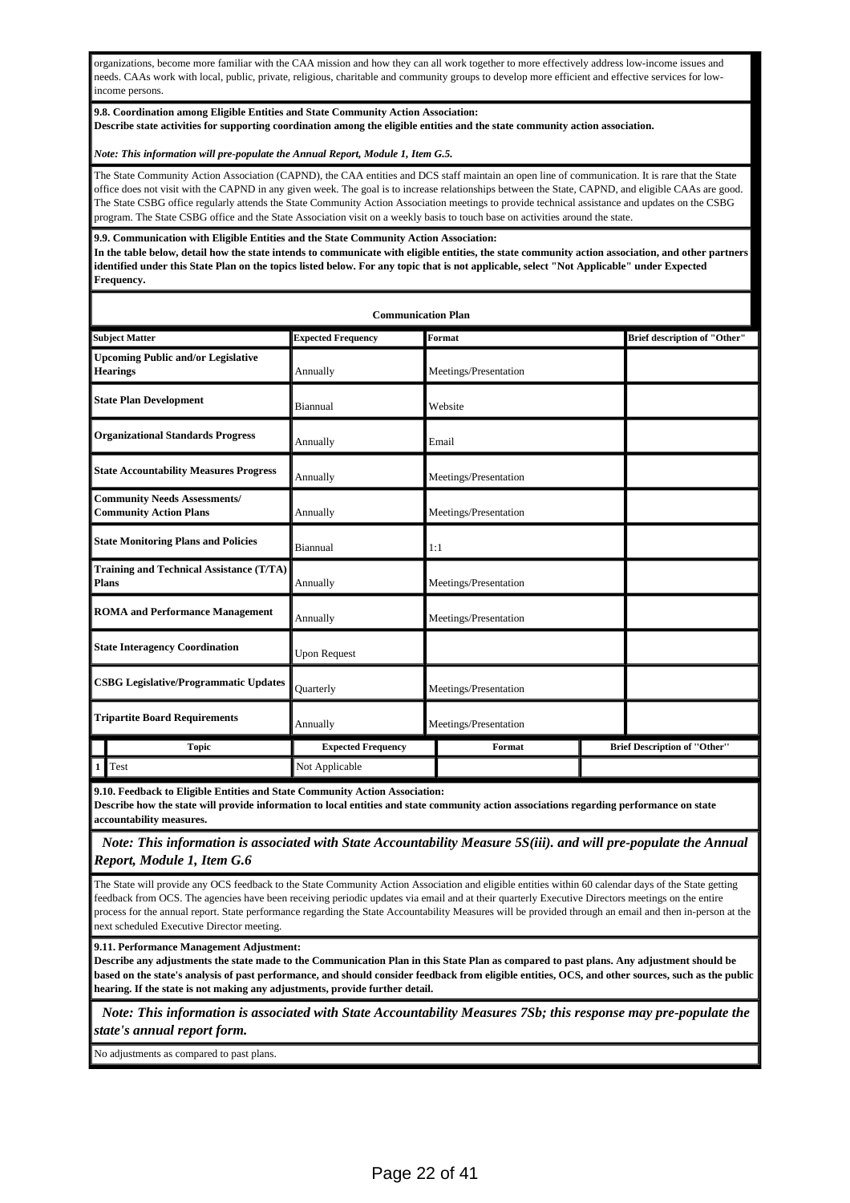organizations, become more familiar with the CAA mission and how they can all work together to more effectively address low-income issues and needs. CAAs work with local, public, private, religious, charitable and community groups to develop more efficient and effective services for low-income persons.

**9.8. Coordination among Eligible Entities and State Community Action Association:**
**Describe state activities for supporting coordination among the eligible entities and the state community action association.**

***Note: This information will pre-populate the Annual Report, Module 1, Item G.5.***

The State Community Action Association (CAPND), the CAA entities and DCS staff maintain an open line of communication. It is rare that the State office does not visit with the CAPND in any given week. The goal is to increase relationships between the State, CAPND, and eligible CAAs are good. The State CSBG office regularly attends the State Community Action Association meetings to provide technical assistance and updates on the CSBG program. The State CSBG office and the State Association visit on a weekly basis to touch base on activities around the state.

**9.9. Communication with Eligible Entities and the State Community Action Association:**
**In the table below, detail how the state intends to communicate with eligible entities, the state community action association, and other partners identified under this State Plan on the topics listed below. For any topic that is not applicable, select "Not Applicable" under Expected Frequency.**

**Communication Plan**

| Subject Matter | Expected Frequency | Format | Brief description of "Other" |
|---|---|---|---|
| **Upcoming Public and/or Legislative Hearings** | Annually | Meetings/Presentation | |
| **State Plan Development** | Biannual | Website | |
| **Organizational Standards Progress** | Annually | Email | |
| **State Accountability Measures Progress** | Annually | Meetings/Presentation | |
| **Community Needs Assessments/ Community Action Plans** | Annually | Meetings/Presentation | |
| **State Monitoring Plans and Policies** | Biannual | 1:1 | |
| **Training and Technical Assistance (T/TA) Plans** | Annually | Meetings/Presentation | |
| **ROMA and Performance Management** | Annually | Meetings/Presentation | |
| **State Interagency Coordination** | Upon Request | | |
| **CSBG Legislative/Programmatic Updates** | Quarterly | Meetings/Presentation | |
| **Tripartite Board Requirements** | Annually | Meetings/Presentation | |

| | Topic | Expected Frequency | Format | Brief Description of "Other" |
|---|---|---|---|---|
| 1 | Test | Not Applicable | | |

**9.10. Feedback to Eligible Entities and State Community Action Association:**
**Describe how the state will provide information to local entities and state community action associations regarding performance on state accountability measures.**

***Note: This information is associated with State Accountability Measure 5S(iii). and will pre-populate the Annual Report, Module 1, Item G.6***

The State will provide any OCS feedback to the State Community Action Association and eligible entities within 60 calendar days of the State getting feedback from OCS. The agencies have been receiving periodic updates via email and at their quarterly Executive Directors meetings on the entire process for the annual report. State performance regarding the State Accountability Measures will be provided through an email and then in-person at the next scheduled Executive Director meeting.

**9.11. Performance Management Adjustment:**
**Describe any adjustments the state made to the Communication Plan in this State Plan as compared to past plans. Any adjustment should be based on the state's analysis of past performance, and should consider feedback from eligible entities, OCS, and other sources, such as the public hearing. If the state is not making any adjustments, provide further detail.**

***Note: This information is associated with State Accountability Measures 7Sb; this response may pre-populate the state's annual report form.***

No adjustments as compared to past plans.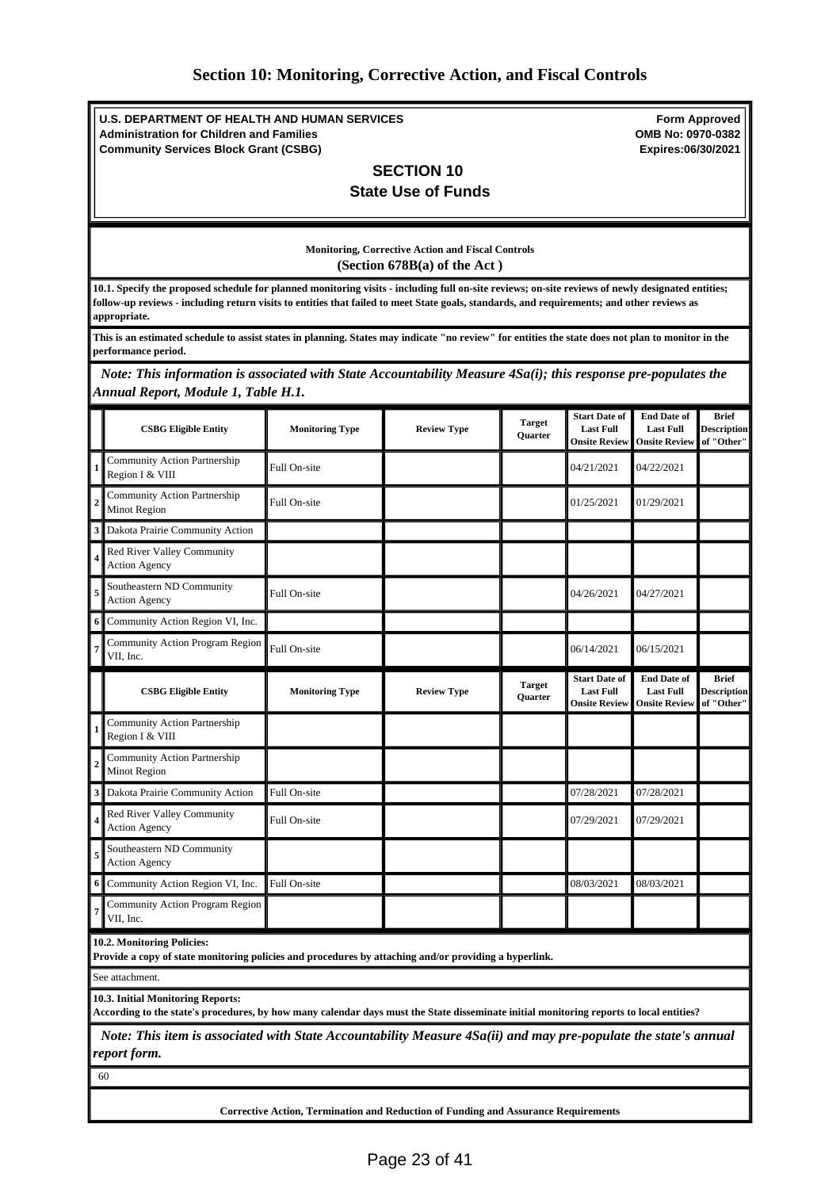# Section 10: Monitoring, Corrective Action, and Fiscal Controls

**U.S. DEPARTMENT OF HEALTH AND HUMAN SERVICES**
**Administration for Children and Families**
**Community Services Block Grant (CSBG)**

**Form Approved**
**OMB No: 0970-0382**
**Expires:06/30/2021**

## SECTION 10
## State Use of Funds

**Monitoring, Corrective Action and Fiscal Controls**
**(Section 678B(a) of the Act )**

**10.1. Specify the proposed schedule for planned monitoring visits - including full on-site reviews; on-site reviews of newly designated entities; follow-up reviews - including return visits to entities that failed to meet State goals, standards, and requirements; and other reviews as appropriate.**

**This is an estimated schedule to assist states in planning. States may indicate "no review" for entities the state does not plan to monitor in the performance period.**

***Note: This information is associated with State Accountability Measure 4Sa(i); this response pre-populates the Annual Report, Module 1, Table H.1.***

| | CSBG Eligible Entity | Monitoring Type | Review Type | Target Quarter | Start Date of Last Full Onsite Review | End Date of Last Full Onsite Review | Brief Description of "Other" |
|---|---|---|---|---|---|---|---|
| 1 | Community Action Partnership Region I & VIII | Full On-site | | | 04/21/2021 | 04/22/2021 | |
| 2 | Community Action Partnership Minot Region | Full On-site | | | 01/25/2021 | 01/29/2021 | |
| 3 | Dakota Prairie Community Action | | | | | | |
| 4 | Red River Valley Community Action Agency | | | | | | |
| 5 | Southeastern ND Community Action Agency | Full On-site | | | 04/26/2021 | 04/27/2021 | |
| 6 | Community Action Region VI, Inc. | | | | | | |
| 7 | Community Action Program Region VII, Inc. | Full On-site | | | 06/14/2021 | 06/15/2021 | |

| | CSBG Eligible Entity | Monitoring Type | Review Type | Target Quarter | Start Date of Last Full Onsite Review | End Date of Last Full Onsite Review | Brief Description of "Other" |
|---|---|---|---|---|---|---|---|
| 1 | Community Action Partnership Region I & VIII | | | | | | |
| 2 | Community Action Partnership Minot Region | | | | | | |
| 3 | Dakota Prairie Community Action | Full On-site | | | 07/28/2021 | 07/28/2021 | |
| 4 | Red River Valley Community Action Agency | Full On-site | | | 07/29/2021 | 07/29/2021 | |
| 5 | Southeastern ND Community Action Agency | | | | | | |
| 6 | Community Action Region VI, Inc. | Full On-site | | | 08/03/2021 | 08/03/2021 | |
| 7 | Community Action Program Region VII, Inc. | | | | | | |

**10.2. Monitoring Policies:**
**Provide a copy of state monitoring policies and procedures by attaching and/or providing a hyperlink.**

See attachment.

**10.3. Initial Monitoring Reports:**
**According to the state's procedures, by how many calendar days must the State disseminate initial monitoring reports to local entities?**

***Note: This item is associated with State Accountability Measure 4Sa(ii) and may pre-populate the state's annual report form.***

60

**Corrective Action, Termination and Reduction of Funding and Assurance Requirements**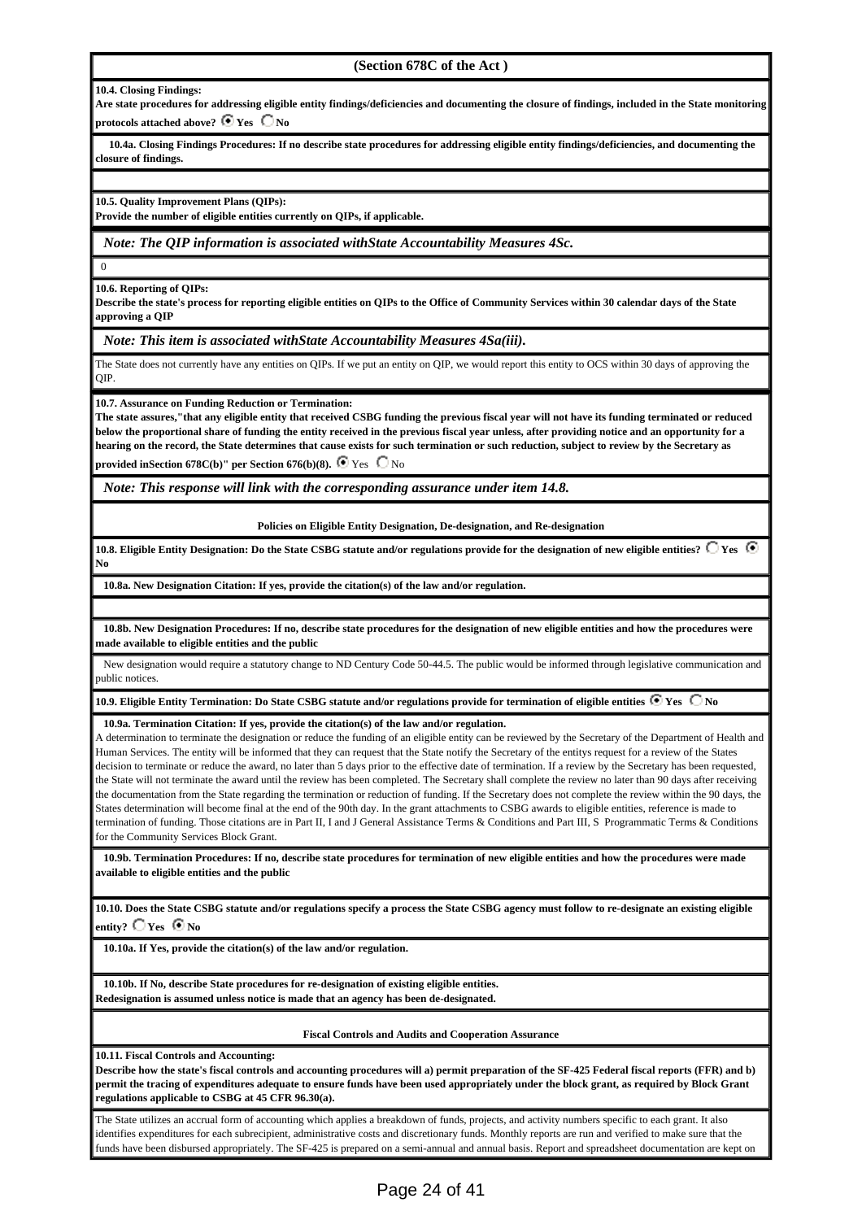**(Section 678C of the Act )**

**10.4. Closing Findings:**
**Are state procedures for addressing eligible entity findings/deficiencies and documenting the closure of findings, included in the State monitoring protocols attached above?** ◉ **Yes** ○ **No**

**10.4a. Closing Findings Procedures: If no describe state procedures for addressing eligible entity findings/deficiencies, and documenting the closure of findings.**

**10.5. Quality Improvement Plans (QIPs):**
**Provide the number of eligible entities currently on QIPs, if applicable.**

*Note: The QIP information is associated withState Accountability Measures 4Sc.*

0

**10.6. Reporting of QIPs:**
**Describe the state's process for reporting eligible entities on QIPs to the Office of Community Services within 30 calendar days of the State approving a QIP**

*Note: This item is associated withState Accountability Measures 4Sa(iii).*

The State does not currently have any entities on QIPs. If we put an entity on QIP, we would report this entity to OCS within 30 days of approving the QIP.

**10.7. Assurance on Funding Reduction or Termination:**
**The state assures,"that any eligible entity that received CSBG funding the previous fiscal year will not have its funding terminated or reduced below the proportional share of funding the entity received in the previous fiscal year unless, after providing notice and an opportunity for a hearing on the record, the State determines that cause exists for such termination or such reduction, subject to review by the Secretary as provided inSection 678C(b)" per Section 676(b)(8).** ◉ Yes ○ No

*Note: This response will link with the corresponding assurance under item 14.8.*

**Policies on Eligible Entity Designation, De-designation, and Re-designation**

**10.8. Eligible Entity Designation: Do the State CSBG statute and/or regulations provide for the designation of new eligible entities?** ○ **Yes** ◉ **No**

**10.8a. New Designation Citation: If yes, provide the citation(s) of the law and/or regulation.**

**10.8b. New Designation Procedures: If no, describe state procedures for the designation of new eligible entities and how the procedures were made available to eligible entities and the public**

New designation would require a statutory change to ND Century Code 50-44.5. The public would be informed through legislative communication and public notices.

**10.9. Eligible Entity Termination: Do State CSBG statute and/or regulations provide for termination of eligible entities** ◉ **Yes** ○ **No**

**10.9a. Termination Citation: If yes, provide the citation(s) of the law and/or regulation.**
A determination to terminate the designation or reduce the funding of an eligible entity can be reviewed by the Secretary of the Department of Health and Human Services. The entity will be informed that they can request that the State notify the Secretary of the entitys request for a review of the States decision to terminate or reduce the award, no later than 5 days prior to the effective date of termination. If a review by the Secretary has been requested, the State will not terminate the award until the review has been completed. The Secretary shall complete the review no later than 90 days after receiving the documentation from the State regarding the termination or reduction of funding. If the Secretary does not complete the review within the 90 days, the States determination will become final at the end of the 90th day. In the grant attachments to CSBG awards to eligible entities, reference is made to termination of funding. Those citations are in Part II, I and J General Assistance Terms & Conditions and Part III, S Programmatic Terms & Conditions for the Community Services Block Grant.

**10.9b. Termination Procedures: If no, describe state procedures for termination of new eligible entities and how the procedures were made available to eligible entities and the public**

**10.10. Does the State CSBG statute and/or regulations specify a process the State CSBG agency must follow to re-designate an existing eligible entity?** ○ **Yes** ◉ **No**

**10.10a. If Yes, provide the citation(s) of the law and/or regulation.**

**10.10b. If No, describe State procedures for re-designation of existing eligible entities.**
**Redesignation is assumed unless notice is made that an agency has been de-designated.**

**Fiscal Controls and Audits and Cooperation Assurance**

**10.11. Fiscal Controls and Accounting:**
**Describe how the state's fiscal controls and accounting procedures will a) permit preparation of the SF-425 Federal fiscal reports (FFR) and b) permit the tracing of expenditures adequate to ensure funds have been used appropriately under the block grant, as required by Block Grant regulations applicable to CSBG at 45 CFR 96.30(a).**

The State utilizes an accrual form of accounting which applies a breakdown of funds, projects, and activity numbers specific to each grant. It also identifies expenditures for each subrecipient, administrative costs and discretionary funds. Monthly reports are run and verified to make sure that the funds have been disbursed appropriately. The SF-425 is prepared on a semi-annual and annual basis. Report and spreadsheet documentation are kept on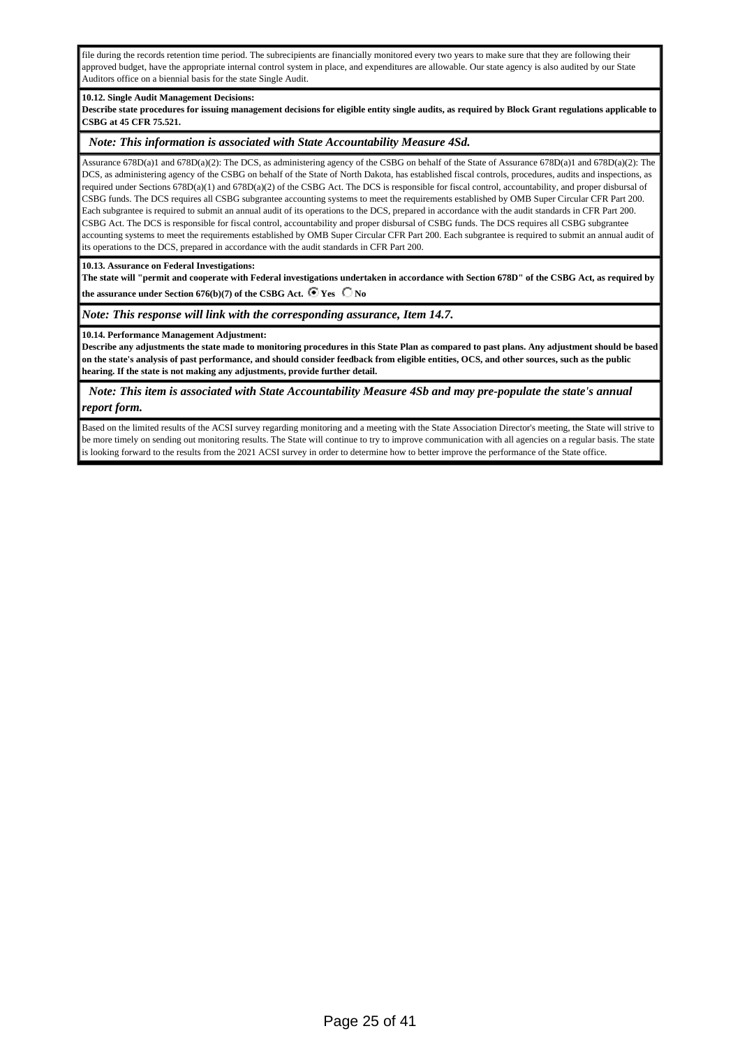file during the records retention time period. The subrecipients are financially monitored every two years to make sure that they are following their approved budget, have the appropriate internal control system in place, and expenditures are allowable. Our state agency is also audited by our State Auditors office on a biennial basis for the state Single Audit.

**10.12. Single Audit Management Decisions:**

**Describe state procedures for issuing management decisions for eligible entity single audits, as required by Block Grant regulations applicable to CSBG at 45 CFR 75.521.**

***Note: This information is associated with State Accountability Measure 4Sd.***

Assurance 678D(a)1 and 678D(a)(2): The DCS, as administering agency of the CSBG on behalf of the State of Assurance 678D(a)1 and 678D(a)(2): The DCS, as administering agency of the CSBG on behalf of the State of North Dakota, has established fiscal controls, procedures, audits and inspections, as required under Sections 678D(a)(1) and 678D(a)(2) of the CSBG Act. The DCS is responsible for fiscal control, accountability, and proper disbursal of CSBG funds. The DCS requires all CSBG subgrantee accounting systems to meet the requirements established by OMB Super Circular CFR Part 200. Each subgrantee is required to submit an annual audit of its operations to the DCS, prepared in accordance with the audit standards in CFR Part 200. CSBG Act. The DCS is responsible for fiscal control, accountability and proper disbursal of CSBG funds. The DCS requires all CSBG subgrantee accounting systems to meet the requirements established by OMB Super Circular CFR Part 200. Each subgrantee is required to submit an annual audit of its operations to the DCS, prepared in accordance with the audit standards in CFR Part 200.

**10.13. Assurance on Federal Investigations:**

**The state will "permit and cooperate with Federal investigations undertaken in accordance with Section 678D" of the CSBG Act, as required by the assurance under Section 676(b)(7) of the CSBG Act.** ◉ **Yes** ○ **No**

***Note: This response will link with the corresponding assurance, Item 14.7.***

**10.14. Performance Management Adjustment:**

**Describe any adjustments the state made to monitoring procedures in this State Plan as compared to past plans. Any adjustment should be based on the state's analysis of past performance, and should consider feedback from eligible entities, OCS, and other sources, such as the public hearing. If the state is not making any adjustments, provide further detail.**

***Note: This item is associated with State Accountability Measure 4Sb and may pre-populate the state's annual report form.***

Based on the limited results of the ACSI survey regarding monitoring and a meeting with the State Association Director's meeting, the State will strive to be more timely on sending out monitoring results. The State will continue to try to improve communication with all agencies on a regular basis. The state is looking forward to the results from the 2021 ACSI survey in order to determine how to better improve the performance of the State office.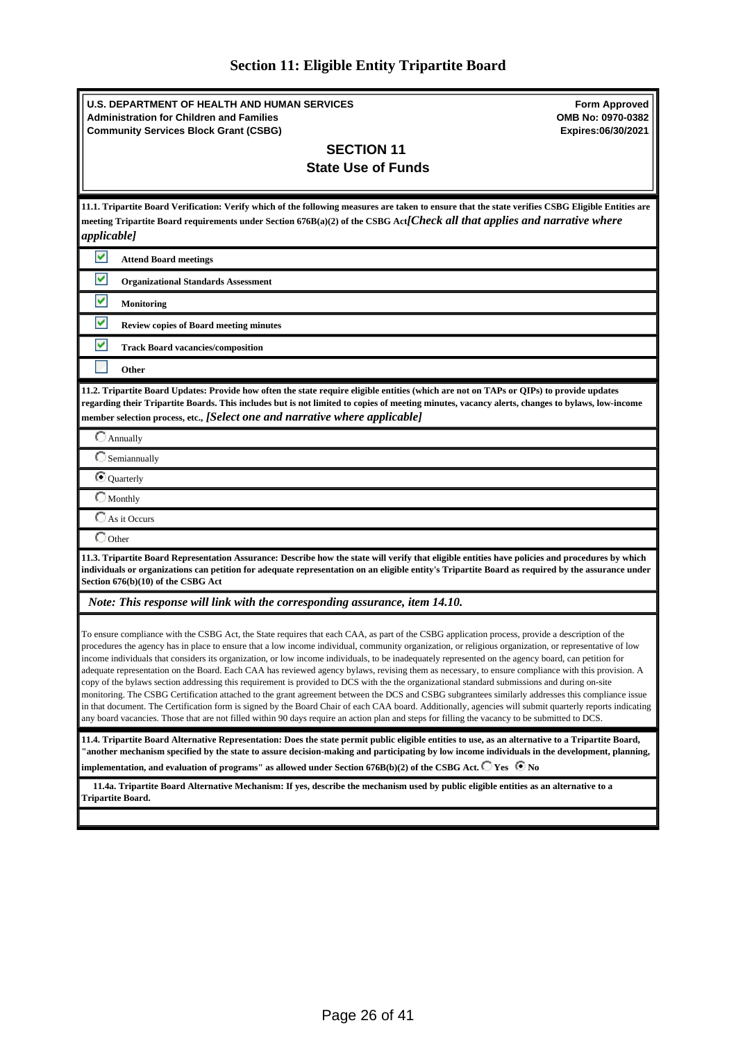# Section 11: Eligible Entity Tripartite Board

**U.S. DEPARTMENT OF HEALTH AND HUMAN SERVICES**
**Administration for Children and Families**
**Community Services Block Grant (CSBG)**

**Form Approved**
**OMB No: 0970-0382**
**Expires:06/30/2021**

## SECTION 11
## State Use of Funds

**11.1. Tripartite Board Verification: Verify which of the following measures are taken to ensure that the state verifies CSBG Eligible Entities are meeting Tripartite Board requirements under Section 676B(a)(2) of the CSBG Act** ***[Check all that applies and narrative where applicable]***

- [x] **Attend Board meetings**
- [x] **Organizational Standards Assessment**
- [x] **Monitoring**
- [x] **Review copies of Board meeting minutes**
- [x] **Track Board vacancies/composition**
- [ ] **Other**

**11.2. Tripartite Board Updates: Provide how often the state require eligible entities (which are not on TAPs or QIPs) to provide updates regarding their Tripartite Boards. This includes but is not limited to copies of meeting minutes, vacancy alerts, changes to bylaws, low-income member selection process, etc.,** ***[Select one and narrative where applicable]***

- ( ) Annually
- ( ) Semiannually
- (•) Quarterly
- ( ) Monthly
- ( ) As it Occurs
- ( ) Other

**11.3. Tripartite Board Representation Assurance: Describe how the state will verify that eligible entities have policies and procedures by which individuals or organizations can petition for adequate representation on an eligible entity's Tripartite Board as required by the assurance under Section 676(b)(10) of the CSBG Act**

***Note: This response will link with the corresponding assurance, item 14.10.***

To ensure compliance with the CSBG Act, the State requires that each CAA, as part of the CSBG application process, provide a description of the procedures the agency has in place to ensure that a low income individual, community organization, or religious organization, or representative of low income individuals that considers its organization, or low income individuals, to be inadequately represented on the agency board, can petition for adequate representation on the Board. Each CAA has reviewed agency bylaws, revising them as necessary, to ensure compliance with this provision. A copy of the bylaws section addressing this requirement is provided to DCS with the the organizational standard submissions and during on-site monitoring. The CSBG Certification attached to the grant agreement between the DCS and CSBG subgrantees similarly addresses this compliance issue in that document. The Certification form is signed by the Board Chair of each CAA board. Additionally, agencies will submit quarterly reports indicating any board vacancies. Those that are not filled within 90 days require an action plan and steps for filling the vacancy to be submitted to DCS.

**11.4. Tripartite Board Alternative Representation: Does the state permit public eligible entities to use, as an alternative to a Tripartite Board, "another mechanism specified by the state to assure decision-making and participating by low income individuals in the development, planning, implementation, and evaluation of programs" as allowed under Section 676B(b)(2) of the CSBG Act.** ( ) **Yes** (•) **No**

**11.4a. Tripartite Board Alternative Mechanism: If yes, describe the mechanism used by public eligible entities as an alternative to a Tripartite Board.**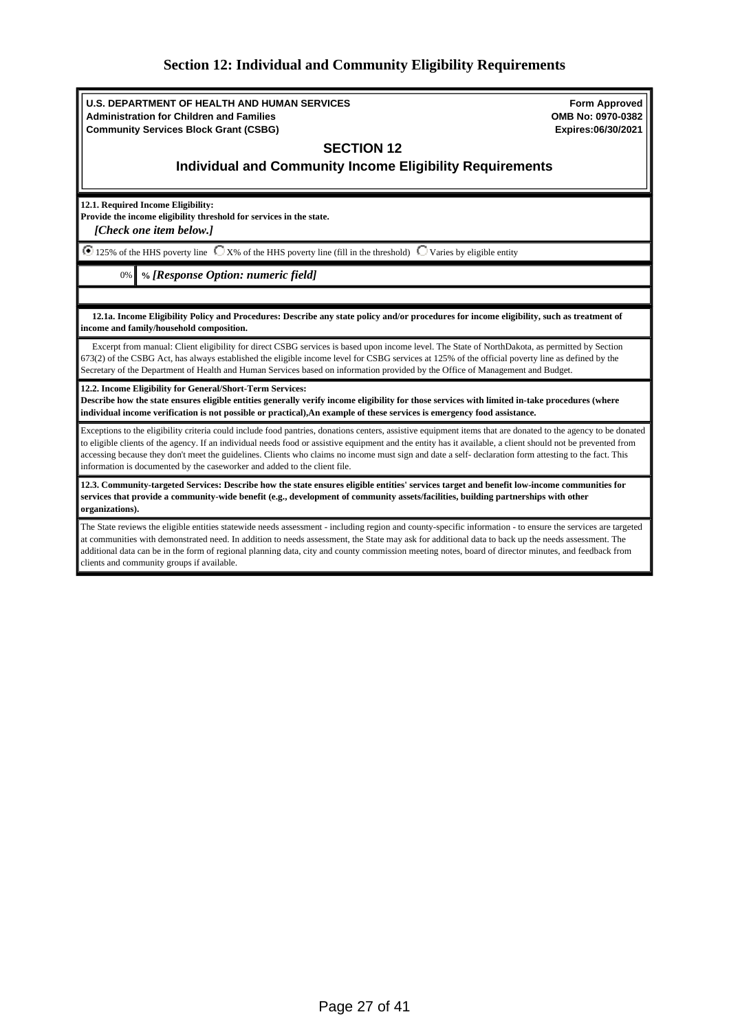## Section 12: Individual and Community Eligibility Requirements

**U.S. DEPARTMENT OF HEALTH AND HUMAN SERVICES**
**Administration for Children and Families**
**Community Services Block Grant (CSBG)**

**Form Approved**
**OMB No: 0970-0382**
**Expires:06/30/2021**

### SECTION 12

### Individual and Community Income Eligibility Requirements

**12.1. Required Income Eligibility:**
**Provide the income eligibility threshold for services in the state.**
***[Check one item below.]***

(●) 125% of the HHS poverty line ( ) X% of the HHS poverty line (fill in the threshold) ( ) Varies by eligible entity

| 0% | **%** ***[Response Option: numeric field]*** |
|---|---|

**12.1a. Income Eligibility Policy and Procedures: Describe any state policy and/or procedures for income eligibility, such as treatment of income and family/household composition.**

Excerpt from manual: Client eligibility for direct CSBG services is based upon income level. The State of NorthDakota, as permitted by Section 673(2) of the CSBG Act, has always established the eligible income level for CSBG services at 125% of the official poverty line as defined by the Secretary of the Department of Health and Human Services based on information provided by the Office of Management and Budget.

**12.2. Income Eligibility for General/Short-Term Services:**
**Describe how the state ensures eligible entities generally verify income eligibility for those services with limited in-take procedures (where individual income verification is not possible or practical),An example of these services is emergency food assistance.**

Exceptions to the eligibility criteria could include food pantries, donations centers, assistive equipment items that are donated to the agency to be donated to eligible clients of the agency. If an individual needs food or assistive equipment and the entity has it available, a client should not be prevented from accessing because they don't meet the guidelines. Clients who claims no income must sign and date a self- declaration form attesting to the fact. This information is documented by the caseworker and added to the client file.

**12.3. Community-targeted Services: Describe how the state ensures eligible entities' services target and benefit low-income communities for services that provide a community-wide benefit (e.g., development of community assets/facilities, building partnerships with other organizations).**

The State reviews the eligible entities statewide needs assessment - including region and county-specific information - to ensure the services are targeted at communities with demonstrated need. In addition to needs assessment, the State may ask for additional data to back up the needs assessment. The additional data can be in the form of regional planning data, city and county commission meeting notes, board of director minutes, and feedback from clients and community groups if available.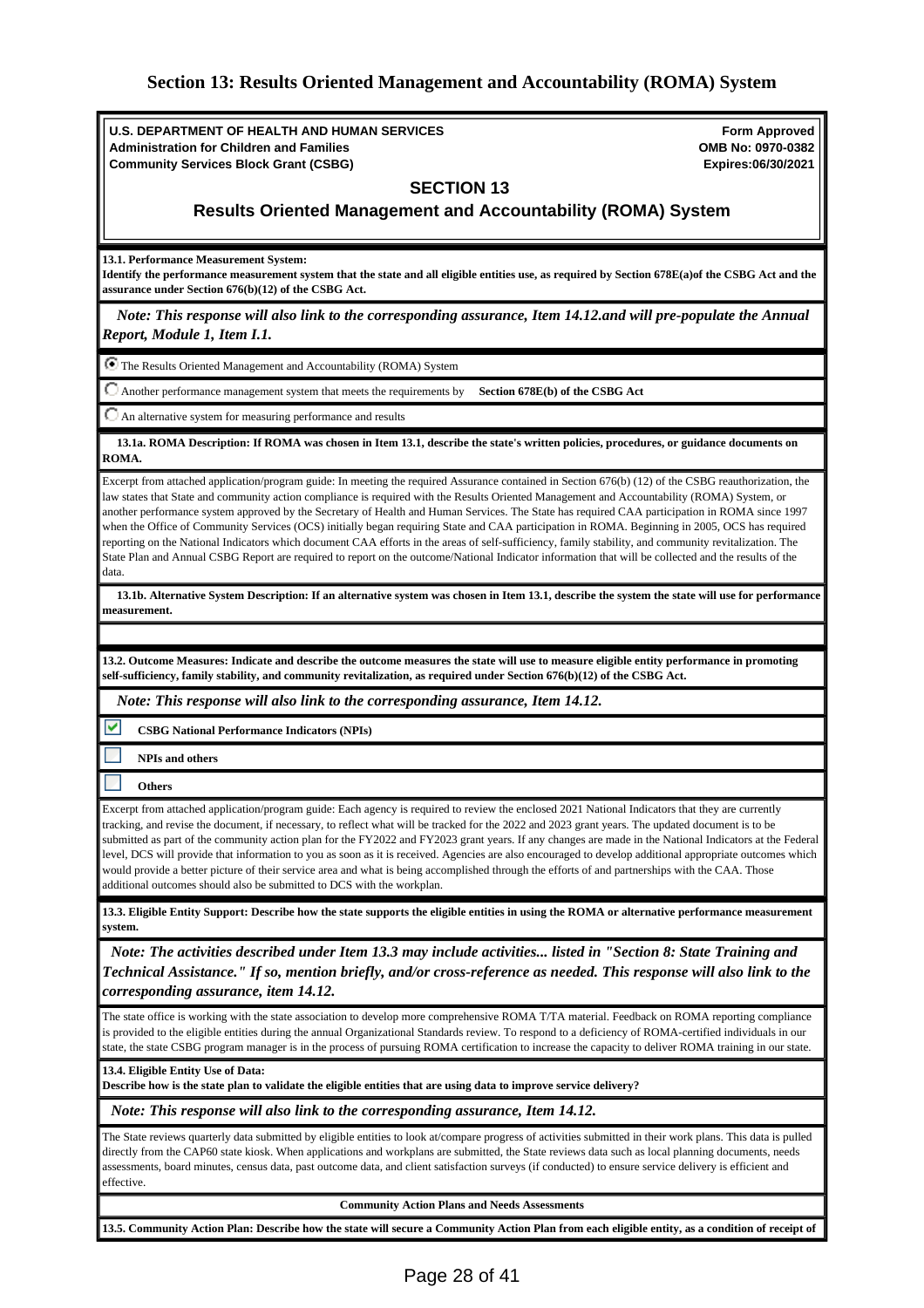# Section 13: Results Oriented Management and Accountability (ROMA) System

**U.S. DEPARTMENT OF HEALTH AND HUMAN SERVICES**
**Administration for Children and Families**
**Community Services Block Grant (CSBG)**

**Form Approved**
**OMB No: 0970-0382**
**Expires:06/30/2021**

## SECTION 13

## Results Oriented Management and Accountability (ROMA) System

**13.1. Performance Measurement System:**
**Identify the performance measurement system that the state and all eligible entities use, as required by Section 678E(a)of the CSBG Act and the assurance under Section 676(b)(12) of the CSBG Act.**

*Note: This response will also link to the corresponding assurance, Item 14.12.and will pre-populate the Annual Report, Module 1, Item I.1.*

- (●) The Results Oriented Management and Accountability (ROMA) System
- ( ) Another performance management system that meets the requirements by **Section 678E(b) of the CSBG Act**
- ( ) An alternative system for measuring performance and results

**13.1a. ROMA Description: If ROMA was chosen in Item 13.1, describe the state's written policies, procedures, or guidance documents on ROMA.**

Excerpt from attached application/program guide: In meeting the required Assurance contained in Section 676(b) (12) of the CSBG reauthorization, the law states that State and community action compliance is required with the Results Oriented Management and Accountability (ROMA) System, or another performance system approved by the Secretary of Health and Human Services. The State has required CAA participation in ROMA since 1997 when the Office of Community Services (OCS) initially began requiring State and CAA participation in ROMA. Beginning in 2005, OCS has required reporting on the National Indicators which document CAA efforts in the areas of self-sufficiency, family stability, and community revitalization. The State Plan and Annual CSBG Report are required to report on the outcome/National Indicator information that will be collected and the results of the data.

**13.1b. Alternative System Description: If an alternative system was chosen in Item 13.1, describe the system the state will use for performance measurement.**

**13.2. Outcome Measures: Indicate and describe the outcome measures the state will use to measure eligible entity performance in promoting self-sufficiency, family stability, and community revitalization, as required under Section 676(b)(12) of the CSBG Act.**

*Note: This response will also link to the corresponding assurance, Item 14.12.*

- [x] **CSBG National Performance Indicators (NPIs)**
- [ ] **NPIs and others**
- [ ] **Others**

Excerpt from attached application/program guide: Each agency is required to review the enclosed 2021 National Indicators that they are currently tracking, and revise the document, if necessary, to reflect what will be tracked for the 2022 and 2023 grant years. The updated document is to be submitted as part of the community action plan for the FY2022 and FY2023 grant years. If any changes are made in the National Indicators at the Federal level, DCS will provide that information to you as soon as it is received. Agencies are also encouraged to develop additional appropriate outcomes which would provide a better picture of their service area and what is being accomplished through the efforts of and partnerships with the CAA. Those additional outcomes should also be submitted to DCS with the workplan.

**13.3. Eligible Entity Support: Describe how the state supports the eligible entities in using the ROMA or alternative performance measurement system.**

*Note: The activities described under Item 13.3 may include activities... listed in "Section 8: State Training and Technical Assistance." If so, mention briefly, and/or cross-reference as needed. This response will also link to the corresponding assurance, item 14.12.*

The state office is working with the state association to develop more comprehensive ROMA T/TA material. Feedback on ROMA reporting compliance is provided to the eligible entities during the annual Organizational Standards review. To respond to a deficiency of ROMA-certified individuals in our state, the state CSBG program manager is in the process of pursuing ROMA certification to increase the capacity to deliver ROMA training in our state.

**13.4. Eligible Entity Use of Data:**
**Describe how is the state plan to validate the eligible entities that are using data to improve service delivery?**

*Note: This response will also link to the corresponding assurance, Item 14.12.*

The State reviews quarterly data submitted by eligible entities to look at/compare progress of activities submitted in their work plans. This data is pulled directly from the CAP60 state kiosk. When applications and workplans are submitted, the State reviews data such as local planning documents, needs assessments, board minutes, census data, past outcome data, and client satisfaction surveys (if conducted) to ensure service delivery is efficient and effective.

**Community Action Plans and Needs Assessments**

**13.5. Community Action Plan: Describe how the state will secure a Community Action Plan from each eligible entity, as a condition of receipt of**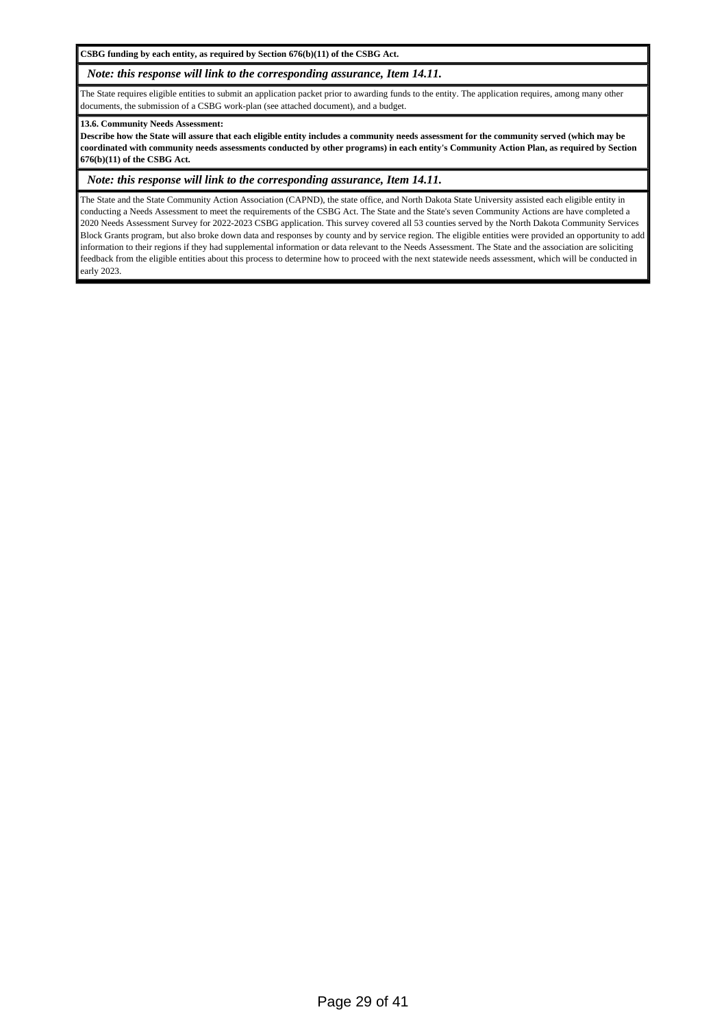**CSBG funding by each entity, as required by Section 676(b)(11) of the CSBG Act.**

***Note: this response will link to the corresponding assurance, Item 14.11.***

The State requires eligible entities to submit an application packet prior to awarding funds to the entity. The application requires, among many other documents, the submission of a CSBG work-plan (see attached document), and a budget.

**13.6. Community Needs Assessment:**
**Describe how the State will assure that each eligible entity includes a community needs assessment for the community served (which may be coordinated with community needs assessments conducted by other programs) in each entity's Community Action Plan, as required by Section 676(b)(11) of the CSBG Act.**

***Note: this response will link to the corresponding assurance, Item 14.11.***

The State and the State Community Action Association (CAPND), the state office, and North Dakota State University assisted each eligible entity in conducting a Needs Assessment to meet the requirements of the CSBG Act. The State and the State's seven Community Actions are have completed a 2020 Needs Assessment Survey for 2022-2023 CSBG application. This survey covered all 53 counties served by the North Dakota Community Services Block Grants program, but also broke down data and responses by county and by service region. The eligible entities were provided an opportunity to add information to their regions if they had supplemental information or data relevant to the Needs Assessment. The State and the association are soliciting feedback from the eligible entities about this process to determine how to proceed with the next statewide needs assessment, which will be conducted in early 2023.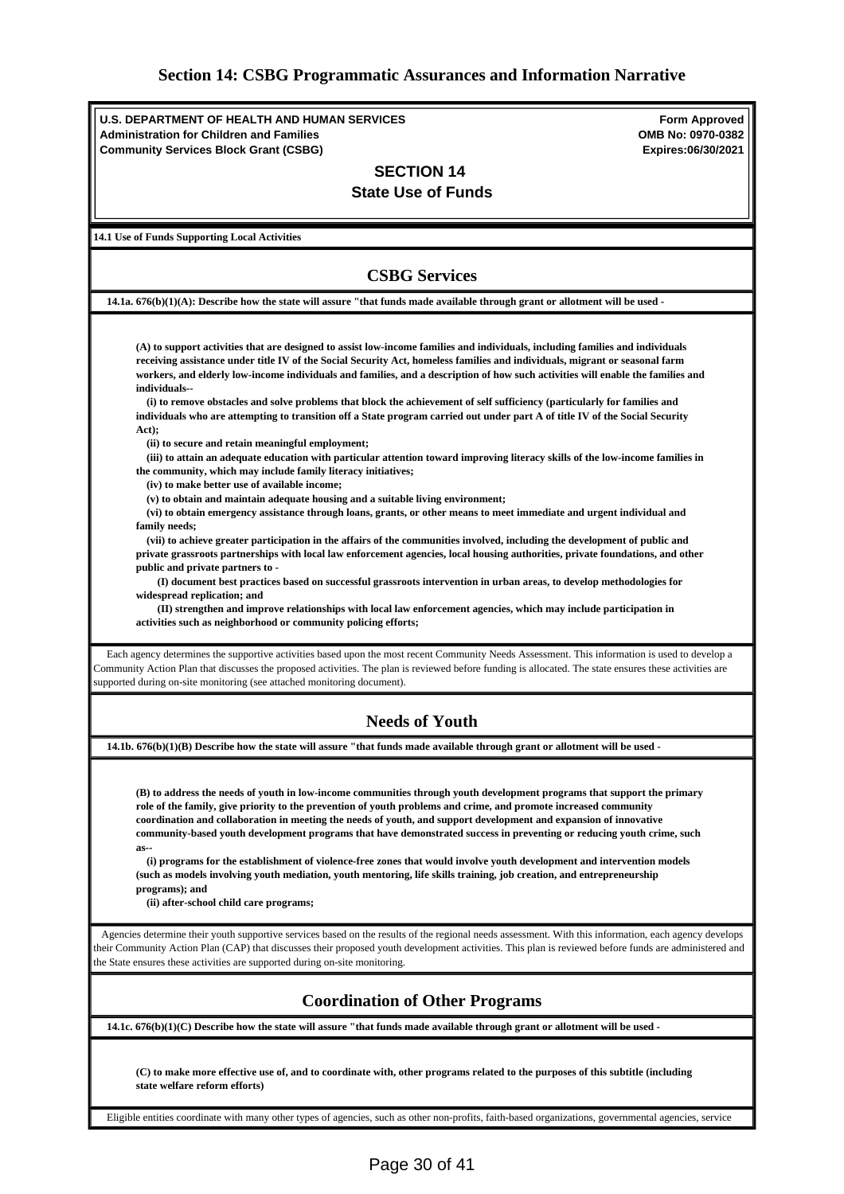## Section 14: CSBG Programmatic Assurances and Information Narrative

**U.S. DEPARTMENT OF HEALTH AND HUMAN SERVICES**
**Administration for Children and Families**
**Community Services Block Grant (CSBG)**

**Form Approved**
**OMB No: 0970-0382**
**Expires:06/30/2021**

### SECTION 14
### State Use of Funds

**14.1 Use of Funds Supporting Local Activities**

### CSBG Services

**14.1a. 676(b)(1)(A): Describe how the state will assure "that funds made available through grant or allotment will be used -**

**(A) to support activities that are designed to assist low-income families and individuals, including families and individuals receiving assistance under title IV of the Social Security Act, homeless families and individuals, migrant or seasonal farm workers, and elderly low-income individuals and families, and a description of how such activities will enable the families and individuals--**

**(i) to remove obstacles and solve problems that block the achievement of self sufficiency (particularly for families and individuals who are attempting to transition off a State program carried out under part A of title IV of the Social Security Act);**

**(ii) to secure and retain meaningful employment;**

**(iii) to attain an adequate education with particular attention toward improving literacy skills of the low-income families in the community, which may include family literacy initiatives;**

**(iv) to make better use of available income;**

**(v) to obtain and maintain adequate housing and a suitable living environment;**

**(vi) to obtain emergency assistance through loans, grants, or other means to meet immediate and urgent individual and family needs;**

**(vii) to achieve greater participation in the affairs of the communities involved, including the development of public and private grassroots partnerships with local law enforcement agencies, local housing authorities, private foundations, and other public and private partners to -**

**(I) document best practices based on successful grassroots intervention in urban areas, to develop methodologies for widespread replication; and**

**(II) strengthen and improve relationships with local law enforcement agencies, which may include participation in activities such as neighborhood or community policing efforts;**

Each agency determines the supportive activities based upon the most recent Community Needs Assessment. This information is used to develop a Community Action Plan that discusses the proposed activities. The plan is reviewed before funding is allocated. The state ensures these activities are supported during on-site monitoring (see attached monitoring document).

### Needs of Youth

**14.1b. 676(b)(1)(B) Describe how the state will assure "that funds made available through grant or allotment will be used -**

**(B) to address the needs of youth in low-income communities through youth development programs that support the primary role of the family, give priority to the prevention of youth problems and crime, and promote increased community coordination and collaboration in meeting the needs of youth, and support development and expansion of innovative community-based youth development programs that have demonstrated success in preventing or reducing youth crime, such as--**

**(i) programs for the establishment of violence-free zones that would involve youth development and intervention models (such as models involving youth mediation, youth mentoring, life skills training, job creation, and entrepreneurship programs); and**

**(ii) after-school child care programs;**

Agencies determine their youth supportive services based on the results of the regional needs assessment. With this information, each agency develops their Community Action Plan (CAP) that discusses their proposed youth development activities. This plan is reviewed before funds are administered and the State ensures these activities are supported during on-site monitoring.

### Coordination of Other Programs

**14.1c. 676(b)(1)(C) Describe how the state will assure "that funds made available through grant or allotment will be used -**

**(C) to make more effective use of, and to coordinate with, other programs related to the purposes of this subtitle (including state welfare reform efforts)**

Eligible entities coordinate with many other types of agencies, such as other non-profits, faith-based organizations, governmental agencies, service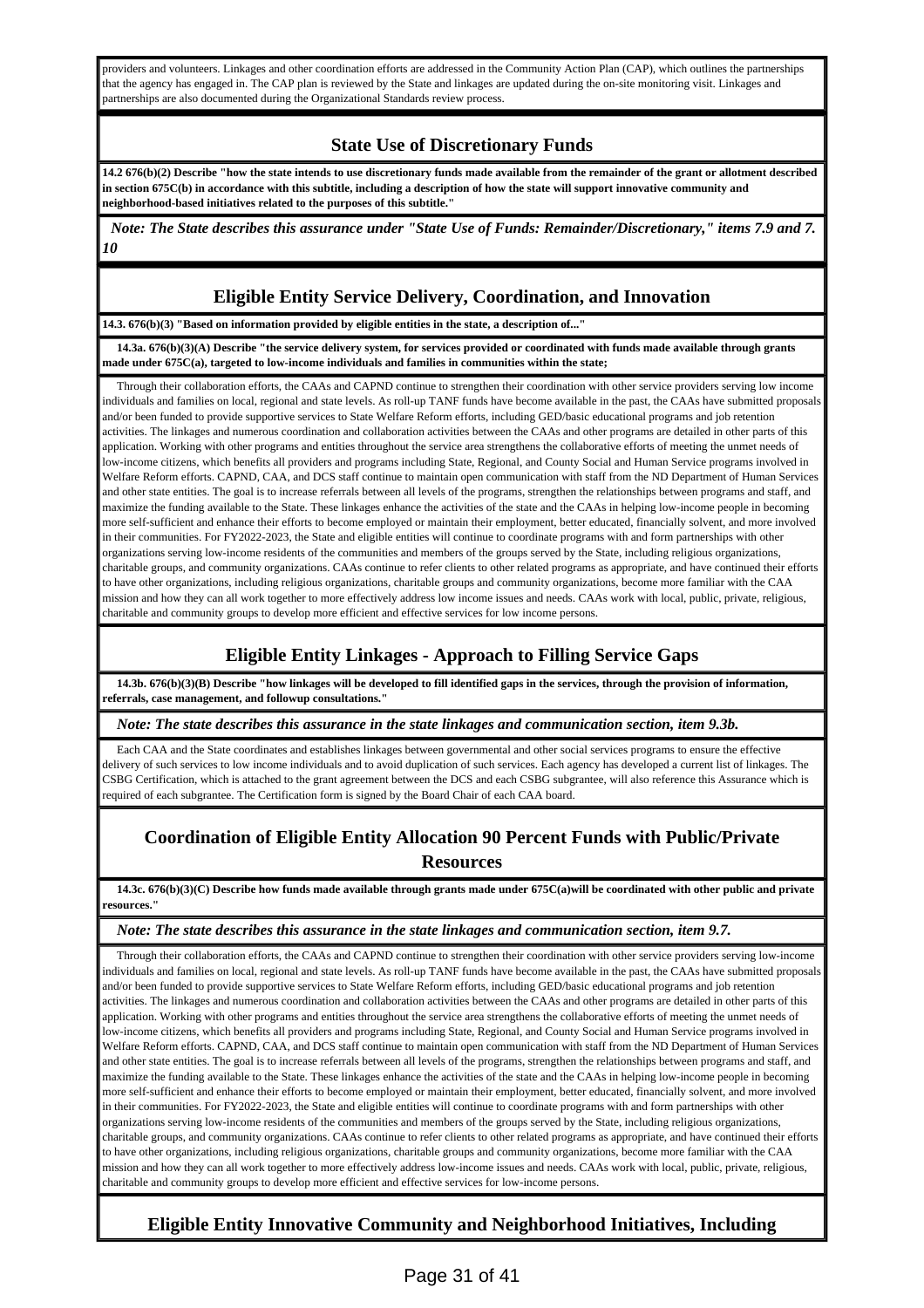providers and volunteers. Linkages and other coordination efforts are addressed in the Community Action Plan (CAP), which outlines the partnerships that the agency has engaged in. The CAP plan is reviewed by the State and linkages are updated during the on-site monitoring visit. Linkages and partnerships are also documented during the Organizational Standards review process.

## State Use of Discretionary Funds

**14.2 676(b)(2) Describe "how the state intends to use discretionary funds made available from the remainder of the grant or allotment described in section 675C(b) in accordance with this subtitle, including a description of how the state will support innovative community and neighborhood-based initiatives related to the purposes of this subtitle."**

***Note: The State describes this assurance under "State Use of Funds: Remainder/Discretionary," items 7.9 and 7.10***

## Eligible Entity Service Delivery, Coordination, and Innovation

**14.3. 676(b)(3) "Based on information provided by eligible entities in the state, a description of..."**

**14.3a. 676(b)(3)(A) Describe "the service delivery system, for services provided or coordinated with funds made available through grants made under 675C(a), targeted to low-income individuals and families in communities within the state;**

Through their collaboration efforts, the CAAs and CAPND continue to strengthen their coordination with other service providers serving low income individuals and families on local, regional and state levels. As roll-up TANF funds have become available in the past, the CAAs have submitted proposals and/or been funded to provide supportive services to State Welfare Reform efforts, including GED/basic educational programs and job retention activities. The linkages and numerous coordination and collaboration activities between the CAAs and other programs are detailed in other parts of this application. Working with other programs and entities throughout the service area strengthens the collaborative efforts of meeting the unmet needs of low-income citizens, which benefits all providers and programs including State, Regional, and County Social and Human Service programs involved in Welfare Reform efforts. CAPND, CAA, and DCS staff continue to maintain open communication with staff from the ND Department of Human Services and other state entities. The goal is to increase referrals between all levels of the programs, strengthen the relationships between programs and staff, and maximize the funding available to the State. These linkages enhance the activities of the state and the CAAs in helping low-income people in becoming more self-sufficient and enhance their efforts to become employed or maintain their employment, better educated, financially solvent, and more involved in their communities. For FY2022-2023, the State and eligible entities will continue to coordinate programs with and form partnerships with other organizations serving low-income residents of the communities and members of the groups served by the State, including religious organizations, charitable groups, and community organizations. CAAs continue to refer clients to other related programs as appropriate, and have continued their efforts to have other organizations, including religious organizations, charitable groups and community organizations, become more familiar with the CAA mission and how they can all work together to more effectively address low income issues and needs. CAAs work with local, public, private, religious, charitable and community groups to develop more efficient and effective services for low income persons.

## Eligible Entity Linkages - Approach to Filling Service Gaps

**14.3b. 676(b)(3)(B) Describe "how linkages will be developed to fill identified gaps in the services, through the provision of information, referrals, case management, and followup consultations."**

***Note: The state describes this assurance in the state linkages and communication section, item 9.3b.***

Each CAA and the State coordinates and establishes linkages between governmental and other social services programs to ensure the effective delivery of such services to low income individuals and to avoid duplication of such services. Each agency has developed a current list of linkages. The CSBG Certification, which is attached to the grant agreement between the DCS and each CSBG subgrantee, will also reference this Assurance which is required of each subgrantee. The Certification form is signed by the Board Chair of each CAA board.

## Coordination of Eligible Entity Allocation 90 Percent Funds with Public/Private Resources

**14.3c. 676(b)(3)(C) Describe how funds made available through grants made under 675C(a)will be coordinated with other public and private resources."**

***Note: The state describes this assurance in the state linkages and communication section, item 9.7.***

Through their collaboration efforts, the CAAs and CAPND continue to strengthen their coordination with other service providers serving low-income individuals and families on local, regional and state levels. As roll-up TANF funds have become available in the past, the CAAs have submitted proposals and/or been funded to provide supportive services to State Welfare Reform efforts, including GED/basic educational programs and job retention activities. The linkages and numerous coordination and collaboration activities between the CAAs and other programs are detailed in other parts of this application. Working with other programs and entities throughout the service area strengthens the collaborative efforts of meeting the unmet needs of low-income citizens, which benefits all providers and programs including State, Regional, and County Social and Human Service programs involved in Welfare Reform efforts. CAPND, CAA, and DCS staff continue to maintain open communication with staff from the ND Department of Human Services and other state entities. The goal is to increase referrals between all levels of the programs, strengthen the relationships between programs and staff, and maximize the funding available to the State. These linkages enhance the activities of the state and the CAAs in helping low-income people in becoming more self-sufficient and enhance their efforts to become employed or maintain their employment, better educated, financially solvent, and more involved in their communities. For FY2022-2023, the State and eligible entities will continue to coordinate programs with and form partnerships with other organizations serving low-income residents of the communities and members of the groups served by the State, including religious organizations, charitable groups, and community organizations. CAAs continue to refer clients to other related programs as appropriate, and have continued their efforts to have other organizations, including religious organizations, charitable groups and community organizations, become more familiar with the CAA mission and how they can all work together to more effectively address low-income issues and needs. CAAs work with local, public, private, religious, charitable and community groups to develop more efficient and effective services for low-income persons.

## Eligible Entity Innovative Community and Neighborhood Initiatives, Including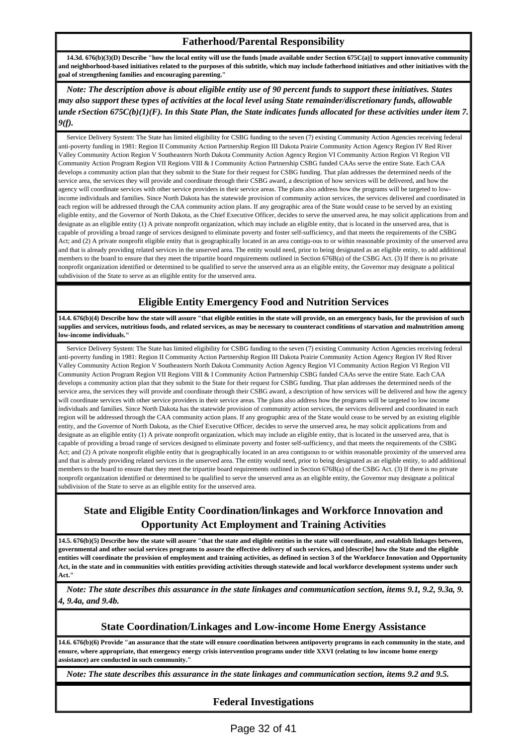## Fatherhood/Parental Responsibility

**14.3d. 676(b)(3)(D) Describe "how the local entity will use the funds [made available under Section 675C(a)] to support innovative community and neighborhood-based initiatives related to the purposes of this subtitle, which may include fatherhood initiatives and other initiatives with the goal of strengthening families and encouraging parenting."**

***Note: The description above is about eligible entity use of 90 percent funds to support these initiatives. States may also support these types of activities at the local level using State remainder/discretionary funds, allowable unde rSection 675C(b)(1)(F). In this State Plan, the State indicates funds allocated for these activities under item 7. 9(f).***

Service Delivery System: The State has limited eligibility for CSBG funding to the seven (7) existing Community Action Agencies receiving federal anti-poverty funding in 1981: Region II Community Action Partnership Region III Dakota Prairie Community Action Agency Region IV Red River Valley Community Action Region V Southeastern North Dakota Community Action Agency Region VI Community Action Region VI Region VII Community Action Program Region VII Regions VIII & I Community Action Partnership CSBG funded CAAs serve the entire State. Each CAA develops a community action plan that they submit to the State for their request for CSBG funding. That plan addresses the determined needs of the service area, the services they will provide and coordinate through their CSBG award, a description of how services will be delivered, and how the agency will coordinate services with other service providers in their service areas. The plans also address how the programs will be targeted to low-income individuals and families. Since North Dakota has the statewide provision of community action services, the services delivered and coordinated in each region will be addressed through the CAA community action plans. If any geographic area of the State would cease to be served by an existing eligible entity, and the Governor of North Dakota, as the Chief Executive Officer, decides to serve the unserved area, he may solicit applications from and designate as an eligible entity (1) A private nonprofit organization, which may include an eligible entity, that is located in the unserved area, that is capable of providing a broad range of services designed to eliminate poverty and foster self-sufficiency, and that meets the requirements of the CSBG Act; and (2) A private nonprofit eligible entity that is geographically located in an area contigu-ous to or within reasonable proximity of the unserved area and that is already providing related services in the unserved area. The entity would need, prior to being designated as an eligible entity, to add additional members to the board to ensure that they meet the tripartite board requirements outlined in Section 676B(a) of the CSBG Act. (3) If there is no private nonprofit organization identified or determined to be qualified to serve the unserved area as an eligible entity, the Governor may designate a political subdivision of the State to serve as an eligible entity for the unserved area.

## Eligible Entity Emergency Food and Nutrition Services

**14.4. 676(b)(4) Describe how the state will assure "that eligible entities in the state will provide, on an emergency basis, for the provision of such supplies and services, nutritious foods, and related services, as may be necessary to counteract conditions of starvation and malnutrition among low-income individuals."**

Service Delivery System: The State has limited eligibility for CSBG funding to the seven (7) existing Community Action Agencies receiving federal anti-poverty funding in 1981: Region II Community Action Partnership Region III Dakota Prairie Community Action Agency Region IV Red River Valley Community Action Region V Southeastern North Dakota Community Action Agency Region VI Community Action Region VI Region VII Community Action Program Region VII Regions VIII & I Community Action Partnership CSBG funded CAAs serve the entire State. Each CAA develops a community action plan that they submit to the State for their request for CSBG funding. That plan addresses the determined needs of the service area, the services they will provide and coordinate through their CSBG award, a description of how services will be delivered and how the agency will coordinate services with other service providers in their service areas. The plans also address how the programs will be targeted to low income individuals and families. Since North Dakota has the statewide provision of community action services, the services delivered and coordinated in each region will be addressed through the CAA community action plans. If any geographic area of the State would cease to be served by an existing eligible entity, and the Governor of North Dakota, as the Chief Executive Officer, decides to serve the unserved area, he may solicit applications from and designate as an eligible entity (1) A private nonprofit organization, which may include an eligible entity, that is located in the unserved area, that is capable of providing a broad range of services designed to eliminate poverty and foster self-sufficiency, and that meets the requirements of the CSBG Act; and (2) A private nonprofit eligible entity that is geographically located in an area contiguous to or within reasonable proximity of the unserved area and that is already providing related services in the unserved area. The entity would need, prior to being designated as an eligible entity, to add additional members to the board to ensure that they meet the tripartite board requirements outlined in Section 676B(a) of the CSBG Act. (3) If there is no private nonprofit organization identified or determined to be qualified to serve the unserved area as an eligible entity, the Governor may designate a political subdivision of the State to serve as an eligible entity for the unserved area.

## State and Eligible Entity Coordination/linkages and Workforce Innovation and Opportunity Act Employment and Training Activities

**14.5. 676(b)(5) Describe how the state will assure "that the state and eligible entities in the state will coordinate, and establish linkages between, governmental and other social services programs to assure the effective delivery of such services, and [describe] how the State and the eligible entities will coordinate the provision of employment and training activities, as defined in section 3 of the Workforce Innovation and Opportunity Act, in the state and in communities with entities providing activities through statewide and local workforce development systems under such Act."**

***Note: The state describes this assurance in the state linkages and communication section, items 9.1, 9.2, 9.3a, 9. 4, 9.4a, and 9.4b.***

## State Coordination/Linkages and Low-income Home Energy Assistance

**14.6. 676(b)(6) Provide "an assurance that the state will ensure coordination between antipoverty programs in each community in the state, and ensure, where appropriate, that emergency energy crisis intervention programs under title XXVI (relating to low income home energy assistance) are conducted in such community."**

***Note: The state describes this assurance in the state linkages and communication section, items 9.2 and 9.5.***

## Federal Investigations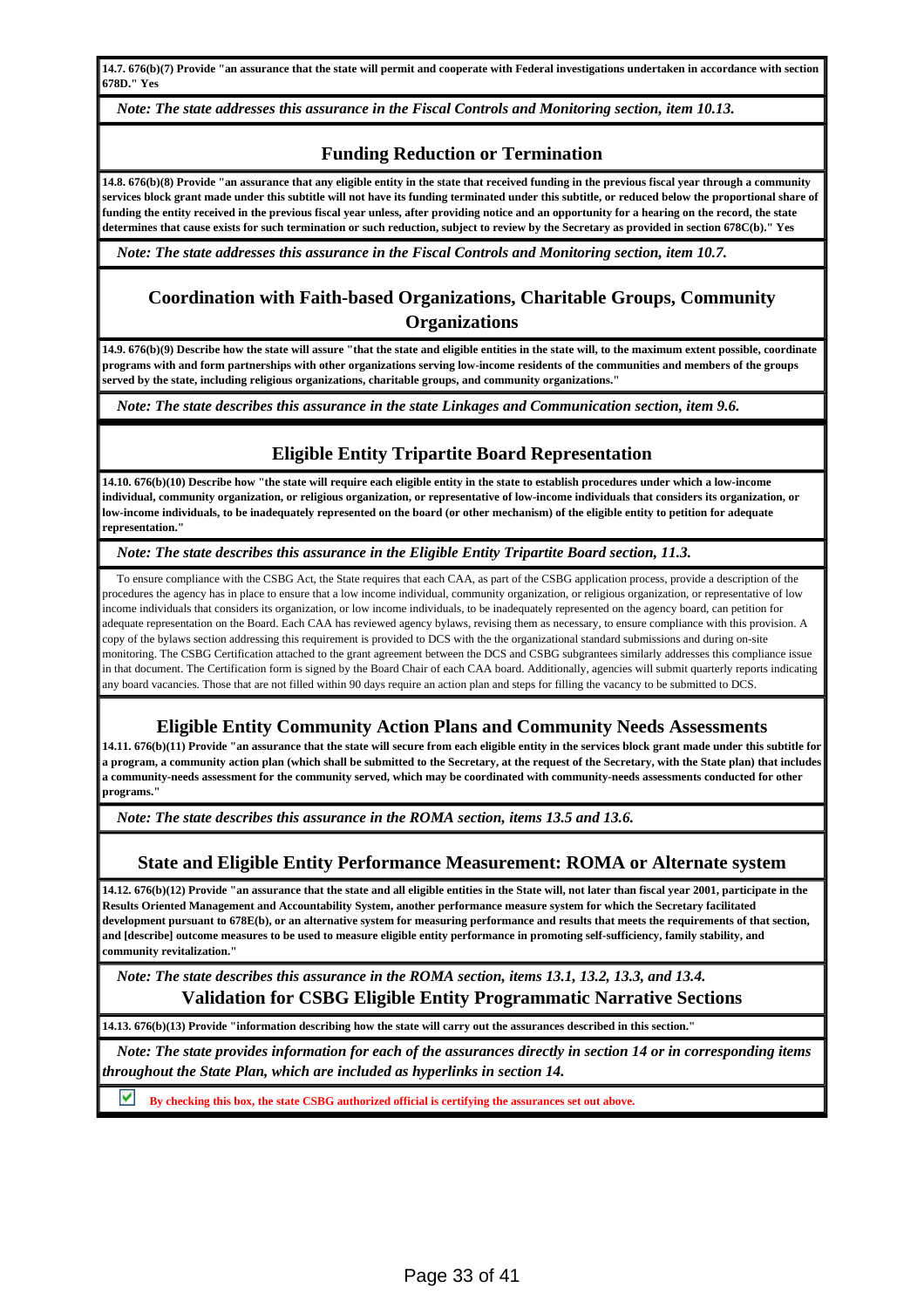**14.7. 676(b)(7) Provide "an assurance that the state will permit and cooperate with Federal investigations undertaken in accordance with section 678D." Yes**

*Note: The state addresses this assurance in the Fiscal Controls and Monitoring section, item 10.13.*

## Funding Reduction or Termination

**14.8. 676(b)(8) Provide "an assurance that any eligible entity in the state that received funding in the previous fiscal year through a community services block grant made under this subtitle will not have its funding terminated under this subtitle, or reduced below the proportional share of funding the entity received in the previous fiscal year unless, after providing notice and an opportunity for a hearing on the record, the state determines that cause exists for such termination or such reduction, subject to review by the Secretary as provided in section 678C(b)." Yes**

*Note: The state addresses this assurance in the Fiscal Controls and Monitoring section, item 10.7.*

## Coordination with Faith-based Organizations, Charitable Groups, Community Organizations

**14.9. 676(b)(9) Describe how the state will assure "that the state and eligible entities in the state will, to the maximum extent possible, coordinate programs with and form partnerships with other organizations serving low-income residents of the communities and members of the groups served by the state, including religious organizations, charitable groups, and community organizations."**

*Note: The state describes this assurance in the state Linkages and Communication section, item 9.6.*

## Eligible Entity Tripartite Board Representation

**14.10. 676(b)(10) Describe how "the state will require each eligible entity in the state to establish procedures under which a low-income individual, community organization, or religious organization, or representative of low-income individuals that considers its organization, or low-income individuals, to be inadequately represented on the board (or other mechanism) of the eligible entity to petition for adequate representation."**

*Note: The state describes this assurance in the Eligible Entity Tripartite Board section, 11.3.*

To ensure compliance with the CSBG Act, the State requires that each CAA, as part of the CSBG application process, provide a description of the procedures the agency has in place to ensure that a low income individual, community organization, or religious organization, or representative of low income individuals that considers its organization, or low income individuals, to be inadequately represented on the agency board, can petition for adequate representation on the Board. Each CAA has reviewed agency bylaws, revising them as necessary, to ensure compliance with this provision. A copy of the bylaws section addressing this requirement is provided to DCS with the the organizational standard submissions and during on-site monitoring. The CSBG Certification attached to the grant agreement between the DCS and CSBG subgrantees similarly addresses this compliance issue in that document. The Certification form is signed by the Board Chair of each CAA board. Additionally, agencies will submit quarterly reports indicating any board vacancies. Those that are not filled within 90 days require an action plan and steps for filling the vacancy to be submitted to DCS.

## Eligible Entity Community Action Plans and Community Needs Assessments

**14.11. 676(b)(11) Provide "an assurance that the state will secure from each eligible entity in the services block grant made under this subtitle for a program, a community action plan (which shall be submitted to the Secretary, at the request of the Secretary, with the State plan) that includes a community-needs assessment for the community served, which may be coordinated with community-needs assessments conducted for other programs."**

*Note: The state describes this assurance in the ROMA section, items 13.5 and 13.6.*

## State and Eligible Entity Performance Measurement: ROMA or Alternate system

**14.12. 676(b)(12) Provide "an assurance that the state and all eligible entities in the State will, not later than fiscal year 2001, participate in the Results Oriented Management and Accountability System, another performance measure system for which the Secretary facilitated development pursuant to 678E(b), or an alternative system for measuring performance and results that meets the requirements of that section, and [describe] outcome measures to be used to measure eligible entity performance in promoting self-sufficiency, family stability, and community revitalization."**

*Note: The state describes this assurance in the ROMA section, items 13.1, 13.2, 13.3, and 13.4.*

## Validation for CSBG Eligible Entity Programmatic Narrative Sections

**14.13. 676(b)(13) Provide "information describing how the state will carry out the assurances described in this section."**

*Note: The state provides information for each of the assurances directly in section 14 or in corresponding items throughout the State Plan, which are included as hyperlinks in section 14.*

☑ **By checking this box, the state CSBG authorized official is certifying the assurances set out above.**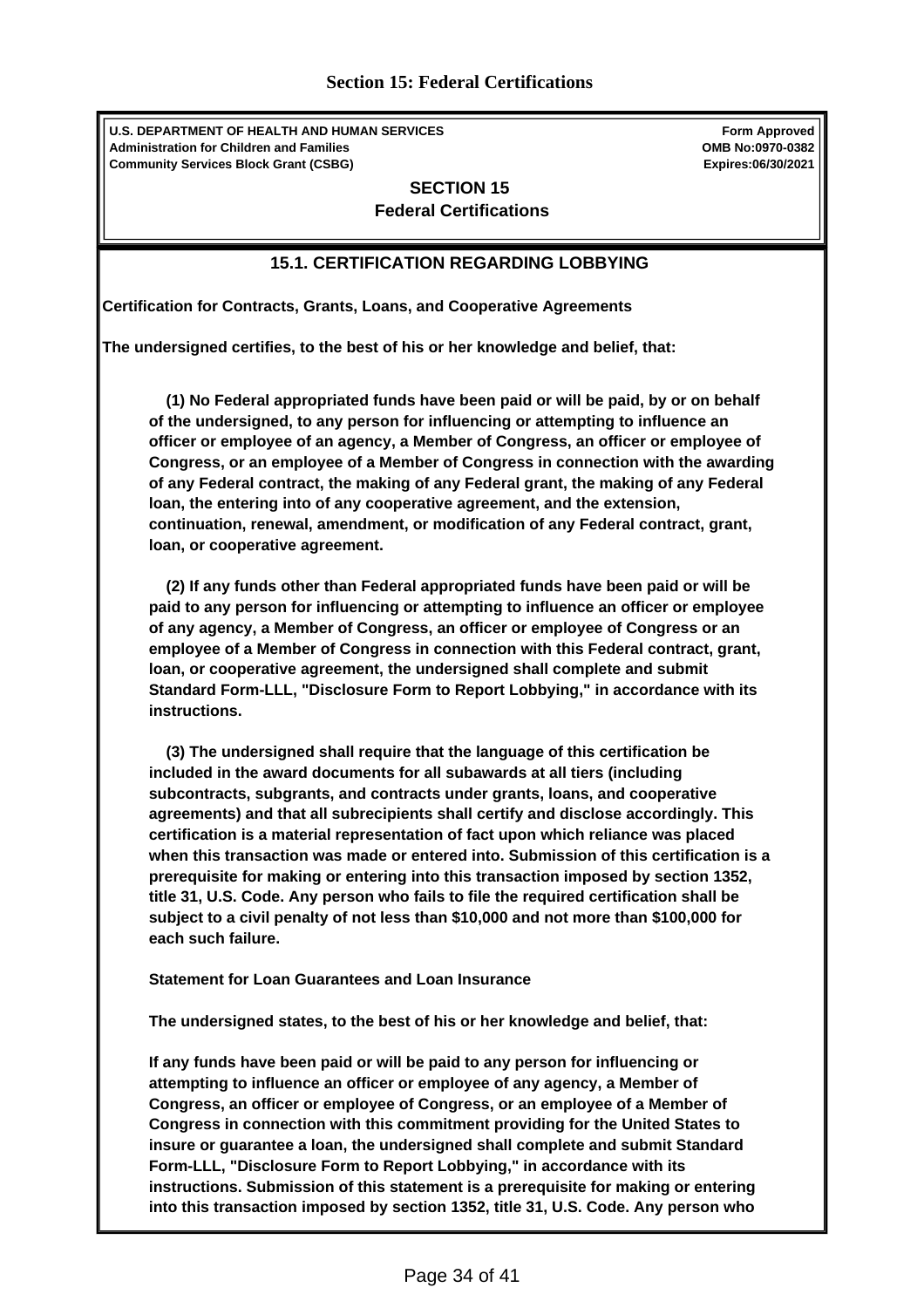# Section 15: Federal Certifications

**U.S. DEPARTMENT OF HEALTH AND HUMAN SERVICES**
**Administration for Children and Families**
**Community Services Block Grant (CSBG)**

**Form Approved**
**OMB No:0970-0382**
**Expires:06/30/2021**

## SECTION 15
## Federal Certifications

### 15.1. CERTIFICATION REGARDING LOBBYING

**Certification for Contracts, Grants, Loans, and Cooperative Agreements**

**The undersigned certifies, to the best of his or her knowledge and belief, that:**

**(1) No Federal appropriated funds have been paid or will be paid, by or on behalf of the undersigned, to any person for influencing or attempting to influence an officer or employee of an agency, a Member of Congress, an officer or employee of Congress, or an employee of a Member of Congress in connection with the awarding of any Federal contract, the making of any Federal grant, the making of any Federal loan, the entering into of any cooperative agreement, and the extension, continuation, renewal, amendment, or modification of any Federal contract, grant, loan, or cooperative agreement.**

**(2) If any funds other than Federal appropriated funds have been paid or will be paid to any person for influencing or attempting to influence an officer or employee of any agency, a Member of Congress, an officer or employee of Congress or an employee of a Member of Congress in connection with this Federal contract, grant, loan, or cooperative agreement, the undersigned shall complete and submit Standard Form-LLL, "Disclosure Form to Report Lobbying," in accordance with its instructions.**

**(3) The undersigned shall require that the language of this certification be included in the award documents for all subawards at all tiers (including subcontracts, subgrants, and contracts under grants, loans, and cooperative agreements) and that all subrecipients shall certify and disclose accordingly. This certification is a material representation of fact upon which reliance was placed when this transaction was made or entered into. Submission of this certification is a prerequisite for making or entering into this transaction imposed by section 1352, title 31, U.S. Code. Any person who fails to file the required certification shall be subject to a civil penalty of not less than $10,000 and not more than $100,000 for each such failure.**

**Statement for Loan Guarantees and Loan Insurance**

**The undersigned states, to the best of his or her knowledge and belief, that:**

**If any funds have been paid or will be paid to any person for influencing or attempting to influence an officer or employee of any agency, a Member of Congress, an officer or employee of Congress, or an employee of a Member of Congress in connection with this commitment providing for the United States to insure or guarantee a loan, the undersigned shall complete and submit Standard Form-LLL, "Disclosure Form to Report Lobbying," in accordance with its instructions. Submission of this statement is a prerequisite for making or entering into this transaction imposed by section 1352, title 31, U.S. Code. Any person who**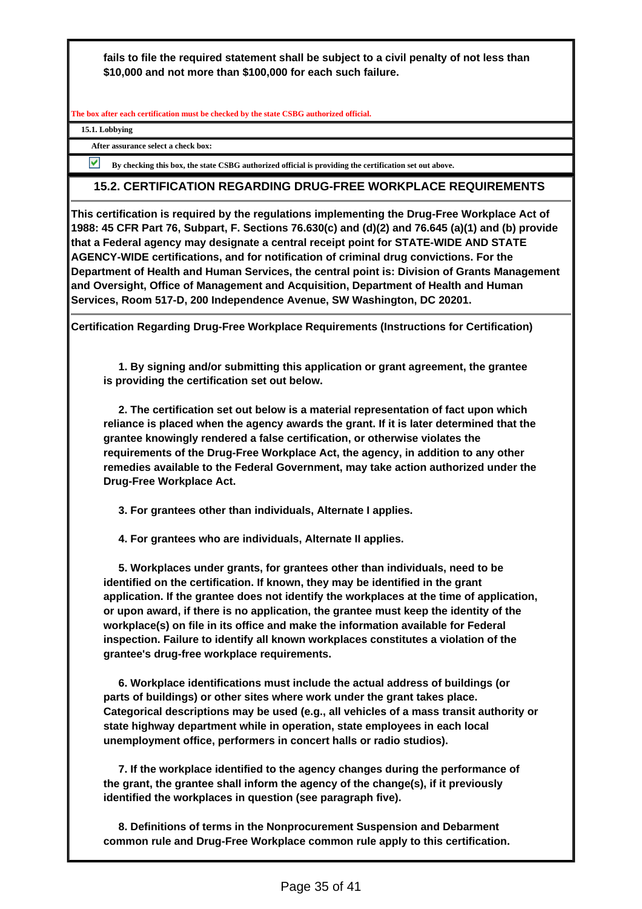**fails to file the required statement shall be subject to a civil penalty of not less than $10,000 and not more than $100,000 for each such failure.**

The box after each certification must be checked by the state CSBG authorized official.

**15.1. Lobbying**

**After assurance select a check box:**

☑ **By checking this box, the state CSBG authorized official is providing the certification set out above.**

## 15.2. CERTIFICATION REGARDING DRUG-FREE WORKPLACE REQUIREMENTS

**This certification is required by the regulations implementing the Drug-Free Workplace Act of 1988: 45 CFR Part 76, Subpart, F. Sections 76.630(c) and (d)(2) and 76.645 (a)(1) and (b) provide that a Federal agency may designate a central receipt point for STATE-WIDE AND STATE AGENCY-WIDE certifications, and for notification of criminal drug convictions. For the Department of Health and Human Services, the central point is: Division of Grants Management and Oversight, Office of Management and Acquisition, Department of Health and Human Services, Room 517-D, 200 Independence Avenue, SW Washington, DC 20201.**

**Certification Regarding Drug-Free Workplace Requirements (Instructions for Certification)**

**1. By signing and/or submitting this application or grant agreement, the grantee is providing the certification set out below.**

**2. The certification set out below is a material representation of fact upon which reliance is placed when the agency awards the grant. If it is later determined that the grantee knowingly rendered a false certification, or otherwise violates the requirements of the Drug-Free Workplace Act, the agency, in addition to any other remedies available to the Federal Government, may take action authorized under the Drug-Free Workplace Act.**

**3. For grantees other than individuals, Alternate I applies.**

**4. For grantees who are individuals, Alternate II applies.**

**5. Workplaces under grants, for grantees other than individuals, need to be identified on the certification. If known, they may be identified in the grant application. If the grantee does not identify the workplaces at the time of application, or upon award, if there is no application, the grantee must keep the identity of the workplace(s) on file in its office and make the information available for Federal inspection. Failure to identify all known workplaces constitutes a violation of the grantee's drug-free workplace requirements.**

**6. Workplace identifications must include the actual address of buildings (or parts of buildings) or other sites where work under the grant takes place. Categorical descriptions may be used (e.g., all vehicles of a mass transit authority or state highway department while in operation, state employees in each local unemployment office, performers in concert halls or radio studios).**

**7. If the workplace identified to the agency changes during the performance of the grant, the grantee shall inform the agency of the change(s), if it previously identified the workplaces in question (see paragraph five).**

**8. Definitions of terms in the Nonprocurement Suspension and Debarment common rule and Drug-Free Workplace common rule apply to this certification.**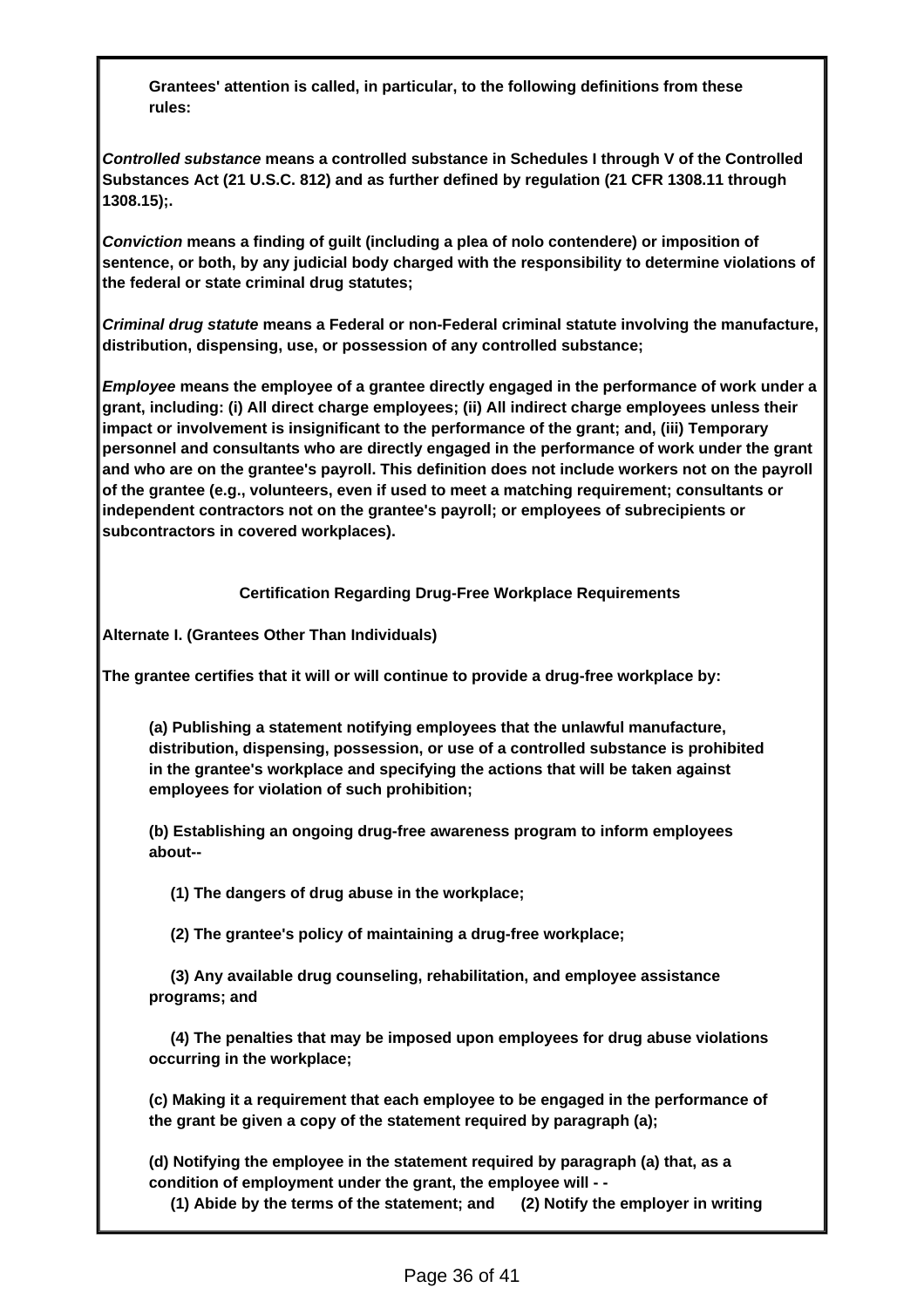**Grantees' attention is called, in particular, to the following definitions from these rules:**

***Controlled substance*** **means a controlled substance in Schedules I through V of the Controlled Substances Act (21 U.S.C. 812) and as further defined by regulation (21 CFR 1308.11 through 1308.15);.**

***Conviction*** **means a finding of guilt (including a plea of nolo contendere) or imposition of sentence, or both, by any judicial body charged with the responsibility to determine violations of the federal or state criminal drug statutes;**

***Criminal drug statute*** **means a Federal or non-Federal criminal statute involving the manufacture, distribution, dispensing, use, or possession of any controlled substance;**

***Employee*** **means the employee of a grantee directly engaged in the performance of work under a grant, including: (i) All direct charge employees; (ii) All indirect charge employees unless their impact or involvement is insignificant to the performance of the grant; and, (iii) Temporary personnel and consultants who are directly engaged in the performance of work under the grant and who are on the grantee's payroll. This definition does not include workers not on the payroll of the grantee (e.g., volunteers, even if used to meet a matching requirement; consultants or independent contractors not on the grantee's payroll; or employees of subrecipients or subcontractors in covered workplaces).**

**Certification Regarding Drug-Free Workplace Requirements**

**Alternate I. (Grantees Other Than Individuals)**

**The grantee certifies that it will or will continue to provide a drug-free workplace by:**

**(a) Publishing a statement notifying employees that the unlawful manufacture, distribution, dispensing, possession, or use of a controlled substance is prohibited in the grantee's workplace and specifying the actions that will be taken against employees for violation of such prohibition;**

**(b) Establishing an ongoing drug-free awareness program to inform employees about--**

**(1) The dangers of drug abuse in the workplace;**

**(2) The grantee's policy of maintaining a drug-free workplace;**

**(3) Any available drug counseling, rehabilitation, and employee assistance programs; and**

**(4) The penalties that may be imposed upon employees for drug abuse violations occurring in the workplace;**

**(c) Making it a requirement that each employee to be engaged in the performance of the grant be given a copy of the statement required by paragraph (a);**

**(d) Notifying the employee in the statement required by paragraph (a) that, as a condition of employment under the grant, the employee will - -**

**(1) Abide by the terms of the statement; and (2) Notify the employer in writing**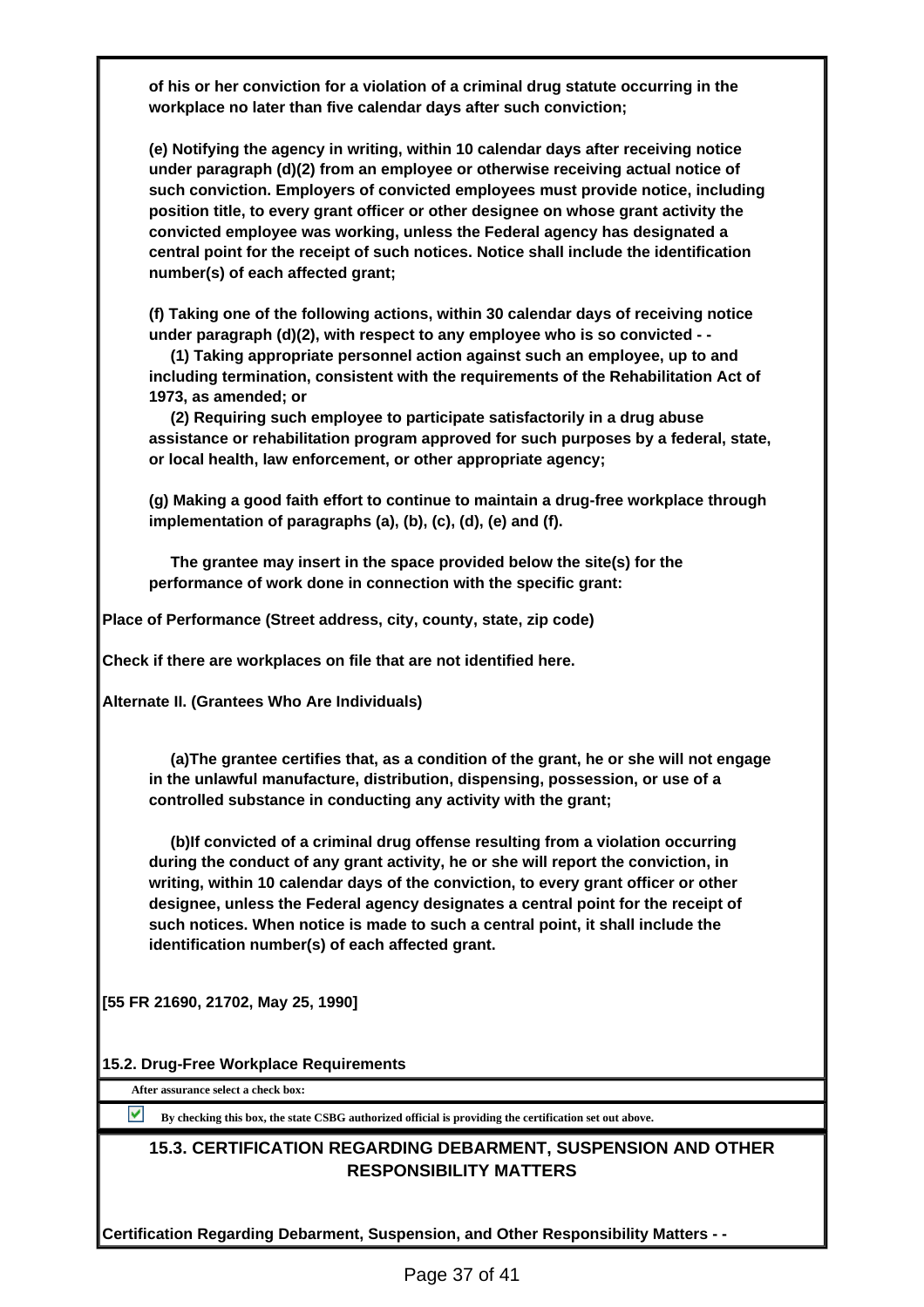**of his or her conviction for a violation of a criminal drug statute occurring in the workplace no later than five calendar days after such conviction;**

**(e) Notifying the agency in writing, within 10 calendar days after receiving notice under paragraph (d)(2) from an employee or otherwise receiving actual notice of such conviction. Employers of convicted employees must provide notice, including position title, to every grant officer or other designee on whose grant activity the convicted employee was working, unless the Federal agency has designated a central point for the receipt of such notices. Notice shall include the identification number(s) of each affected grant;**

**(f) Taking one of the following actions, within 30 calendar days of receiving notice under paragraph (d)(2), with respect to any employee who is so convicted - -**

**(1) Taking appropriate personnel action against such an employee, up to and including termination, consistent with the requirements of the Rehabilitation Act of 1973, as amended; or**

**(2) Requiring such employee to participate satisfactorily in a drug abuse assistance or rehabilitation program approved for such purposes by a federal, state, or local health, law enforcement, or other appropriate agency;**

**(g) Making a good faith effort to continue to maintain a drug-free workplace through implementation of paragraphs (a), (b), (c), (d), (e) and (f).**

**The grantee may insert in the space provided below the site(s) for the performance of work done in connection with the specific grant:**

**Place of Performance (Street address, city, county, state, zip code)**

**Check if there are workplaces on file that are not identified here.**

**Alternate II. (Grantees Who Are Individuals)**

**(a)The grantee certifies that, as a condition of the grant, he or she will not engage in the unlawful manufacture, distribution, dispensing, possession, or use of a controlled substance in conducting any activity with the grant;**

**(b)If convicted of a criminal drug offense resulting from a violation occurring during the conduct of any grant activity, he or she will report the conviction, in writing, within 10 calendar days of the conviction, to every grant officer or other designee, unless the Federal agency designates a central point for the receipt of such notices. When notice is made to such a central point, it shall include the identification number(s) of each affected grant.**

**[55 FR 21690, 21702, May 25, 1990]**

**15.2. Drug-Free Workplace Requirements**

**After assurance select a check box:**

☑ **By checking this box, the state CSBG authorized official is providing the certification set out above.**

## 15.3. CERTIFICATION REGARDING DEBARMENT, SUSPENSION AND OTHER RESPONSIBILITY MATTERS

**Certification Regarding Debarment, Suspension, and Other Responsibility Matters - -**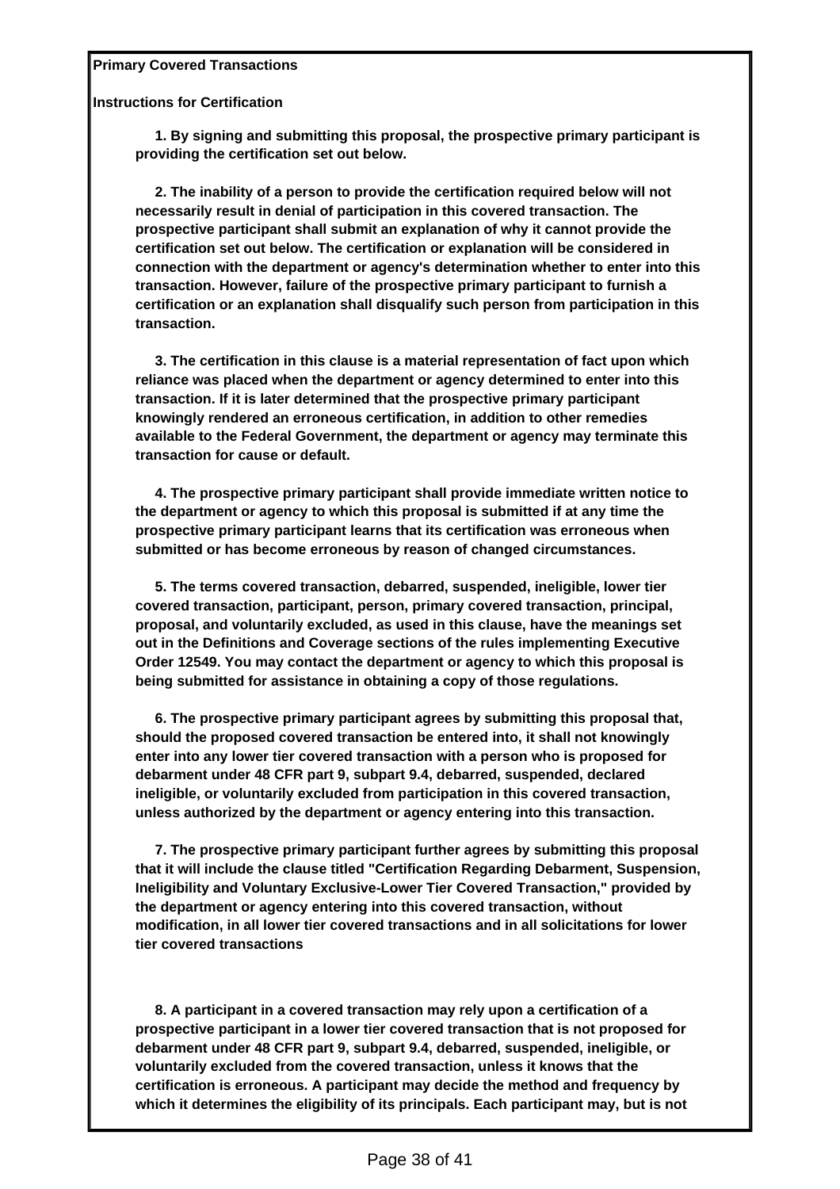**Primary Covered Transactions**

**Instructions for Certification**

**1. By signing and submitting this proposal, the prospective primary participant is providing the certification set out below.**

**2. The inability of a person to provide the certification required below will not necessarily result in denial of participation in this covered transaction. The prospective participant shall submit an explanation of why it cannot provide the certification set out below. The certification or explanation will be considered in connection with the department or agency's determination whether to enter into this transaction. However, failure of the prospective primary participant to furnish a certification or an explanation shall disqualify such person from participation in this transaction.**

**3. The certification in this clause is a material representation of fact upon which reliance was placed when the department or agency determined to enter into this transaction. If it is later determined that the prospective primary participant knowingly rendered an erroneous certification, in addition to other remedies available to the Federal Government, the department or agency may terminate this transaction for cause or default.**

**4. The prospective primary participant shall provide immediate written notice to the department or agency to which this proposal is submitted if at any time the prospective primary participant learns that its certification was erroneous when submitted or has become erroneous by reason of changed circumstances.**

**5. The terms covered transaction, debarred, suspended, ineligible, lower tier covered transaction, participant, person, primary covered transaction, principal, proposal, and voluntarily excluded, as used in this clause, have the meanings set out in the Definitions and Coverage sections of the rules implementing Executive Order 12549. You may contact the department or agency to which this proposal is being submitted for assistance in obtaining a copy of those regulations.**

**6. The prospective primary participant agrees by submitting this proposal that, should the proposed covered transaction be entered into, it shall not knowingly enter into any lower tier covered transaction with a person who is proposed for debarment under 48 CFR part 9, subpart 9.4, debarred, suspended, declared ineligible, or voluntarily excluded from participation in this covered transaction, unless authorized by the department or agency entering into this transaction.**

**7. The prospective primary participant further agrees by submitting this proposal that it will include the clause titled "Certification Regarding Debarment, Suspension, Ineligibility and Voluntary Exclusive-Lower Tier Covered Transaction," provided by the department or agency entering into this covered transaction, without modification, in all lower tier covered transactions and in all solicitations for lower tier covered transactions**

**8. A participant in a covered transaction may rely upon a certification of a prospective participant in a lower tier covered transaction that is not proposed for debarment under 48 CFR part 9, subpart 9.4, debarred, suspended, ineligible, or voluntarily excluded from the covered transaction, unless it knows that the certification is erroneous. A participant may decide the method and frequency by which it determines the eligibility of its principals. Each participant may, but is not**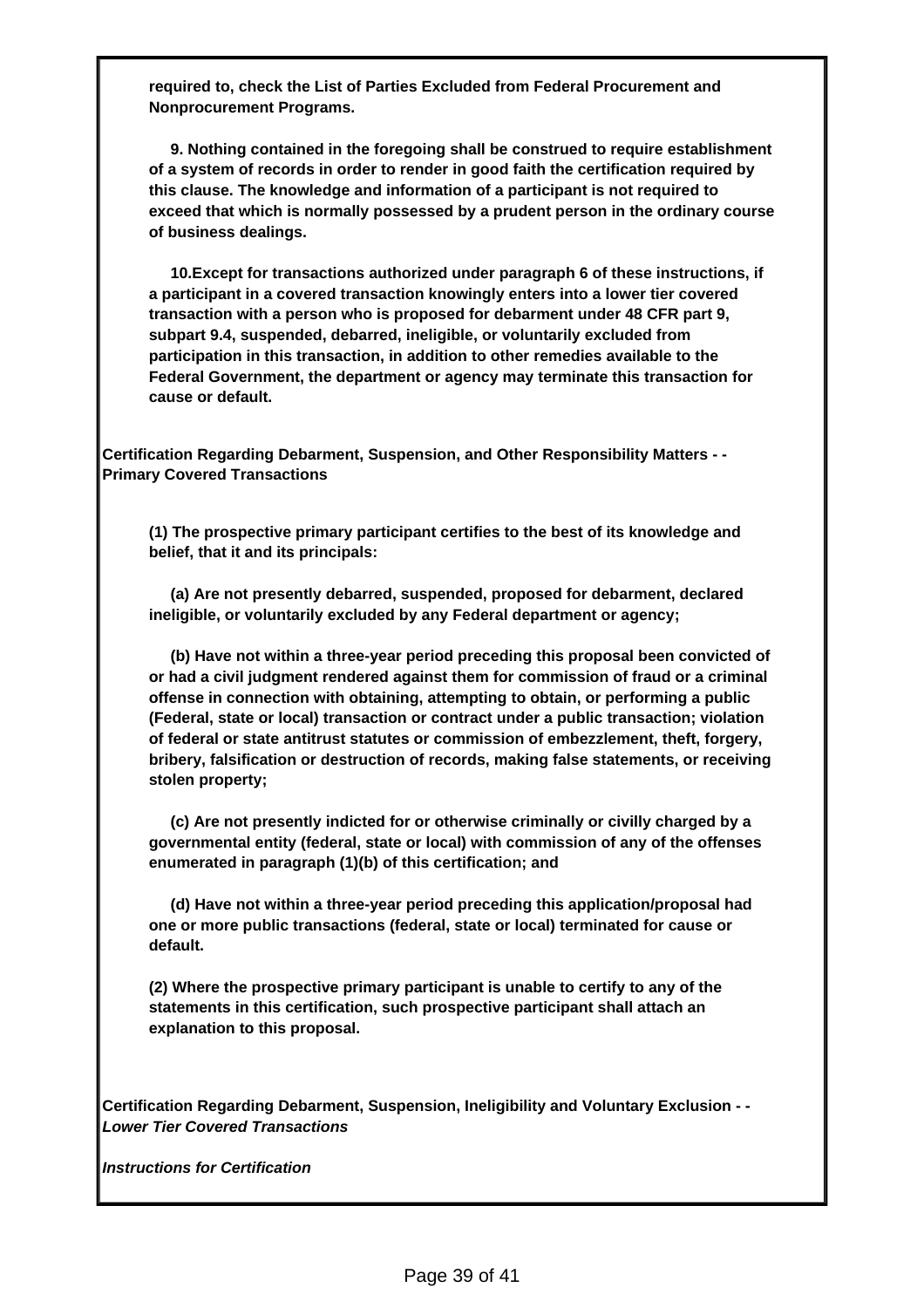**required to, check the List of Parties Excluded from Federal Procurement and Nonprocurement Programs.**

**9. Nothing contained in the foregoing shall be construed to require establishment of a system of records in order to render in good faith the certification required by this clause. The knowledge and information of a participant is not required to exceed that which is normally possessed by a prudent person in the ordinary course of business dealings.**

**10.Except for transactions authorized under paragraph 6 of these instructions, if a participant in a covered transaction knowingly enters into a lower tier covered transaction with a person who is proposed for debarment under 48 CFR part 9, subpart 9.4, suspended, debarred, ineligible, or voluntarily excluded from participation in this transaction, in addition to other remedies available to the Federal Government, the department or agency may terminate this transaction for cause or default.**

**Certification Regarding Debarment, Suspension, and Other Responsibility Matters - - Primary Covered Transactions**

**(1) The prospective primary participant certifies to the best of its knowledge and belief, that it and its principals:**

**(a) Are not presently debarred, suspended, proposed for debarment, declared ineligible, or voluntarily excluded by any Federal department or agency;**

**(b) Have not within a three-year period preceding this proposal been convicted of or had a civil judgment rendered against them for commission of fraud or a criminal offense in connection with obtaining, attempting to obtain, or performing a public (Federal, state or local) transaction or contract under a public transaction; violation of federal or state antitrust statutes or commission of embezzlement, theft, forgery, bribery, falsification or destruction of records, making false statements, or receiving stolen property;**

**(c) Are not presently indicted for or otherwise criminally or civilly charged by a governmental entity (federal, state or local) with commission of any of the offenses enumerated in paragraph (1)(b) of this certification; and**

**(d) Have not within a three-year period preceding this application/proposal had one or more public transactions (federal, state or local) terminated for cause or default.**

**(2) Where the prospective primary participant is unable to certify to any of the statements in this certification, such prospective participant shall attach an explanation to this proposal.**

**Certification Regarding Debarment, Suspension, Ineligibility and Voluntary Exclusion - -** ***Lower Tier Covered Transactions***

***Instructions for Certification***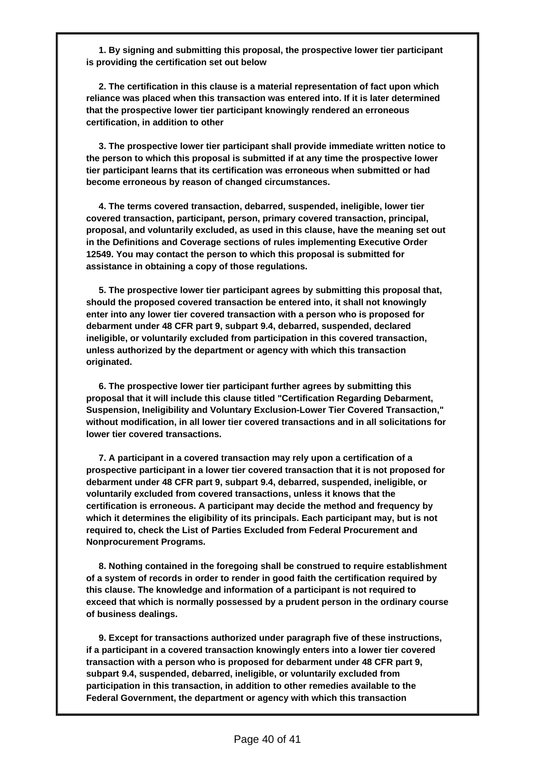**1. By signing and submitting this proposal, the prospective lower tier participant is providing the certification set out below**

**2. The certification in this clause is a material representation of fact upon which reliance was placed when this transaction was entered into. If it is later determined that the prospective lower tier participant knowingly rendered an erroneous certification, in addition to other**

**3. The prospective lower tier participant shall provide immediate written notice to the person to which this proposal is submitted if at any time the prospective lower tier participant learns that its certification was erroneous when submitted or had become erroneous by reason of changed circumstances.**

**4. The terms covered transaction, debarred, suspended, ineligible, lower tier covered transaction, participant, person, primary covered transaction, principal, proposal, and voluntarily excluded, as used in this clause, have the meaning set out in the Definitions and Coverage sections of rules implementing Executive Order 12549. You may contact the person to which this proposal is submitted for assistance in obtaining a copy of those regulations.**

**5. The prospective lower tier participant agrees by submitting this proposal that, should the proposed covered transaction be entered into, it shall not knowingly enter into any lower tier covered transaction with a person who is proposed for debarment under 48 CFR part 9, subpart 9.4, debarred, suspended, declared ineligible, or voluntarily excluded from participation in this covered transaction, unless authorized by the department or agency with which this transaction originated.**

**6. The prospective lower tier participant further agrees by submitting this proposal that it will include this clause titled "Certification Regarding Debarment, Suspension, Ineligibility and Voluntary Exclusion-Lower Tier Covered Transaction," without modification, in all lower tier covered transactions and in all solicitations for lower tier covered transactions.**

**7. A participant in a covered transaction may rely upon a certification of a prospective participant in a lower tier covered transaction that it is not proposed for debarment under 48 CFR part 9, subpart 9.4, debarred, suspended, ineligible, or voluntarily excluded from covered transactions, unless it knows that the certification is erroneous. A participant may decide the method and frequency by which it determines the eligibility of its principals. Each participant may, but is not required to, check the List of Parties Excluded from Federal Procurement and Nonprocurement Programs.**

**8. Nothing contained in the foregoing shall be construed to require establishment of a system of records in order to render in good faith the certification required by this clause. The knowledge and information of a participant is not required to exceed that which is normally possessed by a prudent person in the ordinary course of business dealings.**

**9. Except for transactions authorized under paragraph five of these instructions, if a participant in a covered transaction knowingly enters into a lower tier covered transaction with a person who is proposed for debarment under 48 CFR part 9, subpart 9.4, suspended, debarred, ineligible, or voluntarily excluded from participation in this transaction, in addition to other remedies available to the Federal Government, the department or agency with which this transaction**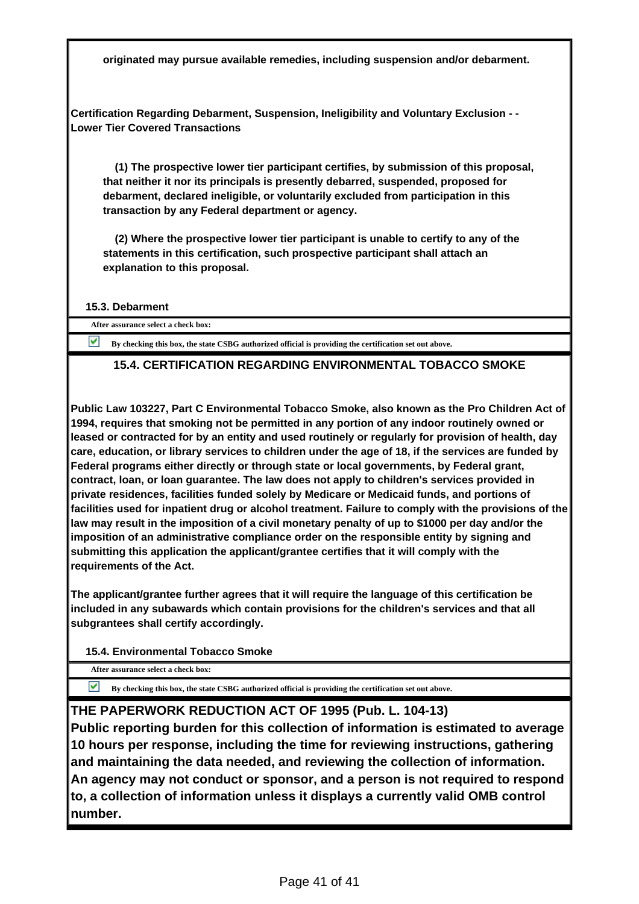**originated may pursue available remedies, including suspension and/or debarment.**

**Certification Regarding Debarment, Suspension, Ineligibility and Voluntary Exclusion - - Lower Tier Covered Transactions**

**(1) The prospective lower tier participant certifies, by submission of this proposal, that neither it nor its principals is presently debarred, suspended, proposed for debarment, declared ineligible, or voluntarily excluded from participation in this transaction by any Federal department or agency.**

**(2) Where the prospective lower tier participant is unable to certify to any of the statements in this certification, such prospective participant shall attach an explanation to this proposal.**

**15.3. Debarment**

**After assurance select a check box:**

☑ **By checking this box, the state CSBG authorized official is providing the certification set out above.**

## 15.4. CERTIFICATION REGARDING ENVIRONMENTAL TOBACCO SMOKE

**Public Law 103227, Part C Environmental Tobacco Smoke, also known as the Pro Children Act of 1994, requires that smoking not be permitted in any portion of any indoor routinely owned or leased or contracted for by an entity and used routinely or regularly for provision of health, day care, education, or library services to children under the age of 18, if the services are funded by Federal programs either directly or through state or local governments, by Federal grant, contract, loan, or loan guarantee. The law does not apply to children's services provided in private residences, facilities funded solely by Medicare or Medicaid funds, and portions of facilities used for inpatient drug or alcohol treatment. Failure to comply with the provisions of the law may result in the imposition of a civil monetary penalty of up to $1000 per day and/or the imposition of an administrative compliance order on the responsible entity by signing and submitting this application the applicant/grantee certifies that it will comply with the requirements of the Act.**

**The applicant/grantee further agrees that it will require the language of this certification be included in any subawards which contain provisions for the children's services and that all subgrantees shall certify accordingly.**

**15.4. Environmental Tobacco Smoke**

**After assurance select a check box:**

☑ **By checking this box, the state CSBG authorized official is providing the certification set out above.**

**THE PAPERWORK REDUCTION ACT OF 1995 (Pub. L. 104-13)**
**Public reporting burden for this collection of information is estimated to average 10 hours per response, including the time for reviewing instructions, gathering and maintaining the data needed, and reviewing the collection of information. An agency may not conduct or sponsor, and a person is not required to respond to, a collection of information unless it displays a currently valid OMB control number.**